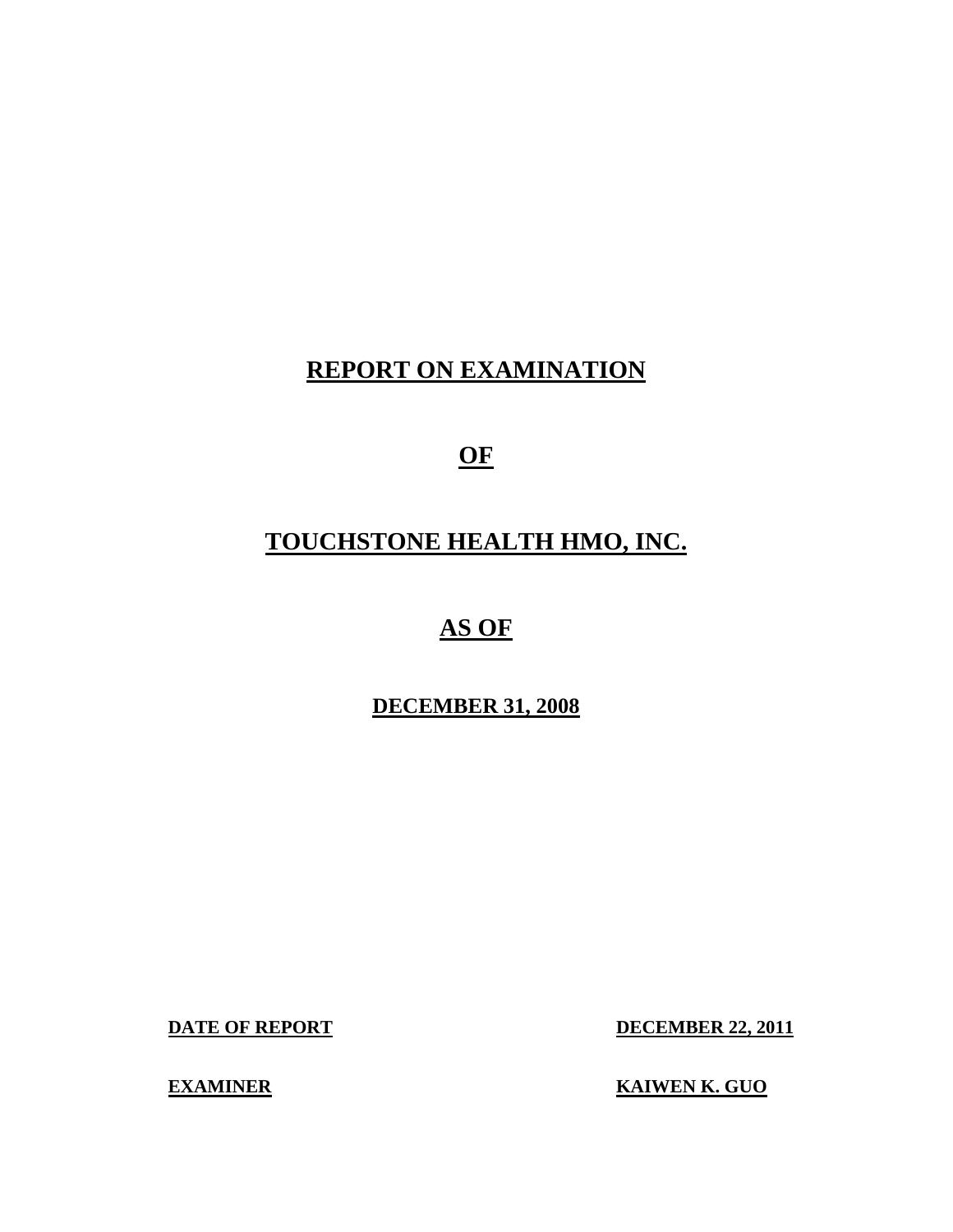# REPORT ON EXAMINATION

# OF

# TOUCHSTONE HEALTH HMO, INC.

# AS OF

**DECEMBER 31, 2008**

| | |
|---|---|
| **DATE OF REPORT** | **DECEMBER 22, 2011** |
| **EXAMINER** | **KAIWEN K. GUO** |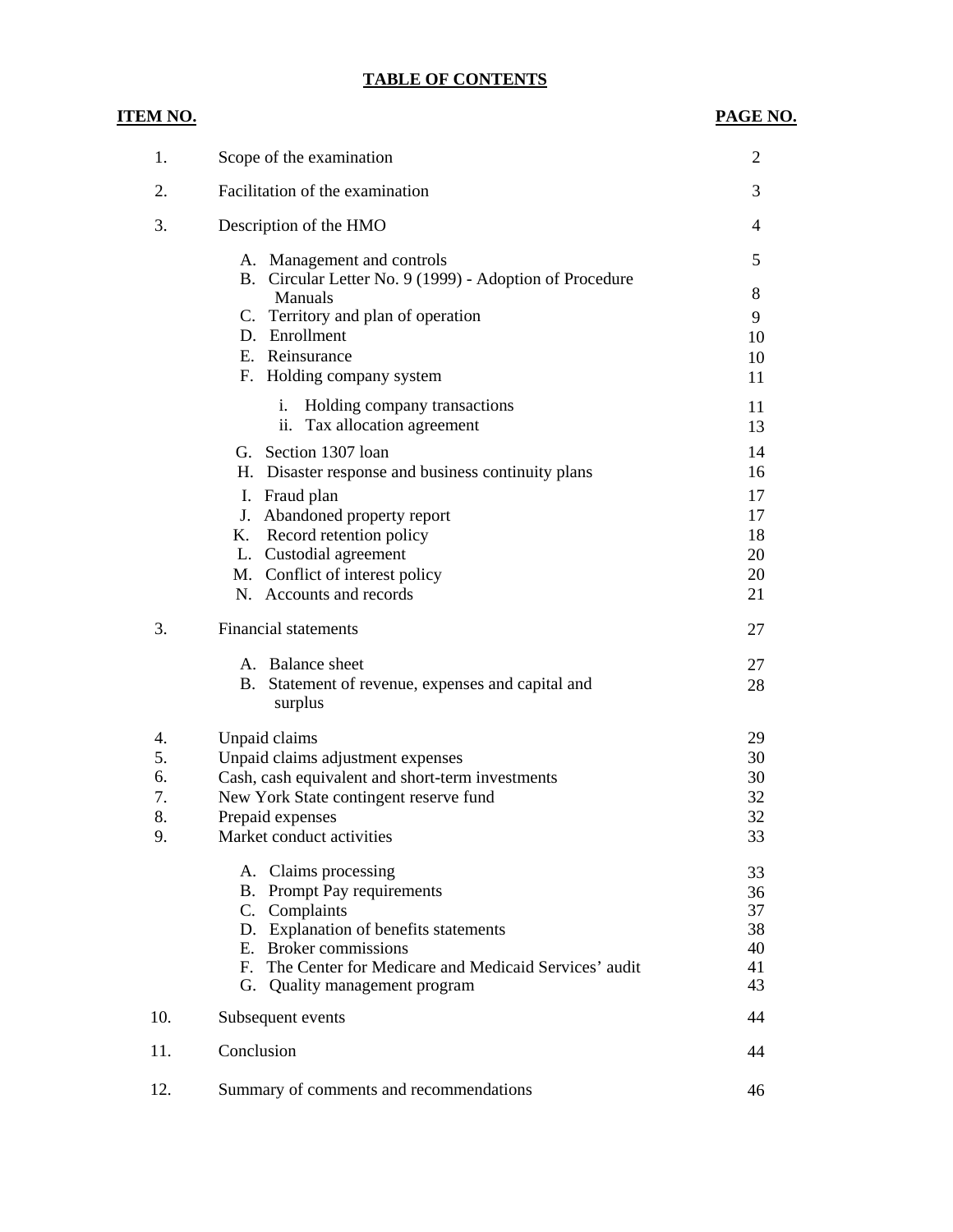# TABLE OF CONTENTS

| ITEM NO. | | PAGE NO. |
|---|---|---|
| 1. | Scope of the examination | 2 |
| 2. | Facilitation of the examination | 3 |
| 3. | Description of the HMO | 4 |
| | A. Management and controls | 5 |
| | B. Circular Letter No. 9 (1999) - Adoption of Procedure Manuals | 8 |
| | C. Territory and plan of operation | 9 |
| | D. Enrollment | 10 |
| | E. Reinsurance | 10 |
| | F. Holding company system | 11 |
| | i. Holding company transactions | 11 |
| | ii. Tax allocation agreement | 13 |
| | G. Section 1307 loan | 14 |
| | H. Disaster response and business continuity plans | 16 |
| | I. Fraud plan | 17 |
| | J. Abandoned property report | 17 |
| | K. Record retention policy | 18 |
| | L. Custodial agreement | 20 |
| | M. Conflict of interest policy | 20 |
| | N. Accounts and records | 21 |
| 3. | Financial statements | 27 |
| | A. Balance sheet | 27 |
| | B. Statement of revenue, expenses and capital and surplus | 28 |
| 4. | Unpaid claims | 29 |
| 5. | Unpaid claims adjustment expenses | 30 |
| 6. | Cash, cash equivalent and short-term investments | 30 |
| 7. | New York State contingent reserve fund | 32 |
| 8. | Prepaid expenses | 32 |
| 9. | Market conduct activities | 33 |
| | A. Claims processing | 33 |
| | B. Prompt Pay requirements | 36 |
| | C. Complaints | 37 |
| | D. Explanation of benefits statements | 38 |
| | E. Broker commissions | 40 |
| | F. The Center for Medicare and Medicaid Services' audit | 41 |
| | G. Quality management program | 43 |
| 10. | Subsequent events | 44 |
| 11. | Conclusion | 44 |
| 12. | Summary of comments and recommendations | 46 |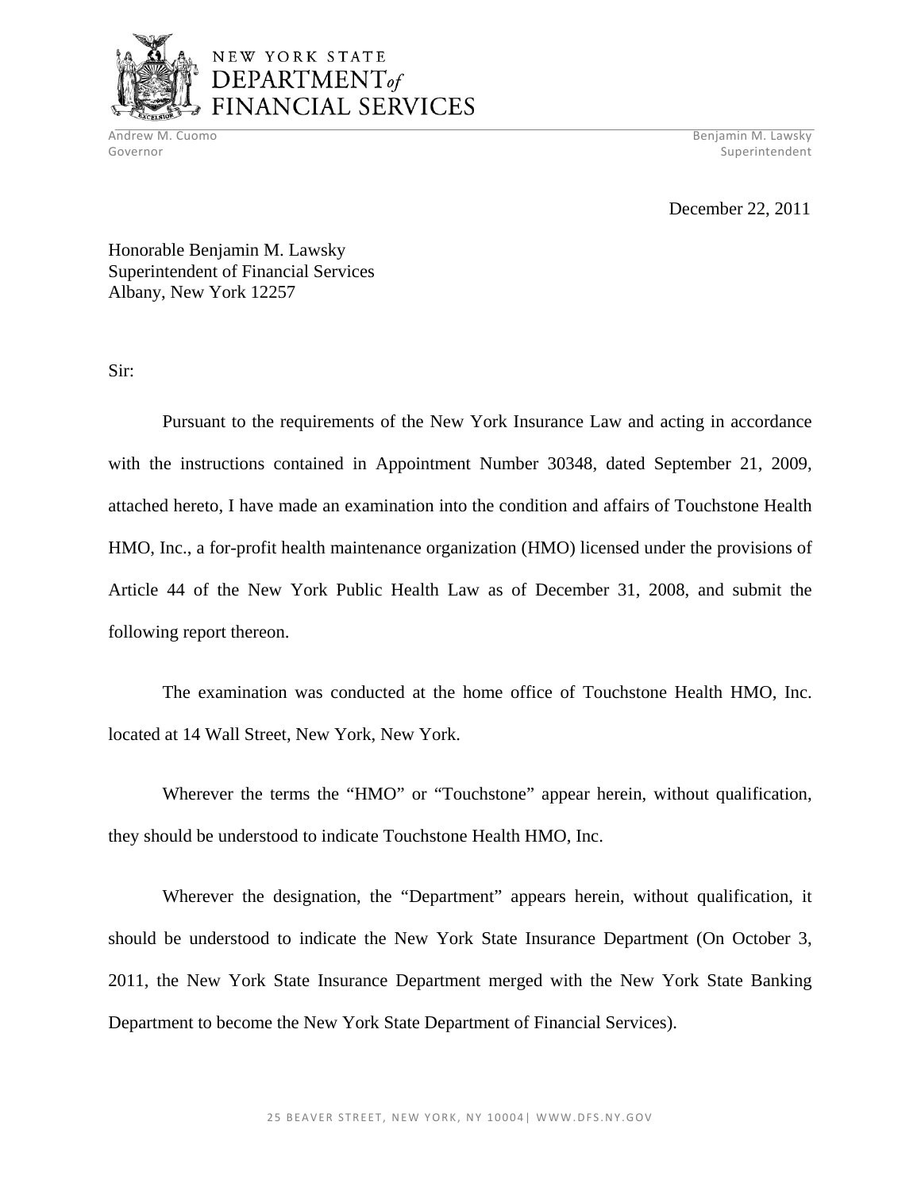NEW YORK STATE
DEPARTMENT *of*
FINANCIAL SERVICES

Andrew M. Cuomo
Governor

Benjamin M. Lawsky
Superintendent

December 22, 2011

Honorable Benjamin M. Lawsky
Superintendent of Financial Services
Albany, New York 12257

Sir:

Pursuant to the requirements of the New York Insurance Law and acting in accordance with the instructions contained in Appointment Number 30348, dated September 21, 2009, attached hereto, I have made an examination into the condition and affairs of Touchstone Health HMO, Inc., a for-profit health maintenance organization (HMO) licensed under the provisions of Article 44 of the New York Public Health Law as of December 31, 2008, and submit the following report thereon.

The examination was conducted at the home office of Touchstone Health HMO, Inc. located at 14 Wall Street, New York, New York.

Wherever the terms the "HMO" or "Touchstone" appear herein, without qualification, they should be understood to indicate Touchstone Health HMO, Inc.

Wherever the designation, the "Department" appears herein, without qualification, it should be understood to indicate the New York State Insurance Department (On October 3, 2011, the New York State Insurance Department merged with the New York State Banking Department to become the New York State Department of Financial Services).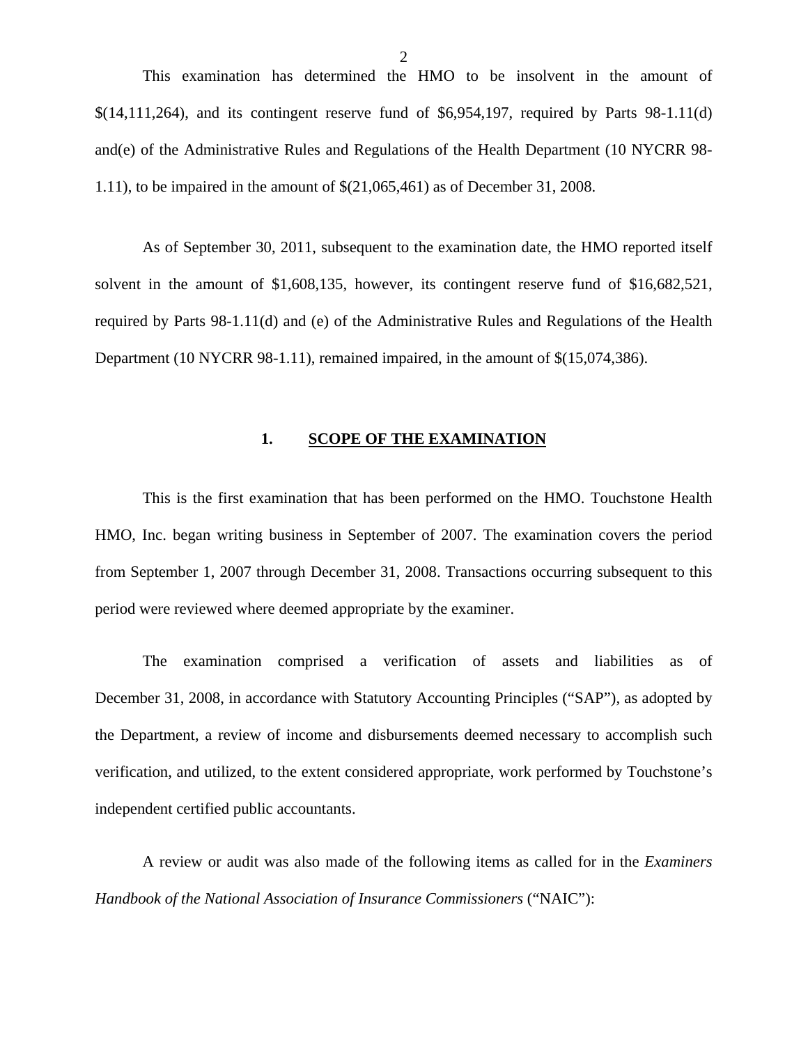This examination has determined the HMO to be insolvent in the amount of $(14,111,264), and its contingent reserve fund of $6,954,197, required by Parts 98-1.11(d) and(e) of the Administrative Rules and Regulations of the Health Department (10 NYCRR 98-1.11), to be impaired in the amount of $(21,065,461) as of December 31, 2008.

As of September 30, 2011, subsequent to the examination date, the HMO reported itself solvent in the amount of $1,608,135, however, its contingent reserve fund of $16,682,521, required by Parts 98-1.11(d) and (e) of the Administrative Rules and Regulations of the Health Department (10 NYCRR 98-1.11), remained impaired, in the amount of $(15,074,386).

## 1. SCOPE OF THE EXAMINATION

This is the first examination that has been performed on the HMO. Touchstone Health HMO, Inc. began writing business in September of 2007. The examination covers the period from September 1, 2007 through December 31, 2008. Transactions occurring subsequent to this period were reviewed where deemed appropriate by the examiner.

The examination comprised a verification of assets and liabilities as of December 31, 2008, in accordance with Statutory Accounting Principles ("SAP"), as adopted by the Department, a review of income and disbursements deemed necessary to accomplish such verification, and utilized, to the extent considered appropriate, work performed by Touchstone's independent certified public accountants.

A review or audit was also made of the following items as called for in the *Examiners Handbook of the National Association of Insurance Commissioners* ("NAIC"):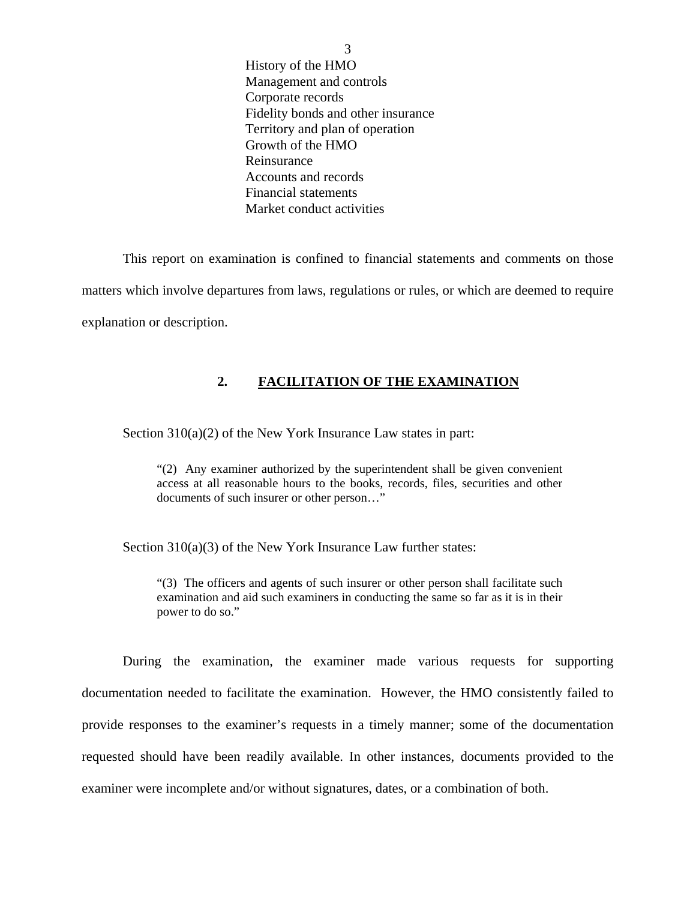History of the HMO
Management and controls
Corporate records
Fidelity bonds and other insurance
Territory and plan of operation
Growth of the HMO
Reinsurance
Accounts and records
Financial statements
Market conduct activities

This report on examination is confined to financial statements and comments on those matters which involve departures from laws, regulations or rules, or which are deemed to require explanation or description.

## 2. FACILITATION OF THE EXAMINATION

Section 310(a)(2) of the New York Insurance Law states in part:

> "(2) Any examiner authorized by the superintendent shall be given convenient access at all reasonable hours to the books, records, files, securities and other documents of such insurer or other person…"

Section 310(a)(3) of the New York Insurance Law further states:

> "(3) The officers and agents of such insurer or other person shall facilitate such examination and aid such examiners in conducting the same so far as it is in their power to do so."

During the examination, the examiner made various requests for supporting documentation needed to facilitate the examination. However, the HMO consistently failed to provide responses to the examiner's requests in a timely manner; some of the documentation requested should have been readily available. In other instances, documents provided to the examiner were incomplete and/or without signatures, dates, or a combination of both.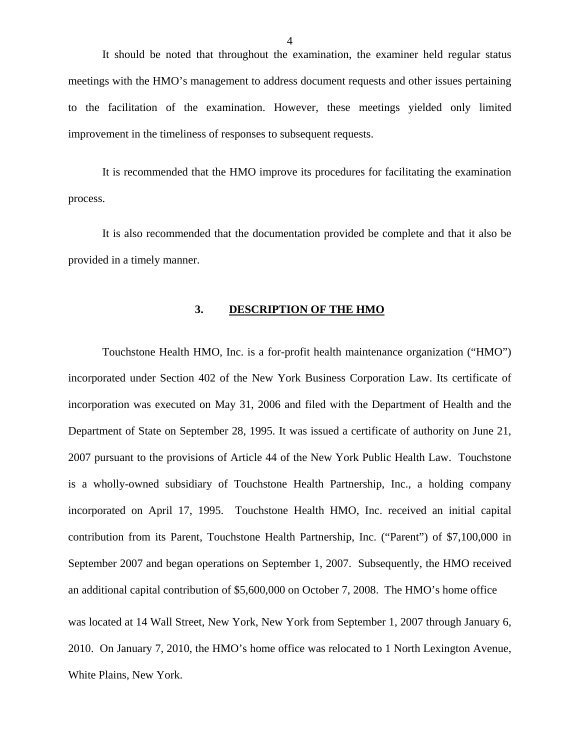It should be noted that throughout the examination, the examiner held regular status meetings with the HMO's management to address document requests and other issues pertaining to the facilitation of the examination. However, these meetings yielded only limited improvement in the timeliness of responses to subsequent requests.

It is recommended that the HMO improve its procedures for facilitating the examination process.

It is also recommended that the documentation provided be complete and that it also be provided in a timely manner.

## 3. DESCRIPTION OF THE HMO

Touchstone Health HMO, Inc. is a for-profit health maintenance organization ("HMO") incorporated under Section 402 of the New York Business Corporation Law. Its certificate of incorporation was executed on May 31, 2006 and filed with the Department of Health and the Department of State on September 28, 1995. It was issued a certificate of authority on June 21, 2007 pursuant to the provisions of Article 44 of the New York Public Health Law. Touchstone is a wholly-owned subsidiary of Touchstone Health Partnership, Inc., a holding company incorporated on April 17, 1995. Touchstone Health HMO, Inc. received an initial capital contribution from its Parent, Touchstone Health Partnership, Inc. ("Parent") of $7,100,000 in September 2007 and began operations on September 1, 2007. Subsequently, the HMO received an additional capital contribution of $5,600,000 on October 7, 2008. The HMO's home office was located at 14 Wall Street, New York, New York from September 1, 2007 through January 6, 2010. On January 7, 2010, the HMO's home office was relocated to 1 North Lexington Avenue, White Plains, New York.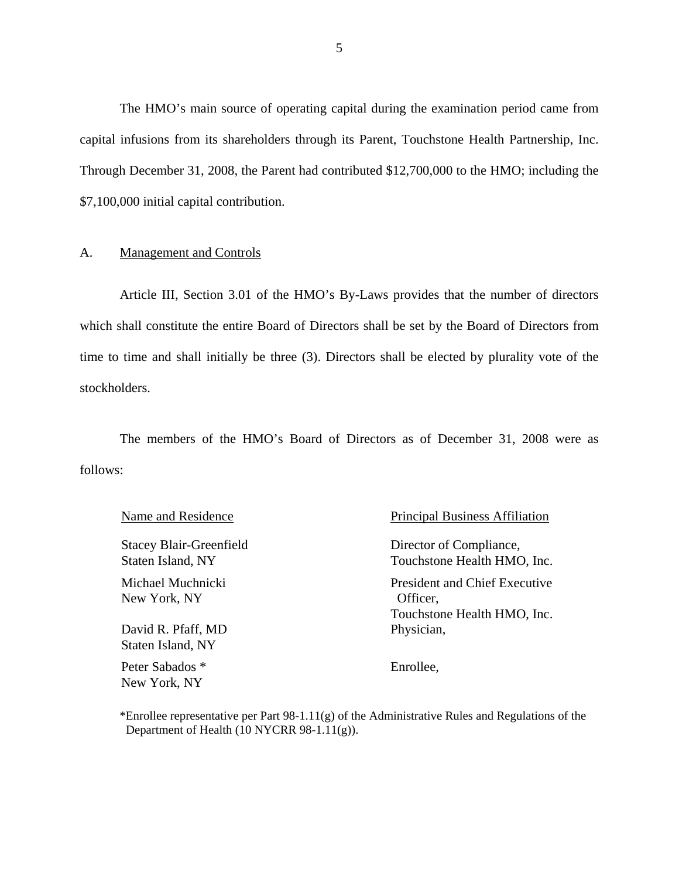The HMO's main source of operating capital during the examination period came from capital infusions from its shareholders through its Parent, Touchstone Health Partnership, Inc. Through December 31, 2008, the Parent had contributed $12,700,000 to the HMO; including the $7,100,000 initial capital contribution.

## A. Management and Controls

Article III, Section 3.01 of the HMO's By-Laws provides that the number of directors which shall constitute the entire Board of Directors shall be set by the Board of Directors from time to time and shall initially be three (3). Directors shall be elected by plurality vote of the stockholders.

The members of the HMO's Board of Directors as of December 31, 2008 were as follows:

| Name and Residence | Principal Business Affiliation |
|---|---|
| Stacey Blair-Greenfield<br>Staten Island, NY | Director of Compliance,<br>Touchstone Health HMO, Inc. |
| Michael Muchnicki<br>New York, NY | President and Chief Executive Officer,<br>Touchstone Health HMO, Inc. |
| David R. Pfaff, MD<br>Staten Island, NY | Physician, |
| Peter Sabados *<br>New York, NY | Enrollee, |

*Enrollee representative per Part 98-1.11(g) of the Administrative Rules and Regulations of the Department of Health (10 NYCRR 98-1.11(g)).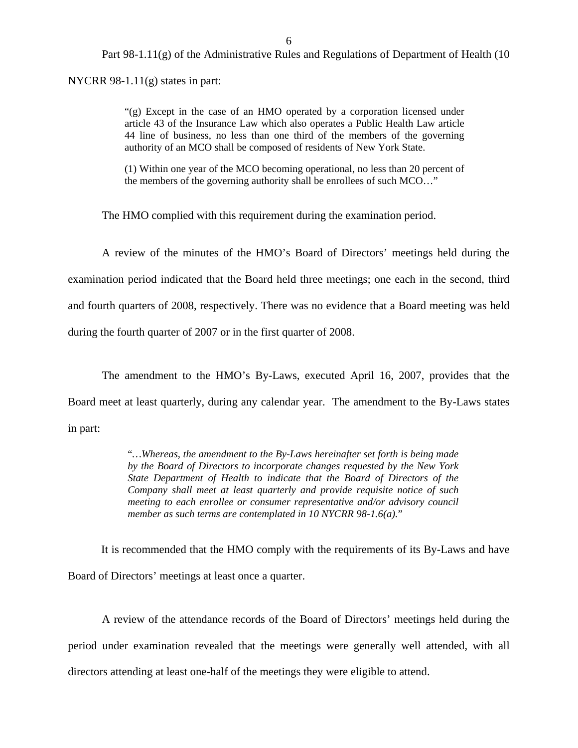Part 98-1.11(g) of the Administrative Rules and Regulations of Department of Health (10 NYCRR 98-1.11(g) states in part:

> "(g) Except in the case of an HMO operated by a corporation licensed under article 43 of the Insurance Law which also operates a Public Health Law article 44 line of business, no less than one third of the members of the governing authority of an MCO shall be composed of residents of New York State.
>
> (1) Within one year of the MCO becoming operational, no less than 20 percent of the members of the governing authority shall be enrollees of such MCO…"

The HMO complied with this requirement during the examination period.

A review of the minutes of the HMO's Board of Directors' meetings held during the examination period indicated that the Board held three meetings; one each in the second, third and fourth quarters of 2008, respectively. There was no evidence that a Board meeting was held during the fourth quarter of 2007 or in the first quarter of 2008.

The amendment to the HMO's By-Laws, executed April 16, 2007, provides that the Board meet at least quarterly, during any calendar year. The amendment to the By-Laws states in part:

> "*…Whereas, the amendment to the By-Laws hereinafter set forth is being made by the Board of Directors to incorporate changes requested by the New York State Department of Health to indicate that the Board of Directors of the Company shall meet at least quarterly and provide requisite notice of such meeting to each enrollee or consumer representative and/or advisory council member as such terms are contemplated in 10 NYCRR 98-1.6(a).*"

It is recommended that the HMO comply with the requirements of its By-Laws and have Board of Directors' meetings at least once a quarter.

A review of the attendance records of the Board of Directors' meetings held during the period under examination revealed that the meetings were generally well attended, with all directors attending at least one-half of the meetings they were eligible to attend.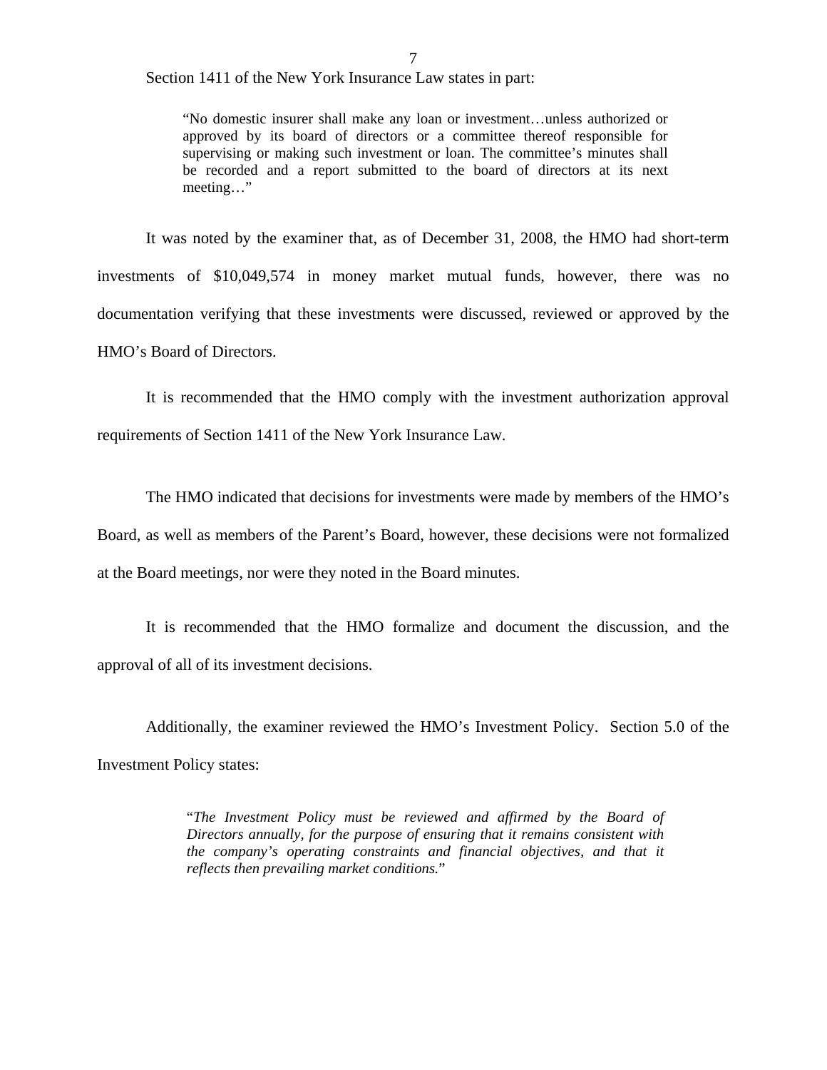Section 1411 of the New York Insurance Law states in part:

> "No domestic insurer shall make any loan or investment…unless authorized or approved by its board of directors or a committee thereof responsible for supervising or making such investment or loan. The committee's minutes shall be recorded and a report submitted to the board of directors at its next meeting…"

It was noted by the examiner that, as of December 31, 2008, the HMO had short-term investments of $10,049,574 in money market mutual funds, however, there was no documentation verifying that these investments were discussed, reviewed or approved by the HMO's Board of Directors.

It is recommended that the HMO comply with the investment authorization approval requirements of Section 1411 of the New York Insurance Law.

The HMO indicated that decisions for investments were made by members of the HMO's Board, as well as members of the Parent's Board, however, these decisions were not formalized at the Board meetings, nor were they noted in the Board minutes.

It is recommended that the HMO formalize and document the discussion, and the approval of all of its investment decisions.

Additionally, the examiner reviewed the HMO's Investment Policy. Section 5.0 of the Investment Policy states:

> "*The Investment Policy must be reviewed and affirmed by the Board of Directors annually, for the purpose of ensuring that it remains consistent with the company's operating constraints and financial objectives, and that it reflects then prevailing market conditions.*"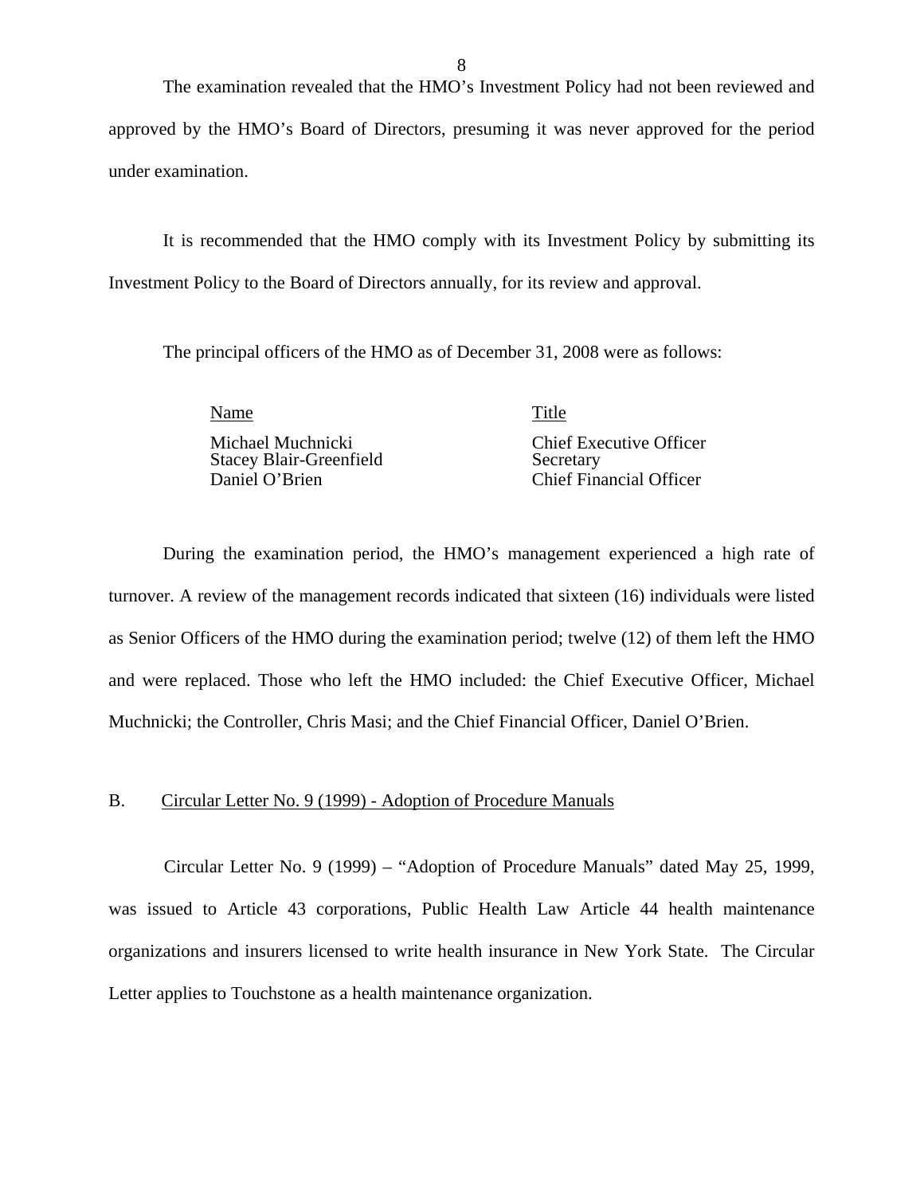The examination revealed that the HMO's Investment Policy had not been reviewed and approved by the HMO's Board of Directors, presuming it was never approved for the period under examination.

It is recommended that the HMO comply with its Investment Policy by submitting its Investment Policy to the Board of Directors annually, for its review and approval.

The principal officers of the HMO as of December 31, 2008 were as follows:

| Name | Title |
| --- | --- |
| Michael Muchnicki | Chief Executive Officer |
| Stacey Blair-Greenfield | Secretary |
| Daniel O'Brien | Chief Financial Officer |

During the examination period, the HMO's management experienced a high rate of turnover. A review of the management records indicated that sixteen (16) individuals were listed as Senior Officers of the HMO during the examination period; twelve (12) of them left the HMO and were replaced. Those who left the HMO included: the Chief Executive Officer, Michael Muchnicki; the Controller, Chris Masi; and the Chief Financial Officer, Daniel O'Brien.

## B. Circular Letter No. 9 (1999) - Adoption of Procedure Manuals

Circular Letter No. 9 (1999) – "Adoption of Procedure Manuals" dated May 25, 1999, was issued to Article 43 corporations, Public Health Law Article 44 health maintenance organizations and insurers licensed to write health insurance in New York State. The Circular Letter applies to Touchstone as a health maintenance organization.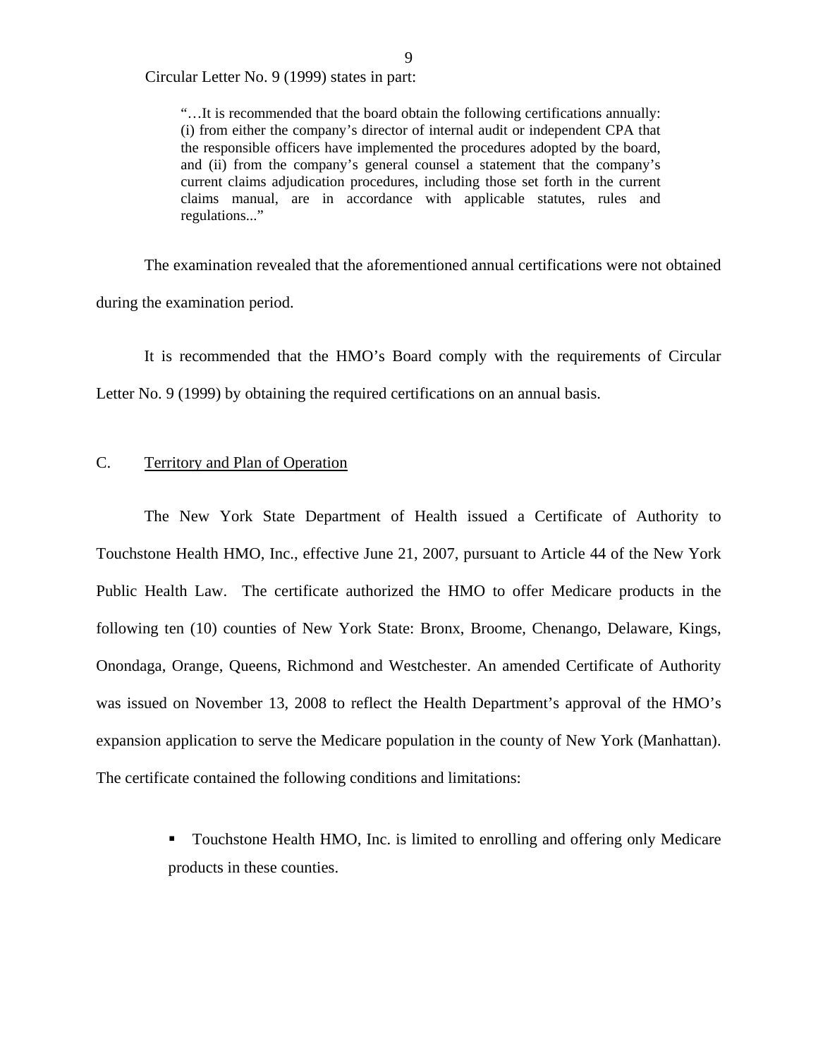Circular Letter No. 9 (1999) states in part:

> "…It is recommended that the board obtain the following certifications annually: (i) from either the company's director of internal audit or independent CPA that the responsible officers have implemented the procedures adopted by the board, and (ii) from the company's general counsel a statement that the company's current claims adjudication procedures, including those set forth in the current claims manual, are in accordance with applicable statutes, rules and regulations..."

The examination revealed that the aforementioned annual certifications were not obtained during the examination period.

It is recommended that the HMO's Board comply with the requirements of Circular Letter No. 9 (1999) by obtaining the required certifications on an annual basis.

## C. Territory and Plan of Operation

The New York State Department of Health issued a Certificate of Authority to Touchstone Health HMO, Inc., effective June 21, 2007, pursuant to Article 44 of the New York Public Health Law. The certificate authorized the HMO to offer Medicare products in the following ten (10) counties of New York State: Bronx, Broome, Chenango, Delaware, Kings, Onondaga, Orange, Queens, Richmond and Westchester. An amended Certificate of Authority was issued on November 13, 2008 to reflect the Health Department's approval of the HMO's expansion application to serve the Medicare population in the county of New York (Manhattan). The certificate contained the following conditions and limitations:

- Touchstone Health HMO, Inc. is limited to enrolling and offering only Medicare products in these counties.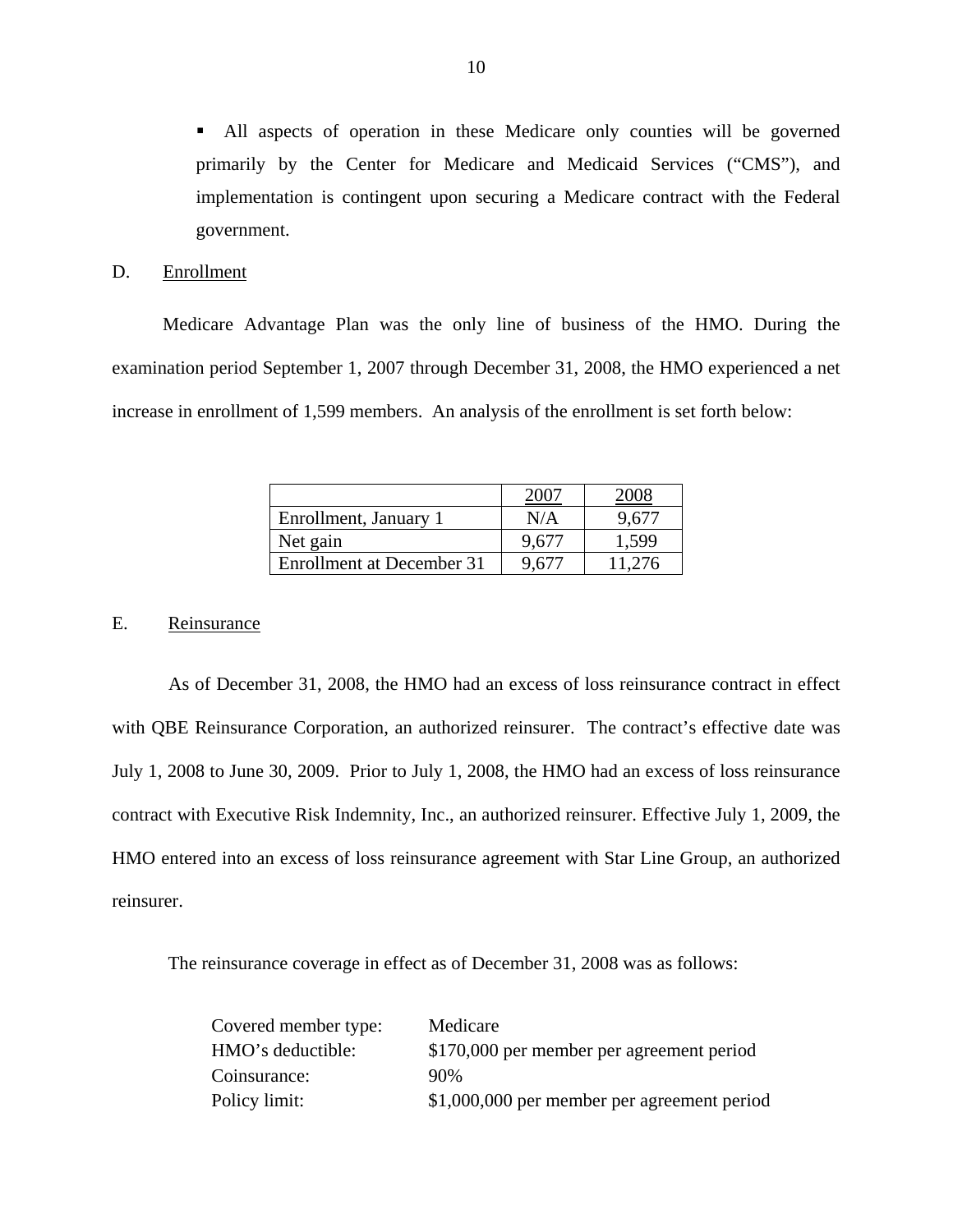- All aspects of operation in these Medicare only counties will be governed primarily by the Center for Medicare and Medicaid Services ("CMS"), and implementation is contingent upon securing a Medicare contract with the Federal government.

D. Enrollment

Medicare Advantage Plan was the only line of business of the HMO. During the examination period September 1, 2007 through December 31, 2008, the HMO experienced a net increase in enrollment of 1,599 members. An analysis of the enrollment is set forth below:

| | 2007 | 2008 |
|---|---|---|
| Enrollment, January 1 | N/A | 9,677 |
| Net gain | 9,677 | 1,599 |
| Enrollment at December 31 | 9,677 | 11,276 |

E. Reinsurance

As of December 31, 2008, the HMO had an excess of loss reinsurance contract in effect with QBE Reinsurance Corporation, an authorized reinsurer. The contract's effective date was July 1, 2008 to June 30, 2009. Prior to July 1, 2008, the HMO had an excess of loss reinsurance contract with Executive Risk Indemnity, Inc., an authorized reinsurer. Effective July 1, 2009, the HMO entered into an excess of loss reinsurance agreement with Star Line Group, an authorized reinsurer.

The reinsurance coverage in effect as of December 31, 2008 was as follows:

| | |
|---|---|
| Covered member type: | Medicare |
| HMO's deductible: | $170,000 per member per agreement period |
| Coinsurance: | 90% |
| Policy limit: | $1,000,000 per member per agreement period |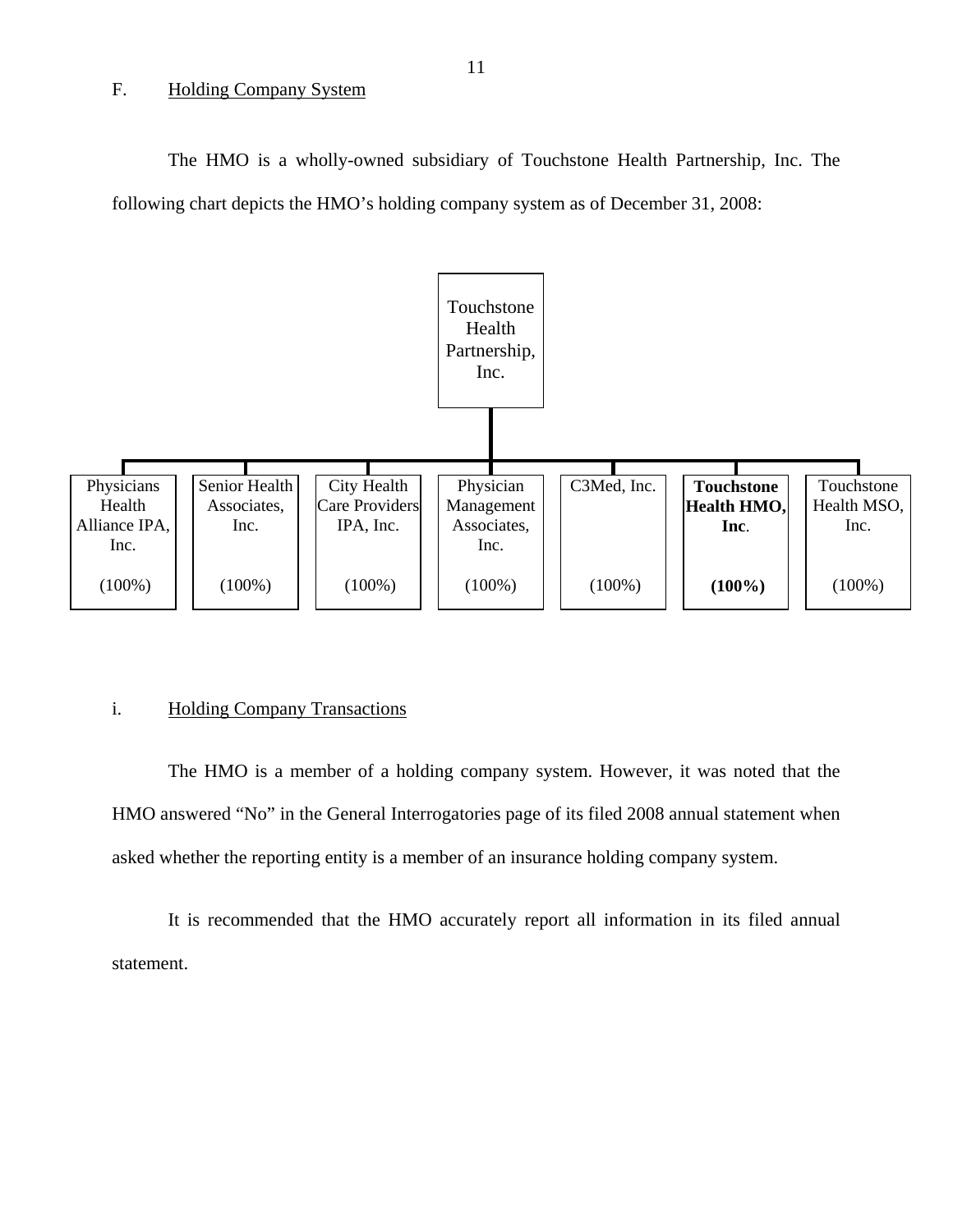## F. Holding Company System

The HMO is a wholly-owned subsidiary of Touchstone Health Partnership, Inc. The following chart depicts the HMO's holding company system as of December 31, 2008:

**Touchstone Health Partnership, Inc.**

| Physicians Health Alliance IPA, Inc. | Senior Health Associates, Inc. | City Health Care Providers IPA, Inc. | Physician Management Associates, Inc. | C3Med, Inc. | **Touchstone Health HMO, Inc.** | Touchstone Health MSO, Inc. |
|---|---|---|---|---|---|---|
| (100%) | (100%) | (100%) | (100%) | (100%) | **(100%)** | (100%) |

### i. Holding Company Transactions

The HMO is a member of a holding company system. However, it was noted that the HMO answered "No" in the General Interrogatories page of its filed 2008 annual statement when asked whether the reporting entity is a member of an insurance holding company system.

It is recommended that the HMO accurately report all information in its filed annual statement.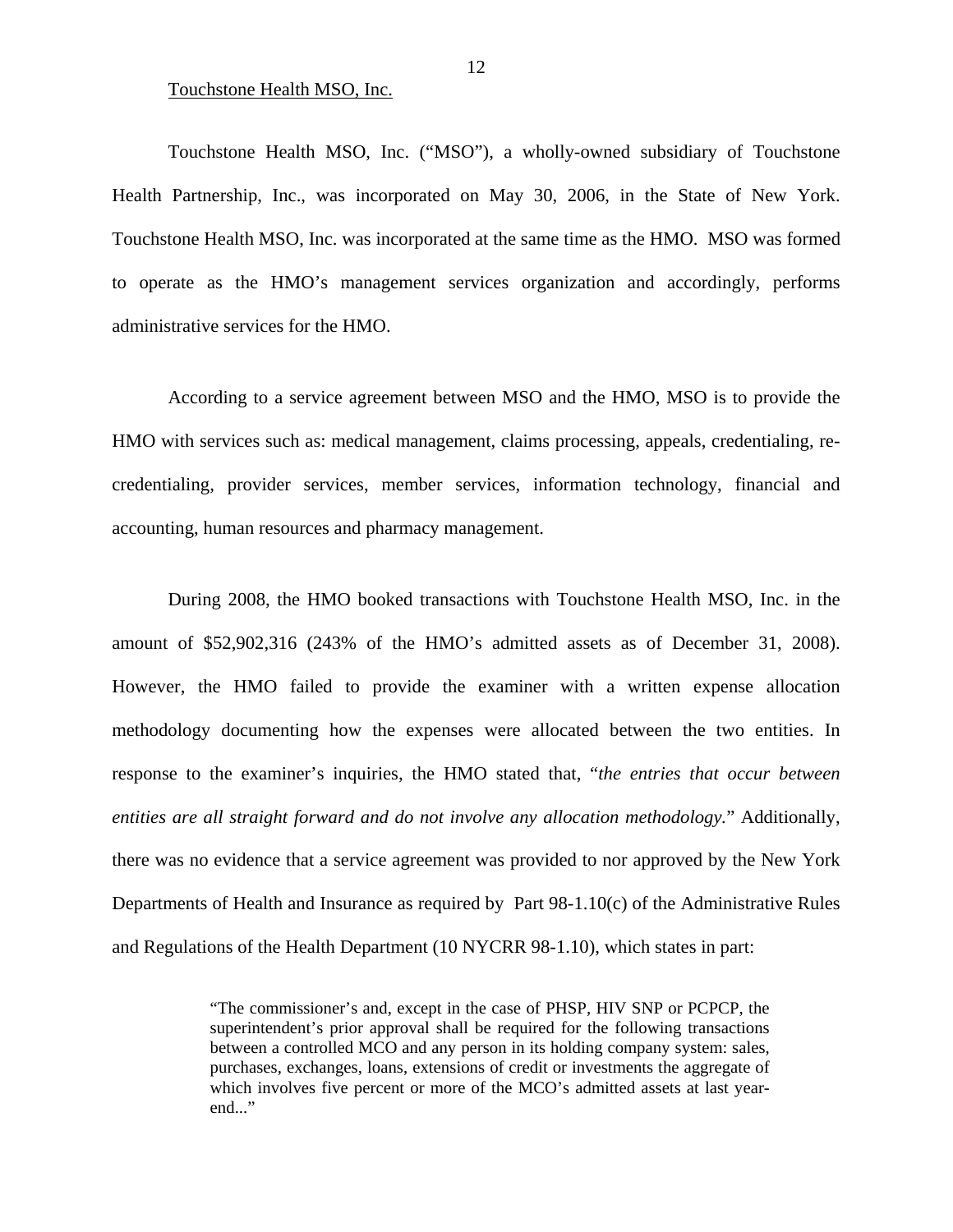Touchstone Health MSO, Inc.

Touchstone Health MSO, Inc. (“MSO”), a wholly-owned subsidiary of Touchstone Health Partnership, Inc., was incorporated on May 30, 2006, in the State of New York. Touchstone Health MSO, Inc. was incorporated at the same time as the HMO. MSO was formed to operate as the HMO’s management services organization and accordingly, performs administrative services for the HMO.

According to a service agreement between MSO and the HMO, MSO is to provide the HMO with services such as: medical management, claims processing, appeals, credentialing, re-credentialing, provider services, member services, information technology, financial and accounting, human resources and pharmacy management.

During 2008, the HMO booked transactions with Touchstone Health MSO, Inc. in the amount of $52,902,316 (243% of the HMO’s admitted assets as of December 31, 2008). However, the HMO failed to provide the examiner with a written expense allocation methodology documenting how the expenses were allocated between the two entities. In response to the examiner’s inquiries, the HMO stated that, “*the entries that occur between entities are all straight forward and do not involve any allocation methodology.*” Additionally, there was no evidence that a service agreement was provided to nor approved by the New York Departments of Health and Insurance as required by Part 98-1.10(c) of the Administrative Rules and Regulations of the Health Department (10 NYCRR 98-1.10), which states in part:

> “The commissioner’s and, except in the case of PHSP, HIV SNP or PCPCP, the superintendent’s prior approval shall be required for the following transactions between a controlled MCO and any person in its holding company system: sales, purchases, exchanges, loans, extensions of credit or investments the aggregate of which involves five percent or more of the MCO’s admitted assets at last year-end...”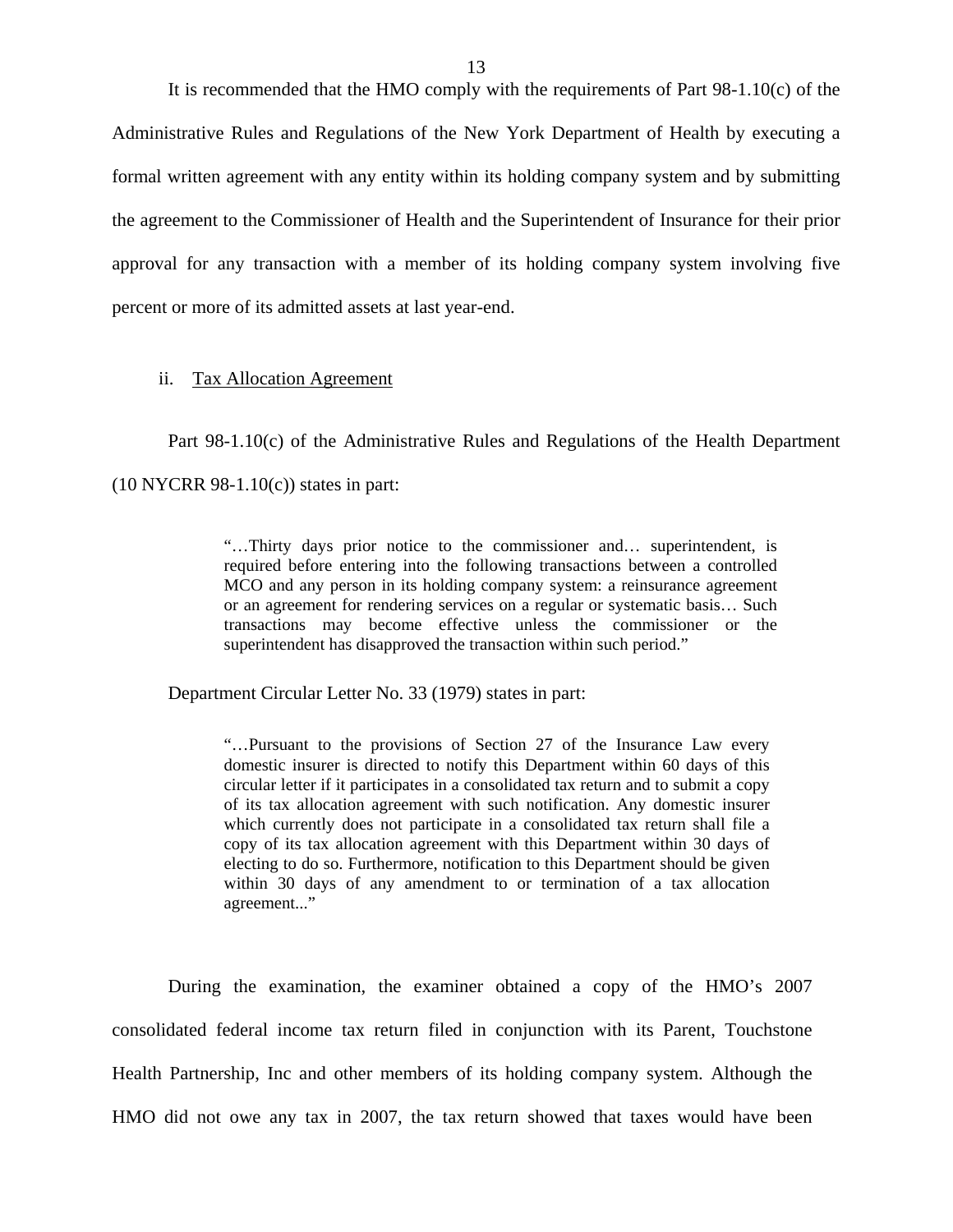It is recommended that the HMO comply with the requirements of Part 98-1.10(c) of the Administrative Rules and Regulations of the New York Department of Health by executing a formal written agreement with any entity within its holding company system and by submitting the agreement to the Commissioner of Health and the Superintendent of Insurance for their prior approval for any transaction with a member of its holding company system involving five percent or more of its admitted assets at last year-end.

ii. Tax Allocation Agreement

Part 98-1.10(c) of the Administrative Rules and Regulations of the Health Department (10 NYCRR 98-1.10(c)) states in part:

> "…Thirty days prior notice to the commissioner and… superintendent, is required before entering into the following transactions between a controlled MCO and any person in its holding company system: a reinsurance agreement or an agreement for rendering services on a regular or systematic basis… Such transactions may become effective unless the commissioner or the superintendent has disapproved the transaction within such period."

Department Circular Letter No. 33 (1979) states in part:

> "…Pursuant to the provisions of Section 27 of the Insurance Law every domestic insurer is directed to notify this Department within 60 days of this circular letter if it participates in a consolidated tax return and to submit a copy of its tax allocation agreement with such notification. Any domestic insurer which currently does not participate in a consolidated tax return shall file a copy of its tax allocation agreement with this Department within 30 days of electing to do so. Furthermore, notification to this Department should be given within 30 days of any amendment to or termination of a tax allocation agreement..."

During the examination, the examiner obtained a copy of the HMO's 2007 consolidated federal income tax return filed in conjunction with its Parent, Touchstone Health Partnership, Inc and other members of its holding company system. Although the HMO did not owe any tax in 2007, the tax return showed that taxes would have been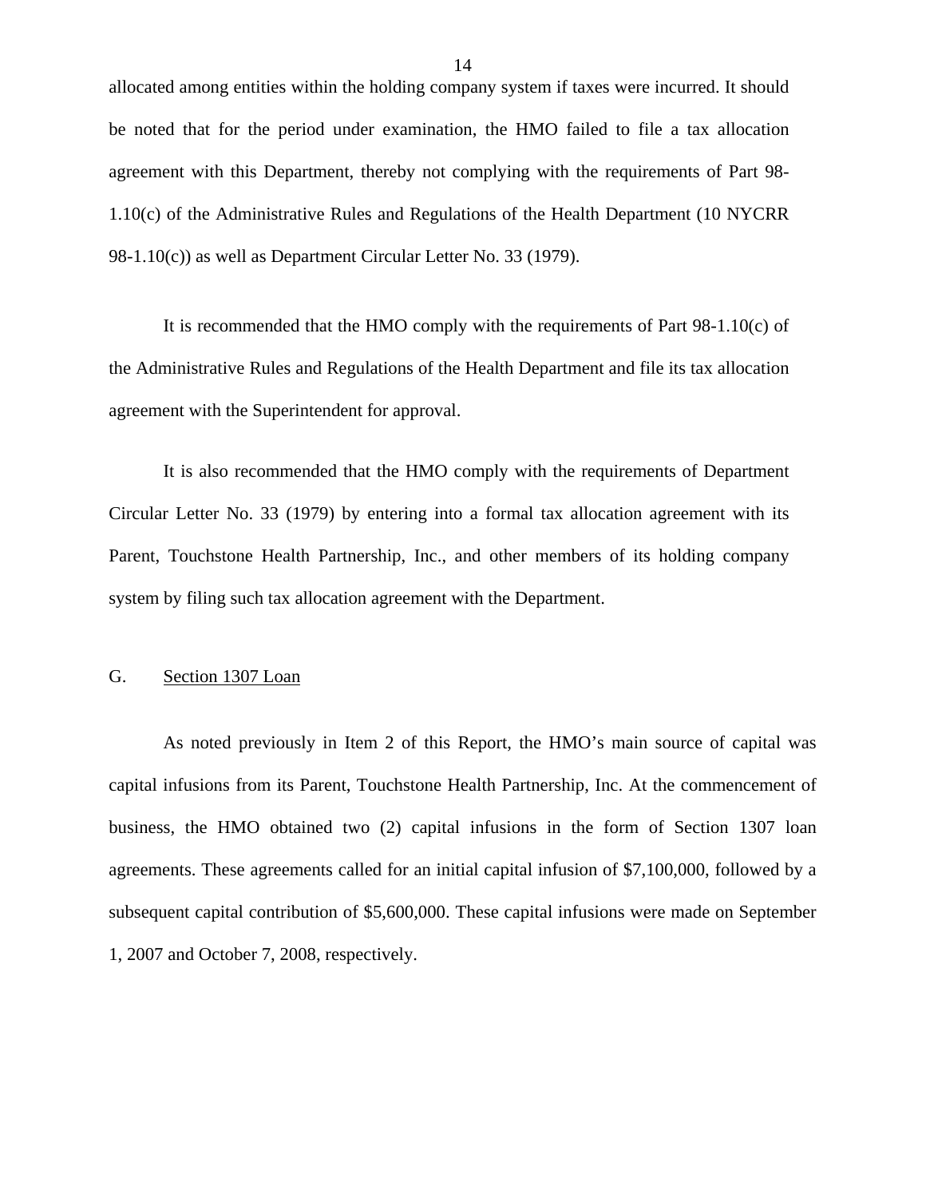allocated among entities within the holding company system if taxes were incurred. It should be noted that for the period under examination, the HMO failed to file a tax allocation agreement with this Department, thereby not complying with the requirements of Part 98-1.10(c) of the Administrative Rules and Regulations of the Health Department (10 NYCRR 98-1.10(c)) as well as Department Circular Letter No. 33 (1979).

It is recommended that the HMO comply with the requirements of Part 98-1.10(c) of the Administrative Rules and Regulations of the Health Department and file its tax allocation agreement with the Superintendent for approval.

It is also recommended that the HMO comply with the requirements of Department Circular Letter No. 33 (1979) by entering into a formal tax allocation agreement with its Parent, Touchstone Health Partnership, Inc., and other members of its holding company system by filing such tax allocation agreement with the Department.

G. <u>Section 1307 Loan</u>

As noted previously in Item 2 of this Report, the HMO's main source of capital was capital infusions from its Parent, Touchstone Health Partnership, Inc. At the commencement of business, the HMO obtained two (2) capital infusions in the form of Section 1307 loan agreements. These agreements called for an initial capital infusion of $7,100,000, followed by a subsequent capital contribution of $5,600,000. These capital infusions were made on September 1, 2007 and October 7, 2008, respectively.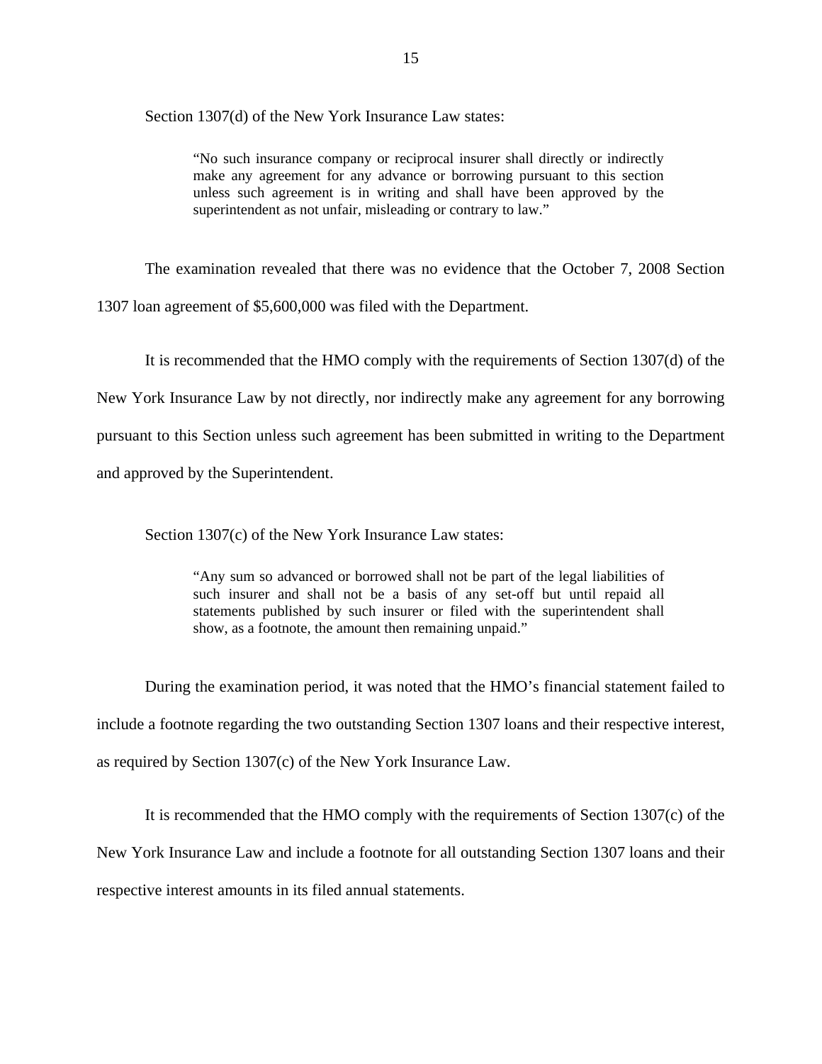Section 1307(d) of the New York Insurance Law states:

> "No such insurance company or reciprocal insurer shall directly or indirectly make any agreement for any advance or borrowing pursuant to this section unless such agreement is in writing and shall have been approved by the superintendent as not unfair, misleading or contrary to law."

The examination revealed that there was no evidence that the October 7, 2008 Section 1307 loan agreement of $5,600,000 was filed with the Department.

It is recommended that the HMO comply with the requirements of Section 1307(d) of the New York Insurance Law by not directly, nor indirectly make any agreement for any borrowing pursuant to this Section unless such agreement has been submitted in writing to the Department and approved by the Superintendent.

Section 1307(c) of the New York Insurance Law states:

> "Any sum so advanced or borrowed shall not be part of the legal liabilities of such insurer and shall not be a basis of any set-off but until repaid all statements published by such insurer or filed with the superintendent shall show, as a footnote, the amount then remaining unpaid."

During the examination period, it was noted that the HMO's financial statement failed to include a footnote regarding the two outstanding Section 1307 loans and their respective interest, as required by Section 1307(c) of the New York Insurance Law.

It is recommended that the HMO comply with the requirements of Section 1307(c) of the New York Insurance Law and include a footnote for all outstanding Section 1307 loans and their respective interest amounts in its filed annual statements.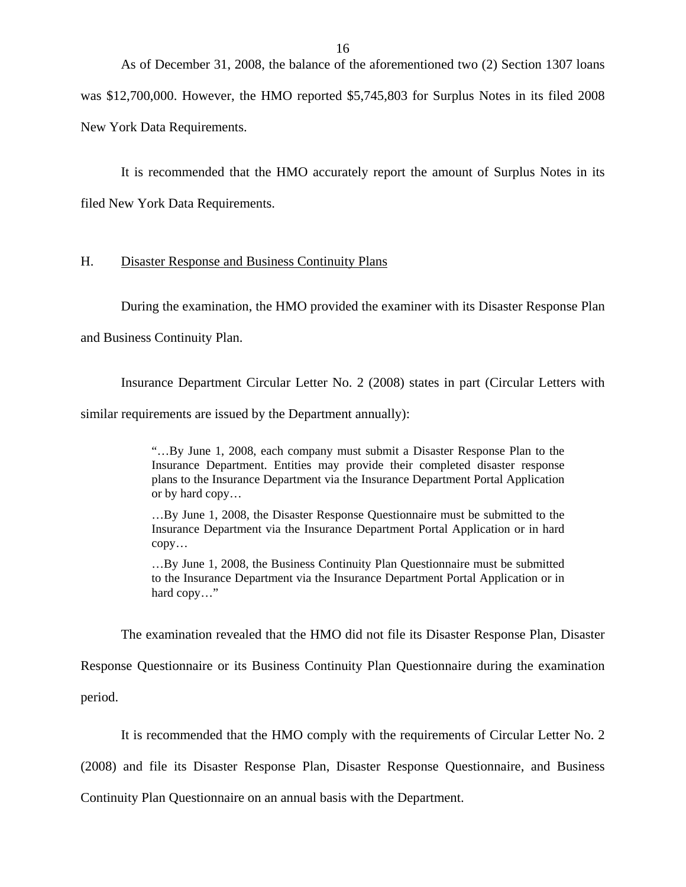As of December 31, 2008, the balance of the aforementioned two (2) Section 1307 loans was $12,700,000. However, the HMO reported $5,745,803 for Surplus Notes in its filed 2008 New York Data Requirements.

It is recommended that the HMO accurately report the amount of Surplus Notes in its filed New York Data Requirements.

## H. Disaster Response and Business Continuity Plans

During the examination, the HMO provided the examiner with its Disaster Response Plan and Business Continuity Plan.

Insurance Department Circular Letter No. 2 (2008) states in part (Circular Letters with similar requirements are issued by the Department annually):

> "…By June 1, 2008, each company must submit a Disaster Response Plan to the Insurance Department. Entities may provide their completed disaster response plans to the Insurance Department via the Insurance Department Portal Application or by hard copy…
>
> …By June 1, 2008, the Disaster Response Questionnaire must be submitted to the Insurance Department via the Insurance Department Portal Application or in hard copy…
>
> …By June 1, 2008, the Business Continuity Plan Questionnaire must be submitted to the Insurance Department via the Insurance Department Portal Application or in hard copy…"

The examination revealed that the HMO did not file its Disaster Response Plan, Disaster Response Questionnaire or its Business Continuity Plan Questionnaire during the examination period.

It is recommended that the HMO comply with the requirements of Circular Letter No. 2 (2008) and file its Disaster Response Plan, Disaster Response Questionnaire, and Business Continuity Plan Questionnaire on an annual basis with the Department.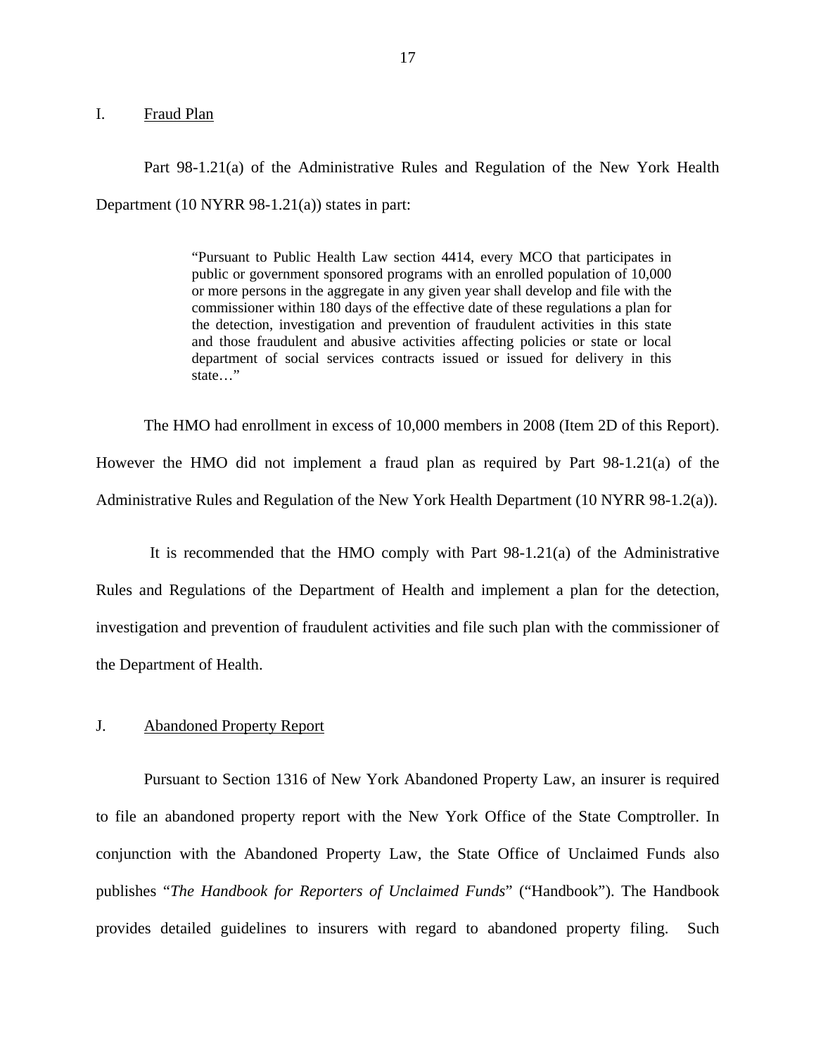## I. Fraud Plan

Part 98-1.21(a) of the Administrative Rules and Regulation of the New York Health Department (10 NYRR 98-1.21(a)) states in part:

> "Pursuant to Public Health Law section 4414, every MCO that participates in public or government sponsored programs with an enrolled population of 10,000 or more persons in the aggregate in any given year shall develop and file with the commissioner within 180 days of the effective date of these regulations a plan for the detection, investigation and prevention of fraudulent activities in this state and those fraudulent and abusive activities affecting policies or state or local department of social services contracts issued or issued for delivery in this state…"

The HMO had enrollment in excess of 10,000 members in 2008 (Item 2D of this Report). However the HMO did not implement a fraud plan as required by Part 98-1.21(a) of the Administrative Rules and Regulation of the New York Health Department (10 NYRR 98-1.2(a)).

It is recommended that the HMO comply with Part 98-1.21(a) of the Administrative Rules and Regulations of the Department of Health and implement a plan for the detection, investigation and prevention of fraudulent activities and file such plan with the commissioner of the Department of Health.

## J. Abandoned Property Report

Pursuant to Section 1316 of New York Abandoned Property Law, an insurer is required to file an abandoned property report with the New York Office of the State Comptroller. In conjunction with the Abandoned Property Law, the State Office of Unclaimed Funds also publishes "*The Handbook for Reporters of Unclaimed Funds*" ("Handbook"). The Handbook provides detailed guidelines to insurers with regard to abandoned property filing. Such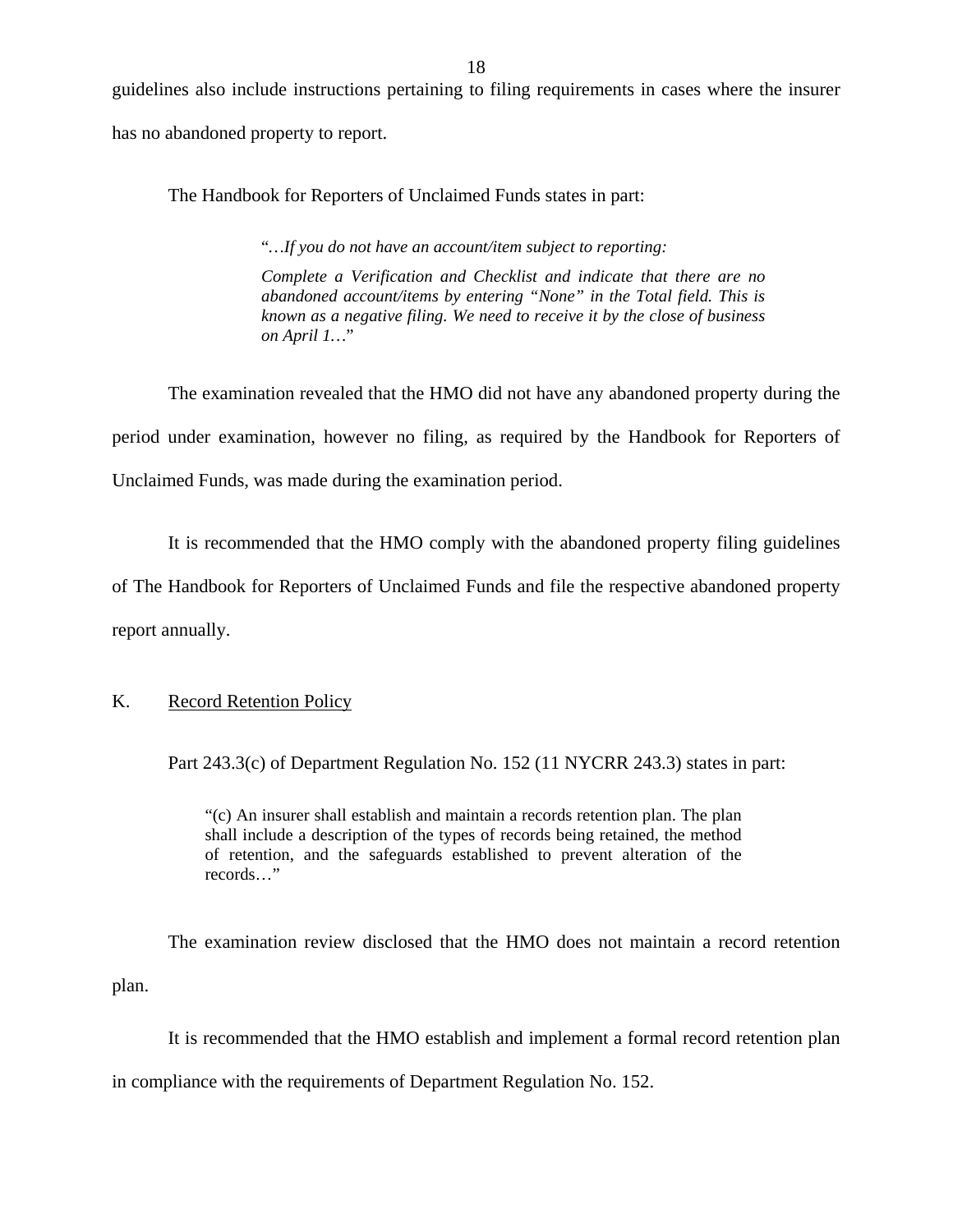guidelines also include instructions pertaining to filing requirements in cases where the insurer has no abandoned property to report.

The Handbook for Reporters of Unclaimed Funds states in part:

> "*…If you do not have an account/item subject to reporting:*
>
> *Complete a Verification and Checklist and indicate that there are no abandoned account/items by entering "None" in the Total field. This is known as a negative filing. We need to receive it by the close of business on April 1…*"

The examination revealed that the HMO did not have any abandoned property during the period under examination, however no filing, as required by the Handbook for Reporters of Unclaimed Funds, was made during the examination period.

It is recommended that the HMO comply with the abandoned property filing guidelines of The Handbook for Reporters of Unclaimed Funds and file the respective abandoned property report annually.

## K. Record Retention Policy

Part 243.3(c) of Department Regulation No. 152 (11 NYCRR 243.3) states in part:

> "(c) An insurer shall establish and maintain a records retention plan. The plan shall include a description of the types of records being retained, the method of retention, and the safeguards established to prevent alteration of the records…"

The examination review disclosed that the HMO does not maintain a record retention plan.

It is recommended that the HMO establish and implement a formal record retention plan in compliance with the requirements of Department Regulation No. 152.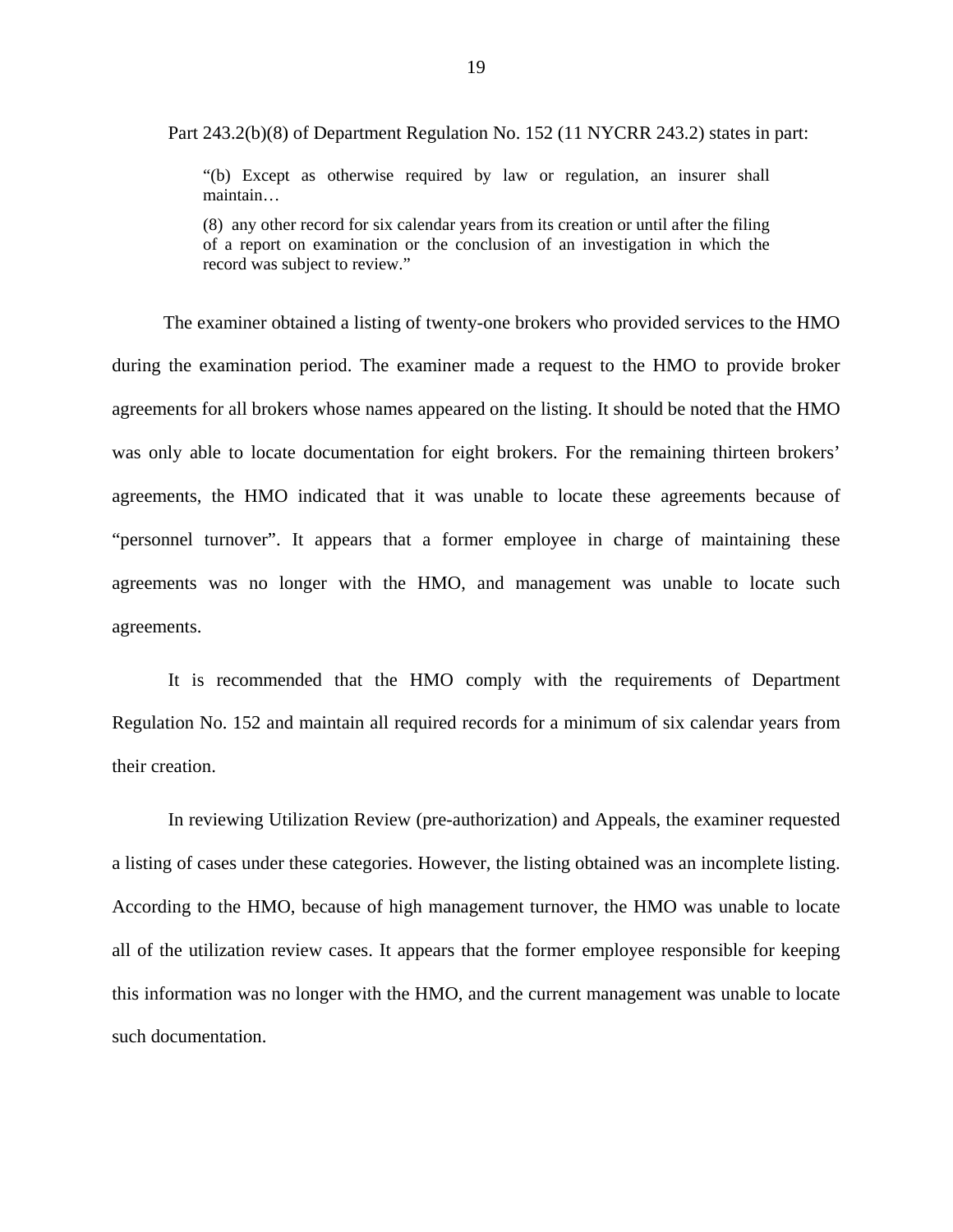Part 243.2(b)(8) of Department Regulation No. 152 (11 NYCRR 243.2) states in part:

> "(b) Except as otherwise required by law or regulation, an insurer shall maintain…
>
> (8) any other record for six calendar years from its creation or until after the filing of a report on examination or the conclusion of an investigation in which the record was subject to review."

The examiner obtained a listing of twenty-one brokers who provided services to the HMO during the examination period. The examiner made a request to the HMO to provide broker agreements for all brokers whose names appeared on the listing. It should be noted that the HMO was only able to locate documentation for eight brokers. For the remaining thirteen brokers' agreements, the HMO indicated that it was unable to locate these agreements because of "personnel turnover". It appears that a former employee in charge of maintaining these agreements was no longer with the HMO, and management was unable to locate such agreements.

It is recommended that the HMO comply with the requirements of Department Regulation No. 152 and maintain all required records for a minimum of six calendar years from their creation.

In reviewing Utilization Review (pre-authorization) and Appeals, the examiner requested a listing of cases under these categories. However, the listing obtained was an incomplete listing. According to the HMO, because of high management turnover, the HMO was unable to locate all of the utilization review cases. It appears that the former employee responsible for keeping this information was no longer with the HMO, and the current management was unable to locate such documentation.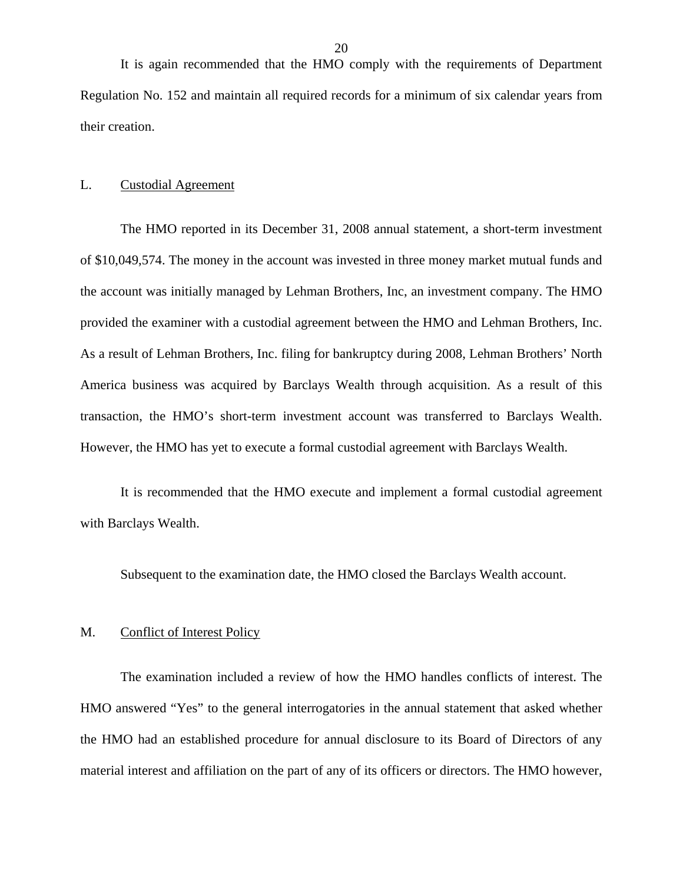It is again recommended that the HMO comply with the requirements of Department Regulation No. 152 and maintain all required records for a minimum of six calendar years from their creation.

## L. Custodial Agreement

The HMO reported in its December 31, 2008 annual statement, a short-term investment of $10,049,574. The money in the account was invested in three money market mutual funds and the account was initially managed by Lehman Brothers, Inc, an investment company. The HMO provided the examiner with a custodial agreement between the HMO and Lehman Brothers, Inc. As a result of Lehman Brothers, Inc. filing for bankruptcy during 2008, Lehman Brothers' North America business was acquired by Barclays Wealth through acquisition. As a result of this transaction, the HMO's short-term investment account was transferred to Barclays Wealth. However, the HMO has yet to execute a formal custodial agreement with Barclays Wealth.

It is recommended that the HMO execute and implement a formal custodial agreement with Barclays Wealth.

Subsequent to the examination date, the HMO closed the Barclays Wealth account.

## M. Conflict of Interest Policy

The examination included a review of how the HMO handles conflicts of interest. The HMO answered "Yes" to the general interrogatories in the annual statement that asked whether the HMO had an established procedure for annual disclosure to its Board of Directors of any material interest and affiliation on the part of any of its officers or directors. The HMO however,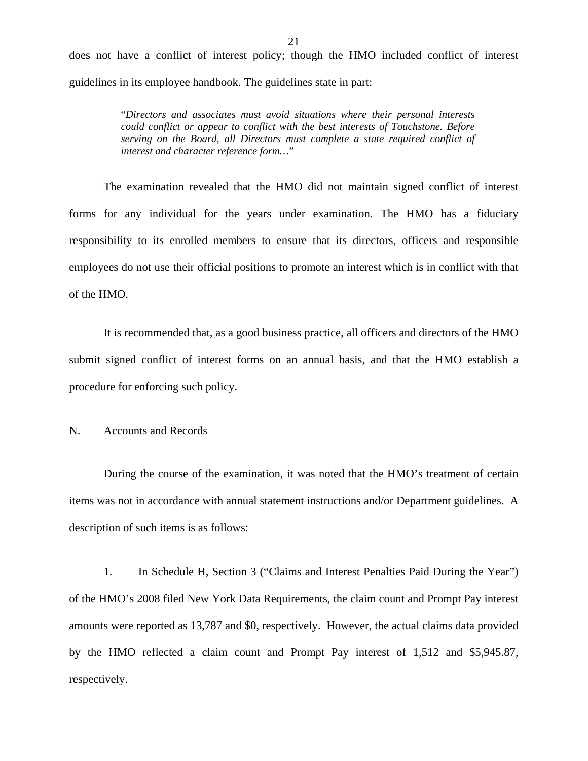does not have a conflict of interest policy; though the HMO included conflict of interest guidelines in its employee handbook. The guidelines state in part:

> "*Directors and associates must avoid situations where their personal interests could conflict or appear to conflict with the best interests of Touchstone. Before serving on the Board, all Directors must complete a state required conflict of interest and character reference form…*"

The examination revealed that the HMO did not maintain signed conflict of interest forms for any individual for the years under examination. The HMO has a fiduciary responsibility to its enrolled members to ensure that its directors, officers and responsible employees do not use their official positions to promote an interest which is in conflict with that of the HMO.

It is recommended that, as a good business practice, all officers and directors of the HMO submit signed conflict of interest forms on an annual basis, and that the HMO establish a procedure for enforcing such policy.

## N. Accounts and Records

During the course of the examination, it was noted that the HMO's treatment of certain items was not in accordance with annual statement instructions and/or Department guidelines. A description of such items is as follows:

1. In Schedule H, Section 3 ("Claims and Interest Penalties Paid During the Year") of the HMO's 2008 filed New York Data Requirements, the claim count and Prompt Pay interest amounts were reported as 13,787 and $0, respectively. However, the actual claims data provided by the HMO reflected a claim count and Prompt Pay interest of 1,512 and $5,945.87, respectively.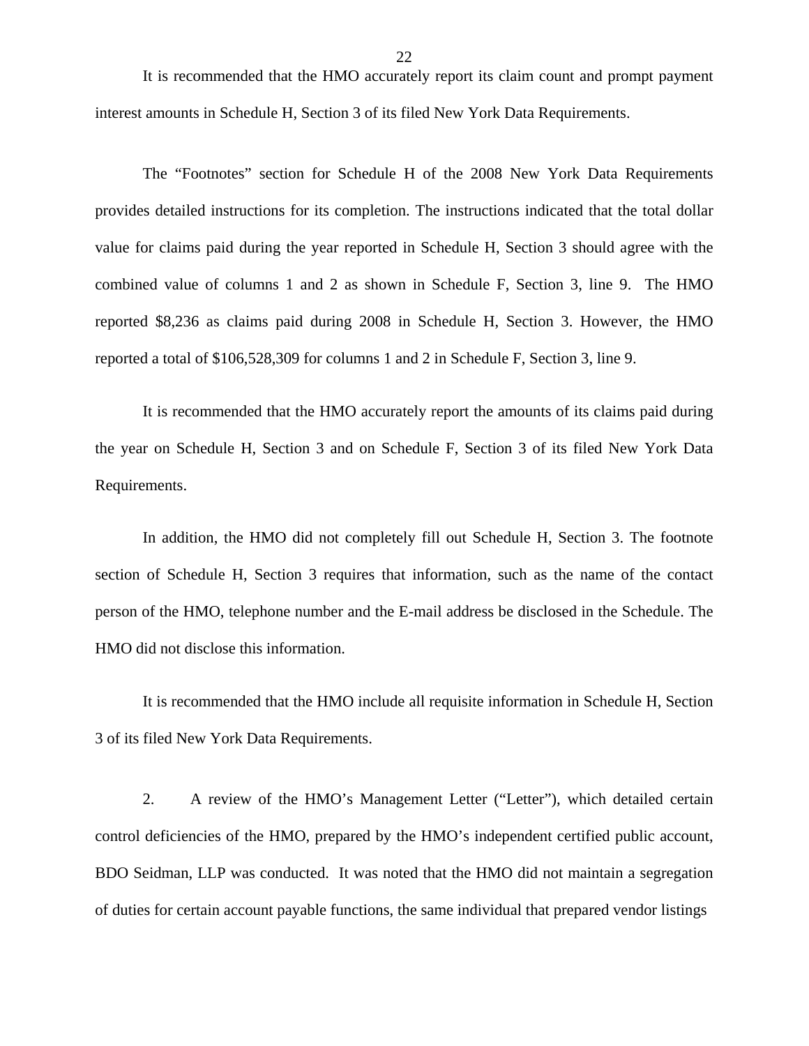It is recommended that the HMO accurately report its claim count and prompt payment interest amounts in Schedule H, Section 3 of its filed New York Data Requirements.

The "Footnotes" section for Schedule H of the 2008 New York Data Requirements provides detailed instructions for its completion. The instructions indicated that the total dollar value for claims paid during the year reported in Schedule H, Section 3 should agree with the combined value of columns 1 and 2 as shown in Schedule F, Section 3, line 9. The HMO reported $8,236 as claims paid during 2008 in Schedule H, Section 3. However, the HMO reported a total of $106,528,309 for columns 1 and 2 in Schedule F, Section 3, line 9.

It is recommended that the HMO accurately report the amounts of its claims paid during the year on Schedule H, Section 3 and on Schedule F, Section 3 of its filed New York Data Requirements.

In addition, the HMO did not completely fill out Schedule H, Section 3. The footnote section of Schedule H, Section 3 requires that information, such as the name of the contact person of the HMO, telephone number and the E-mail address be disclosed in the Schedule. The HMO did not disclose this information.

It is recommended that the HMO include all requisite information in Schedule H, Section 3 of its filed New York Data Requirements.

2. A review of the HMO's Management Letter ("Letter"), which detailed certain control deficiencies of the HMO, prepared by the HMO's independent certified public account, BDO Seidman, LLP was conducted. It was noted that the HMO did not maintain a segregation of duties for certain account payable functions, the same individual that prepared vendor listings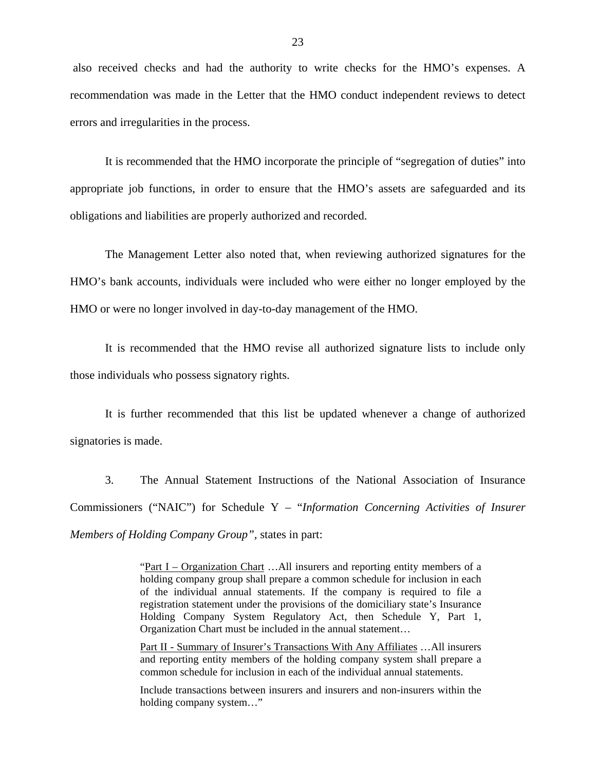also received checks and had the authority to write checks for the HMO's expenses. A recommendation was made in the Letter that the HMO conduct independent reviews to detect errors and irregularities in the process.

It is recommended that the HMO incorporate the principle of "segregation of duties" into appropriate job functions, in order to ensure that the HMO's assets are safeguarded and its obligations and liabilities are properly authorized and recorded.

The Management Letter also noted that, when reviewing authorized signatures for the HMO's bank accounts, individuals were included who were either no longer employed by the HMO or were no longer involved in day-to-day management of the HMO.

It is recommended that the HMO revise all authorized signature lists to include only those individuals who possess signatory rights.

It is further recommended that this list be updated whenever a change of authorized signatories is made.

3. The Annual Statement Instructions of the National Association of Insurance Commissioners ("NAIC") for Schedule Y – "*Information Concerning Activities of Insurer Members of Holding Company Group",* states in part:

> "Part I – Organization Chart …All insurers and reporting entity members of a holding company group shall prepare a common schedule for inclusion in each of the individual annual statements. If the company is required to file a registration statement under the provisions of the domiciliary state's Insurance Holding Company System Regulatory Act, then Schedule Y, Part 1, Organization Chart must be included in the annual statement…
>
> Part II - Summary of Insurer's Transactions With Any Affiliates …All insurers and reporting entity members of the holding company system shall prepare a common schedule for inclusion in each of the individual annual statements.
>
> Include transactions between insurers and insurers and non-insurers within the holding company system…"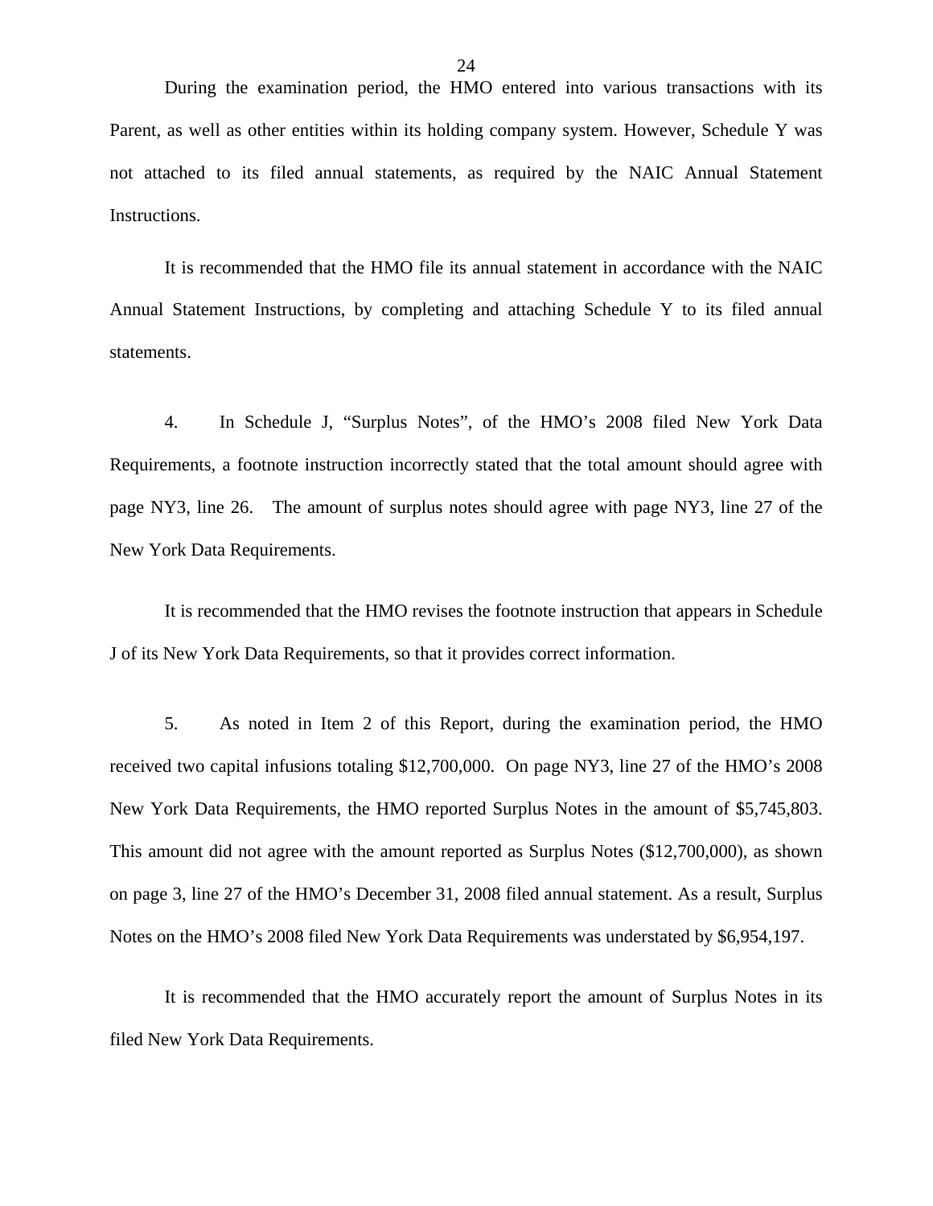During the examination period, the HMO entered into various transactions with its Parent, as well as other entities within its holding company system. However, Schedule Y was not attached to its filed annual statements, as required by the NAIC Annual Statement Instructions.

It is recommended that the HMO file its annual statement in accordance with the NAIC Annual Statement Instructions, by completing and attaching Schedule Y to its filed annual statements.

4. In Schedule J, "Surplus Notes", of the HMO's 2008 filed New York Data Requirements, a footnote instruction incorrectly stated that the total amount should agree with page NY3, line 26. The amount of surplus notes should agree with page NY3, line 27 of the New York Data Requirements.

It is recommended that the HMO revises the footnote instruction that appears in Schedule J of its New York Data Requirements, so that it provides correct information.

5. As noted in Item 2 of this Report, during the examination period, the HMO received two capital infusions totaling $12,700,000. On page NY3, line 27 of the HMO's 2008 New York Data Requirements, the HMO reported Surplus Notes in the amount of $5,745,803. This amount did not agree with the amount reported as Surplus Notes ($12,700,000), as shown on page 3, line 27 of the HMO's December 31, 2008 filed annual statement. As a result, Surplus Notes on the HMO's 2008 filed New York Data Requirements was understated by $6,954,197.

It is recommended that the HMO accurately report the amount of Surplus Notes in its filed New York Data Requirements.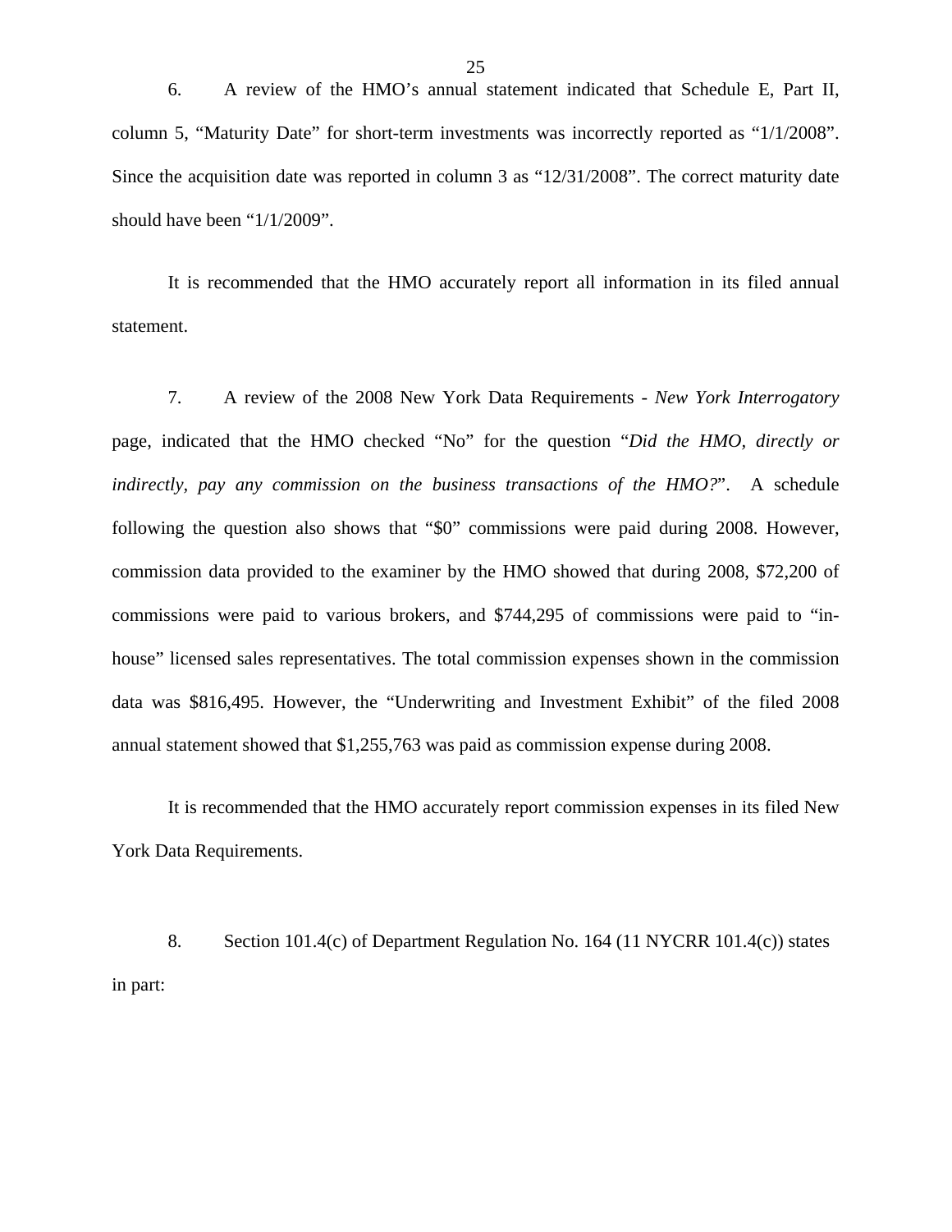6. A review of the HMO's annual statement indicated that Schedule E, Part II, column 5, "Maturity Date" for short-term investments was incorrectly reported as "1/1/2008". Since the acquisition date was reported in column 3 as "12/31/2008". The correct maturity date should have been "1/1/2009".

It is recommended that the HMO accurately report all information in its filed annual statement.

7. A review of the 2008 New York Data Requirements - *New York Interrogatory* page, indicated that the HMO checked "No" for the question "*Did the HMO, directly or indirectly, pay any commission on the business transactions of the HMO?*". A schedule following the question also shows that "$0" commissions were paid during 2008. However, commission data provided to the examiner by the HMO showed that during 2008, $72,200 of commissions were paid to various brokers, and $744,295 of commissions were paid to "in-house" licensed sales representatives. The total commission expenses shown in the commission data was $816,495. However, the "Underwriting and Investment Exhibit" of the filed 2008 annual statement showed that $1,255,763 was paid as commission expense during 2008.

It is recommended that the HMO accurately report commission expenses in its filed New York Data Requirements.

8. Section 101.4(c) of Department Regulation No. 164 (11 NYCRR 101.4(c)) states in part: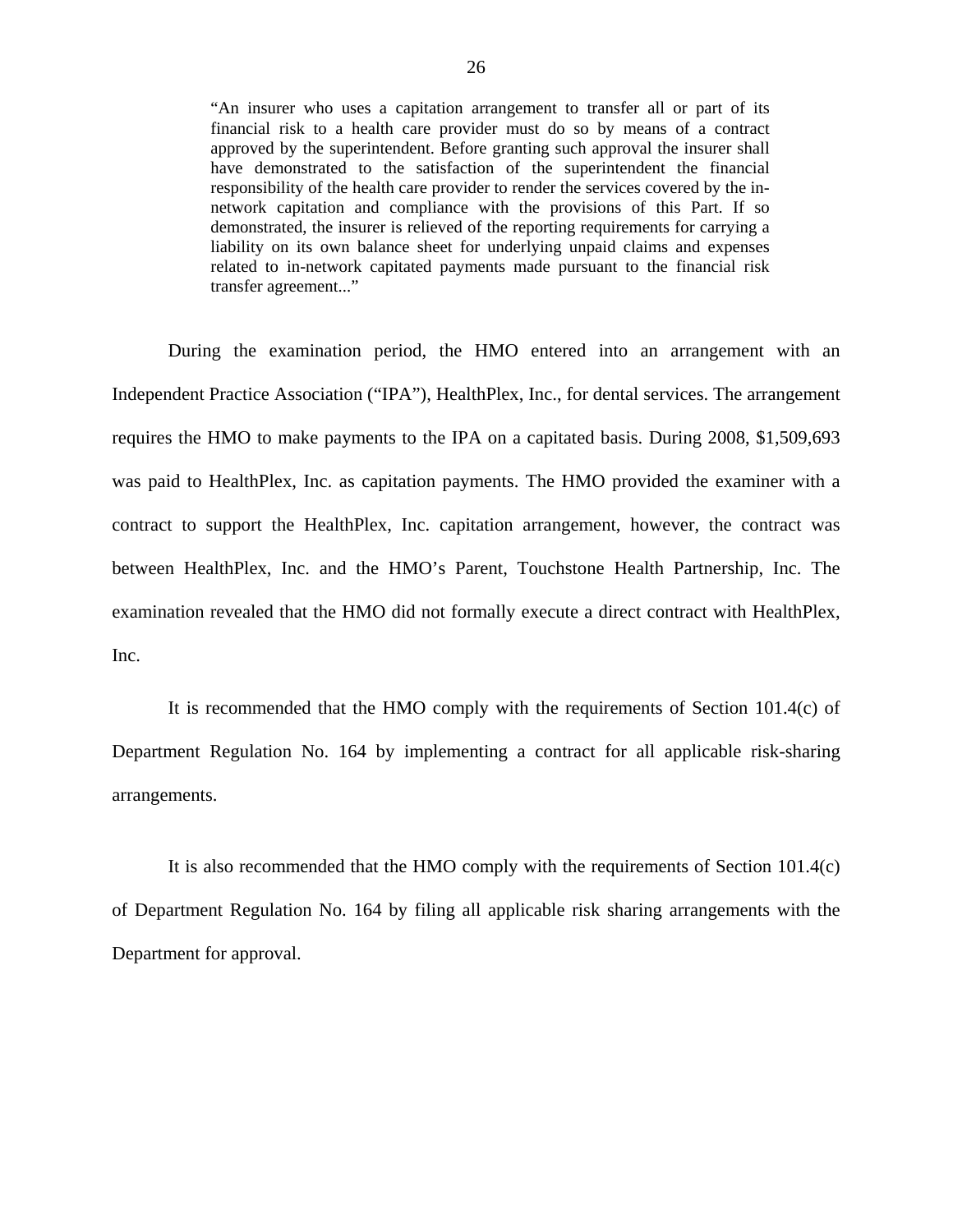> "An insurer who uses a capitation arrangement to transfer all or part of its financial risk to a health care provider must do so by means of a contract approved by the superintendent. Before granting such approval the insurer shall have demonstrated to the satisfaction of the superintendent the financial responsibility of the health care provider to render the services covered by the in-network capitation and compliance with the provisions of this Part. If so demonstrated, the insurer is relieved of the reporting requirements for carrying a liability on its own balance sheet for underlying unpaid claims and expenses related to in-network capitated payments made pursuant to the financial risk transfer agreement..."

During the examination period, the HMO entered into an arrangement with an Independent Practice Association ("IPA"), HealthPlex, Inc., for dental services. The arrangement requires the HMO to make payments to the IPA on a capitated basis. During 2008, $1,509,693 was paid to HealthPlex, Inc. as capitation payments. The HMO provided the examiner with a contract to support the HealthPlex, Inc. capitation arrangement, however, the contract was between HealthPlex, Inc. and the HMO's Parent, Touchstone Health Partnership, Inc. The examination revealed that the HMO did not formally execute a direct contract with HealthPlex, Inc.

It is recommended that the HMO comply with the requirements of Section 101.4(c) of Department Regulation No. 164 by implementing a contract for all applicable risk-sharing arrangements.

It is also recommended that the HMO comply with the requirements of Section 101.4(c) of Department Regulation No. 164 by filing all applicable risk sharing arrangements with the Department for approval.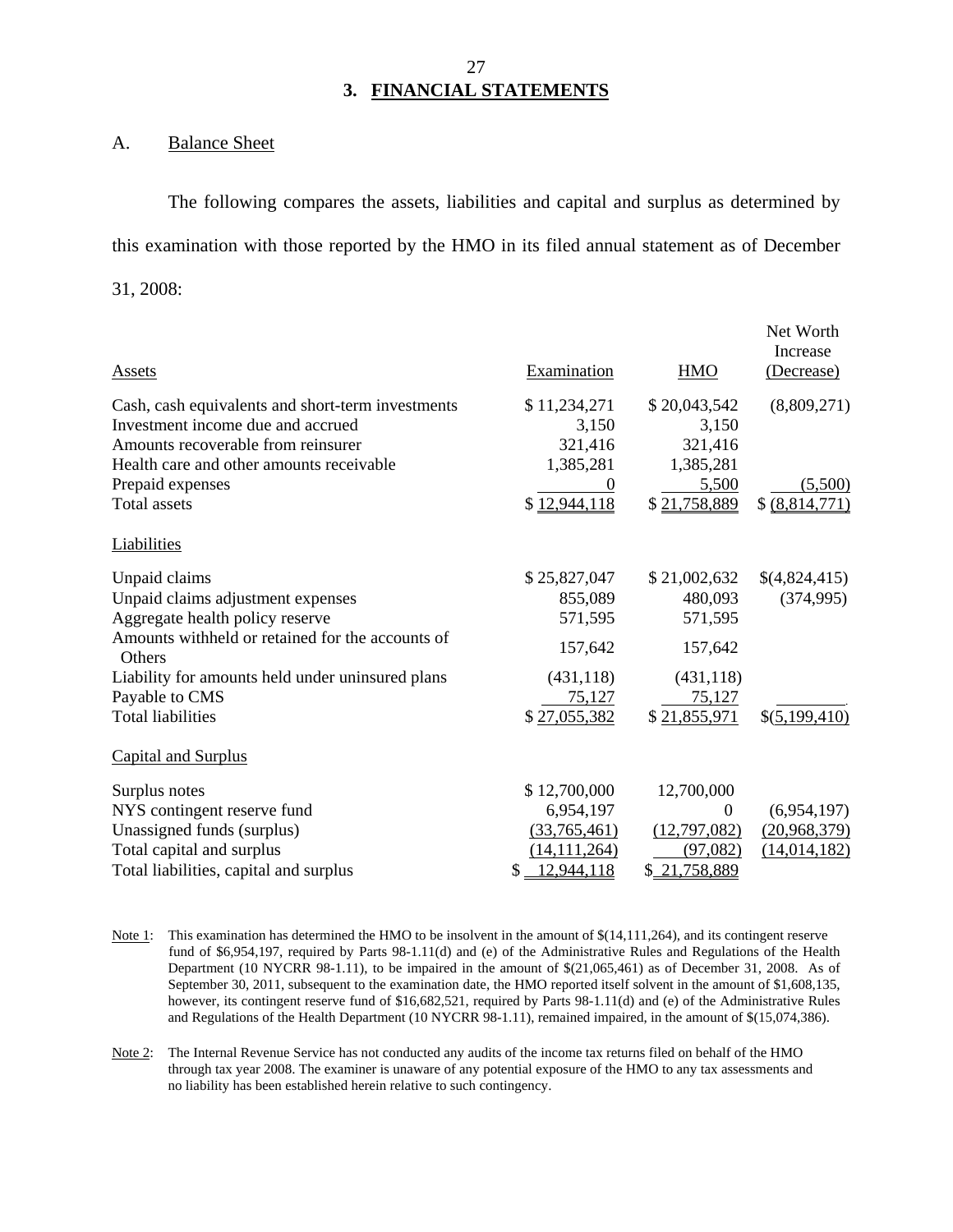## 3. FINANCIAL STATEMENTS

### A. Balance Sheet

The following compares the assets, liabilities and capital and surplus as determined by this examination with those reported by the HMO in its filed annual statement as of December 31, 2008:

| Assets | Examination | HMO | Net Worth Increase (Decrease) |
|---|---|---|---|
| Cash, cash equivalents and short-term investments | $ 11,234,271 | $ 20,043,542 | (8,809,271) |
| Investment income due and accrued | 3,150 | 3,150 | |
| Amounts recoverable from reinsurer | 321,416 | 321,416 | |
| Health care and other amounts receivable | 1,385,281 | 1,385,281 | |
| Prepaid expenses | 0 | 5,500 | (5,500) |
| Total assets | $ 12,944,118 | $ 21,758,889 | $ (8,814,771) |
| **Liabilities** | | | |
| Unpaid claims | $ 25,827,047 | $ 21,002,632 | $(4,824,415) |
| Unpaid claims adjustment expenses | 855,089 | 480,093 | (374,995) |
| Aggregate health policy reserve | 571,595 | 571,595 | |
| Amounts withheld or retained for the accounts of Others | 157,642 | 157,642 | |
| Liability for amounts held under uninsured plans | (431,118) | (431,118) | |
| Payable to CMS | 75,127 | 75,127 | |
| Total liabilities | $ 27,055,382 | $ 21,855,971 | $(5,199,410) |
| **Capital and Surplus** | | | |
| Surplus notes | $ 12,700,000 | 12,700,000 | |
| NYS contingent reserve fund | 6,954,197 | 0 | (6,954,197) |
| Unassigned funds (surplus) | (33,765,461) | (12,797,082) | (20,968,379) |
| Total capital and surplus | (14,111,264) | (97,082) | (14,014,182) |
| Total liabilities, capital and surplus | $ 12,944,118 | $ 21,758,889 | |

Note 1: This examination has determined the HMO to be insolvent in the amount of $(14,111,264), and its contingent reserve fund of $6,954,197, required by Parts 98-1.11(d) and (e) of the Administrative Rules and Regulations of the Health Department (10 NYCRR 98-1.11), to be impaired in the amount of $(21,065,461) as of December 31, 2008. As of September 30, 2011, subsequent to the examination date, the HMO reported itself solvent in the amount of $1,608,135, however, its contingent reserve fund of $16,682,521, required by Parts 98-1.11(d) and (e) of the Administrative Rules and Regulations of the Health Department (10 NYCRR 98-1.11), remained impaired, in the amount of $(15,074,386).

Note 2: The Internal Revenue Service has not conducted any audits of the income tax returns filed on behalf of the HMO through tax year 2008. The examiner is unaware of any potential exposure of the HMO to any tax assessments and no liability has been established herein relative to such contingency.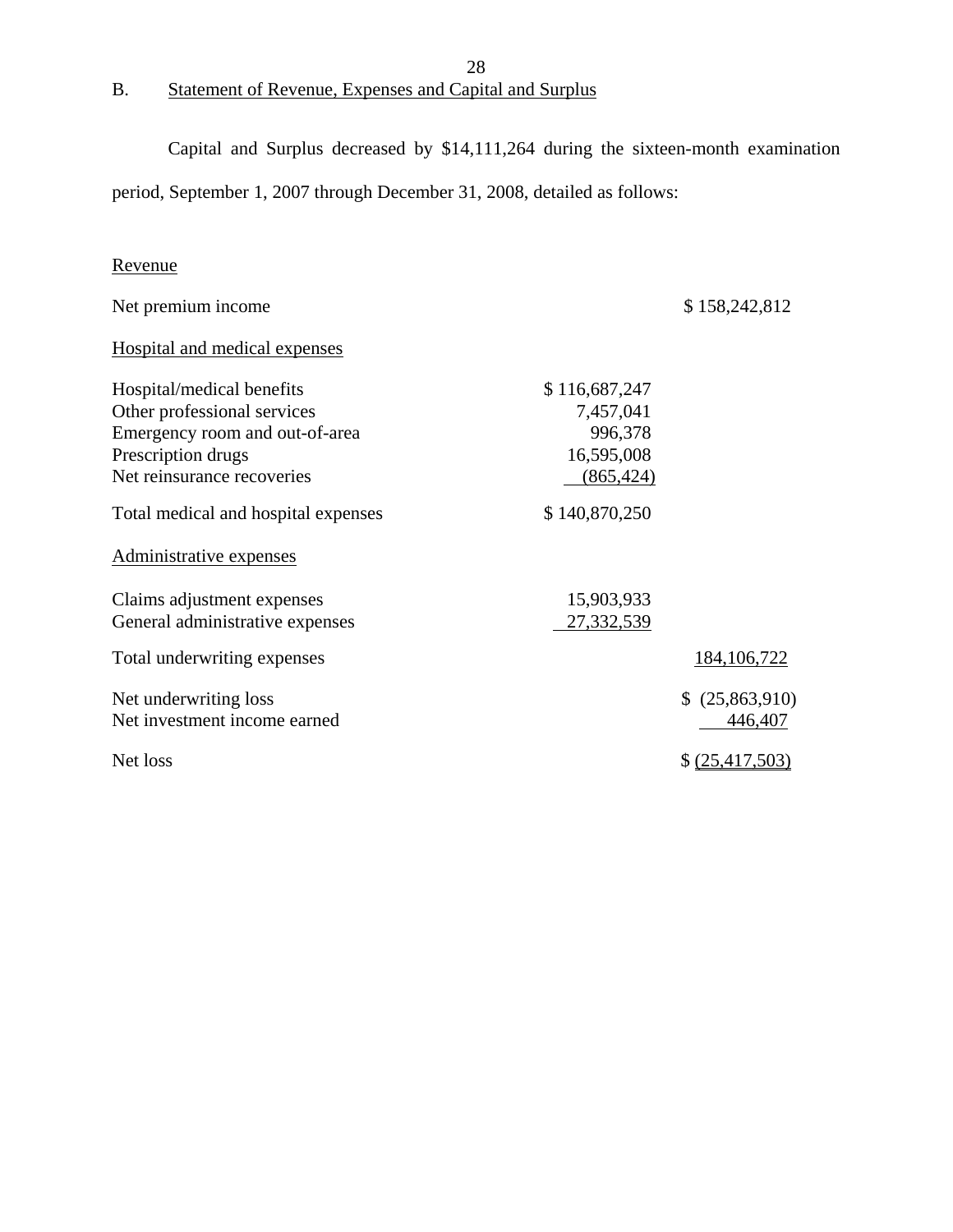## B. Statement of Revenue, Expenses and Capital and Surplus

Capital and Surplus decreased by $14,111,264 during the sixteen-month examination period, September 1, 2007 through December 31, 2008, detailed as follows:

| | | |
|---|---|---|
| Revenue | | |
| Net premium income | | $ 158,242,812 |
| Hospital and medical expenses | | |
| Hospital/medical benefits | $ 116,687,247 | |
| Other professional services | 7,457,041 | |
| Emergency room and out-of-area | 996,378 | |
| Prescription drugs | 16,595,008 | |
| Net reinsurance recoveries | (865,424) | |
| Total medical and hospital expenses | $ 140,870,250 | |
| Administrative expenses | | |
| Claims adjustment expenses | 15,903,933 | |
| General administrative expenses | 27,332,539 | |
| Total underwriting expenses | | 184,106,722 |
| Net underwriting loss | | $ (25,863,910) |
| Net investment income earned | | 446,407 |
| Net loss | | $ (25,417,503) |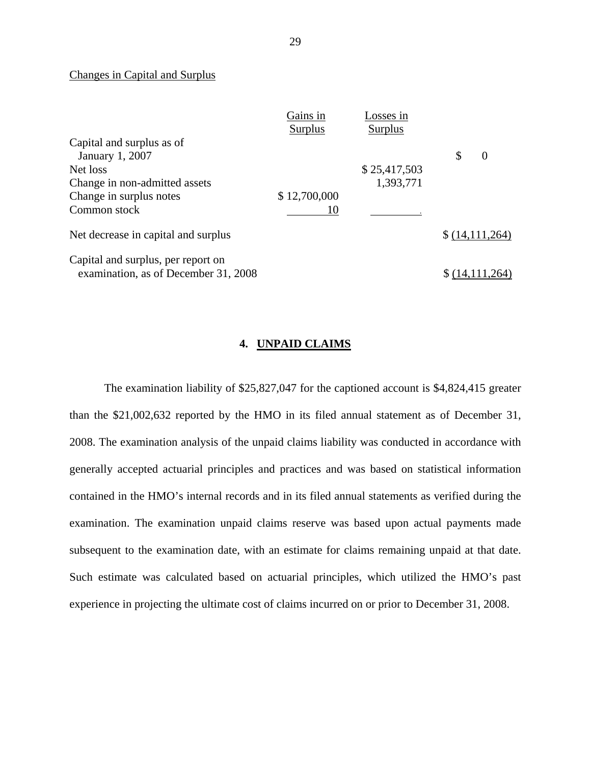Changes in Capital and Surplus

| | Gains in Surplus | Losses in Surplus | |
|---|---|---|---|
| Capital and surplus as of January 1, 2007 | | | $ 0 |
| Net loss | | $ 25,417,503 | |
| Change in non-admitted assets | | 1,393,771 | |
| Change in surplus notes | $ 12,700,000 | | |
| Common stock | 10 | | |
| Net decrease in capital and surplus | | | $ (14,111,264) |
| Capital and surplus, per report on examination, as of December 31, 2008 | | | $ (14,111,264) |

## 4. UNPAID CLAIMS

The examination liability of $25,827,047 for the captioned account is $4,824,415 greater than the $21,002,632 reported by the HMO in its filed annual statement as of December 31, 2008. The examination analysis of the unpaid claims liability was conducted in accordance with generally accepted actuarial principles and practices and was based on statistical information contained in the HMO's internal records and in its filed annual statements as verified during the examination. The examination unpaid claims reserve was based upon actual payments made subsequent to the examination date, with an estimate for claims remaining unpaid at that date. Such estimate was calculated based on actuarial principles, which utilized the HMO's past experience in projecting the ultimate cost of claims incurred on or prior to December 31, 2008.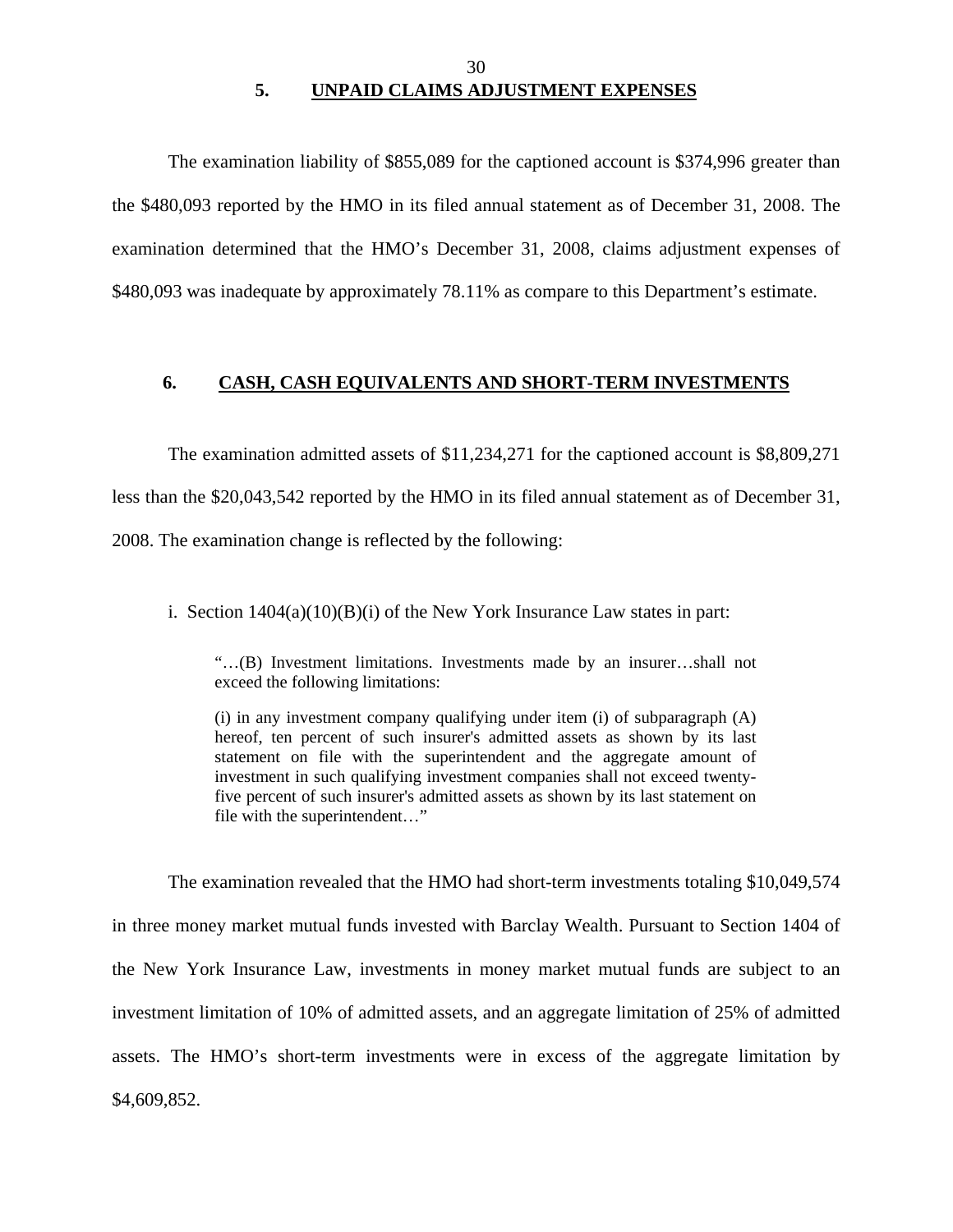## 5. UNPAID CLAIMS ADJUSTMENT EXPENSES

The examination liability of $855,089 for the captioned account is $374,996 greater than the $480,093 reported by the HMO in its filed annual statement as of December 31, 2008. The examination determined that the HMO's December 31, 2008, claims adjustment expenses of $480,093 was inadequate by approximately 78.11% as compare to this Department's estimate.

## 6. CASH, CASH EQUIVALENTS AND SHORT-TERM INVESTMENTS

The examination admitted assets of $11,234,271 for the captioned account is $8,809,271 less than the $20,043,542 reported by the HMO in its filed annual statement as of December 31, 2008. The examination change is reflected by the following:

i. Section 1404(a)(10)(B)(i) of the New York Insurance Law states in part:

> "…(B) Investment limitations. Investments made by an insurer…shall not exceed the following limitations:
>
> (i) in any investment company qualifying under item (i) of subparagraph (A) hereof, ten percent of such insurer's admitted assets as shown by its last statement on file with the superintendent and the aggregate amount of investment in such qualifying investment companies shall not exceed twenty-five percent of such insurer's admitted assets as shown by its last statement on file with the superintendent…"

The examination revealed that the HMO had short-term investments totaling $10,049,574 in three money market mutual funds invested with Barclay Wealth. Pursuant to Section 1404 of the New York Insurance Law, investments in money market mutual funds are subject to an investment limitation of 10% of admitted assets, and an aggregate limitation of 25% of admitted assets. The HMO's short-term investments were in excess of the aggregate limitation by $4,609,852.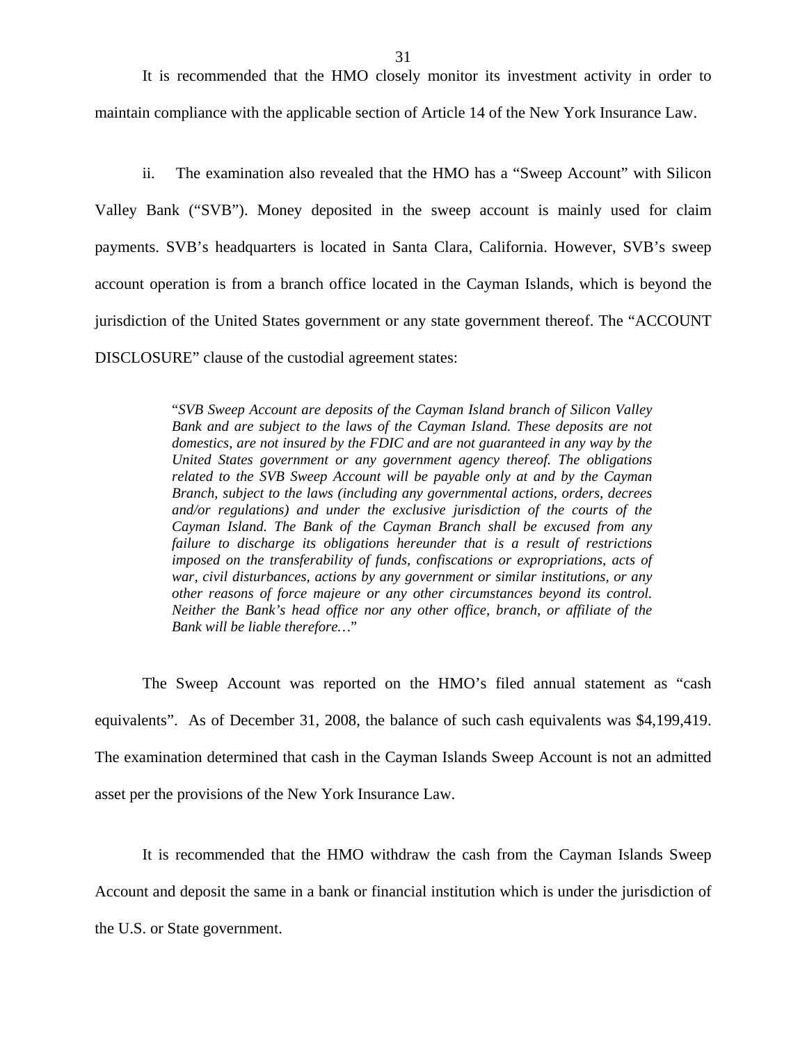It is recommended that the HMO closely monitor its investment activity in order to maintain compliance with the applicable section of Article 14 of the New York Insurance Law.

ii. The examination also revealed that the HMO has a "Sweep Account" with Silicon Valley Bank ("SVB"). Money deposited in the sweep account is mainly used for claim payments. SVB's headquarters is located in Santa Clara, California. However, SVB's sweep account operation is from a branch office located in the Cayman Islands, which is beyond the jurisdiction of the United States government or any state government thereof. The "ACCOUNT DISCLOSURE" clause of the custodial agreement states:

> "*SVB Sweep Account are deposits of the Cayman Island branch of Silicon Valley Bank and are subject to the laws of the Cayman Island. These deposits are not domestics, are not insured by the FDIC and are not guaranteed in any way by the United States government or any government agency thereof. The obligations related to the SVB Sweep Account will be payable only at and by the Cayman Branch, subject to the laws (including any governmental actions, orders, decrees and/or regulations) and under the exclusive jurisdiction of the courts of the Cayman Island. The Bank of the Cayman Branch shall be excused from any failure to discharge its obligations hereunder that is a result of restrictions imposed on the transferability of funds, confiscations or expropriations, acts of war, civil disturbances, actions by any government or similar institutions, or any other reasons of force majeure or any other circumstances beyond its control. Neither the Bank's head office nor any other office, branch, or affiliate of the Bank will be liable therefore…*"

The Sweep Account was reported on the HMO's filed annual statement as "cash equivalents". As of December 31, 2008, the balance of such cash equivalents was $4,199,419. The examination determined that cash in the Cayman Islands Sweep Account is not an admitted asset per the provisions of the New York Insurance Law.

It is recommended that the HMO withdraw the cash from the Cayman Islands Sweep Account and deposit the same in a bank or financial institution which is under the jurisdiction of the U.S. or State government.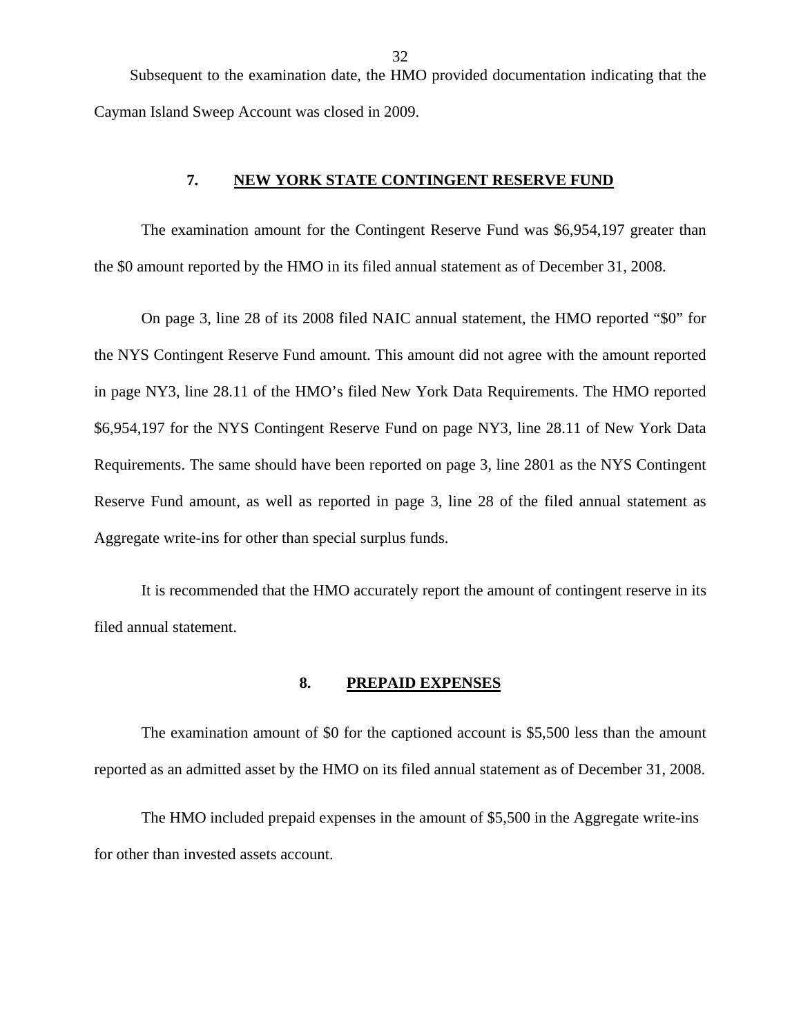Subsequent to the examination date, the HMO provided documentation indicating that the Cayman Island Sweep Account was closed in 2009.

## 7. NEW YORK STATE CONTINGENT RESERVE FUND

The examination amount for the Contingent Reserve Fund was $6,954,197 greater than the $0 amount reported by the HMO in its filed annual statement as of December 31, 2008.

On page 3, line 28 of its 2008 filed NAIC annual statement, the HMO reported "$0" for the NYS Contingent Reserve Fund amount. This amount did not agree with the amount reported in page NY3, line 28.11 of the HMO's filed New York Data Requirements. The HMO reported $6,954,197 for the NYS Contingent Reserve Fund on page NY3, line 28.11 of New York Data Requirements. The same should have been reported on page 3, line 2801 as the NYS Contingent Reserve Fund amount, as well as reported in page 3, line 28 of the filed annual statement as Aggregate write-ins for other than special surplus funds.

It is recommended that the HMO accurately report the amount of contingent reserve in its filed annual statement.

## 8. PREPAID EXPENSES

The examination amount of $0 for the captioned account is $5,500 less than the amount reported as an admitted asset by the HMO on its filed annual statement as of December 31, 2008.

The HMO included prepaid expenses in the amount of $5,500 in the Aggregate write-ins for other than invested assets account.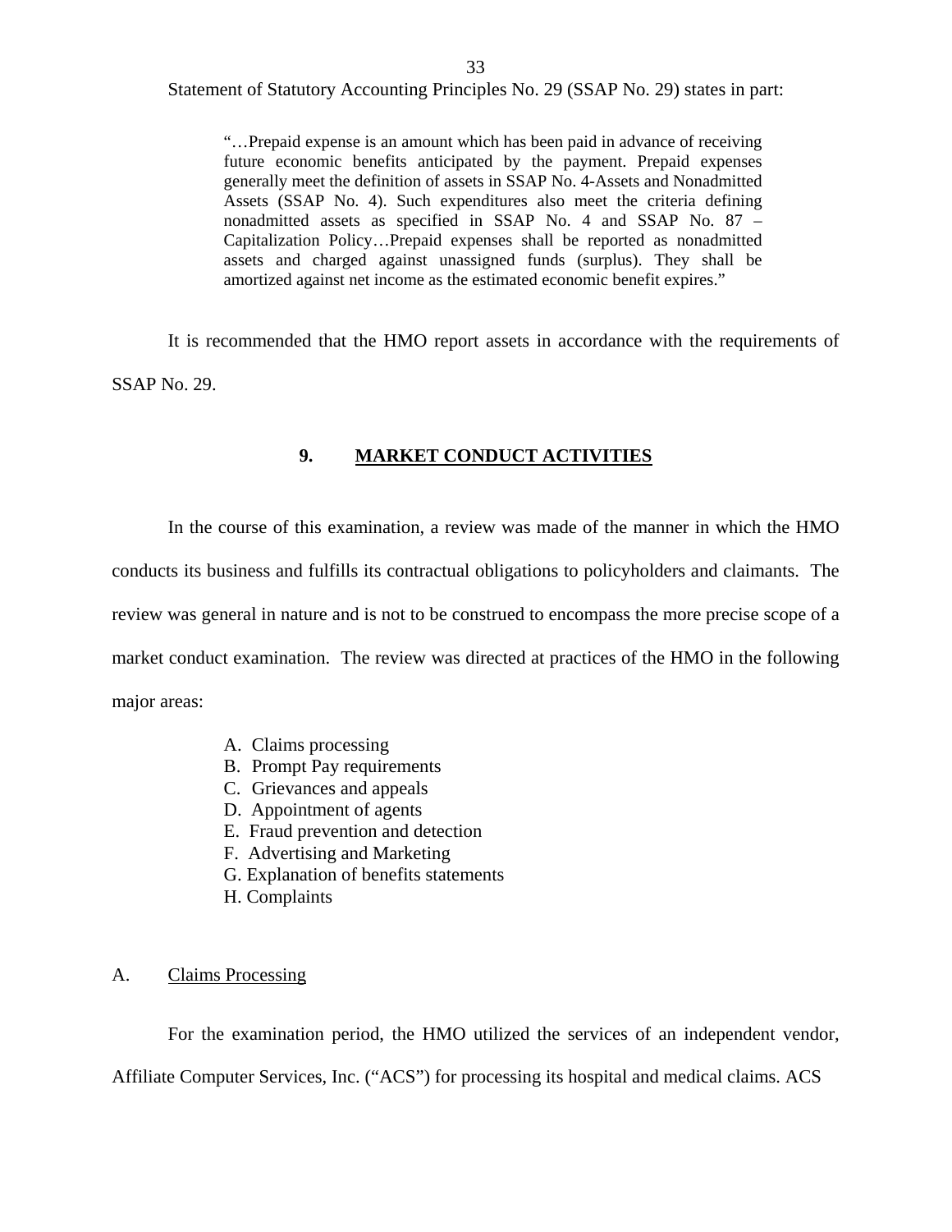Statement of Statutory Accounting Principles No. 29 (SSAP No. 29) states in part:

> "…Prepaid expense is an amount which has been paid in advance of receiving future economic benefits anticipated by the payment. Prepaid expenses generally meet the definition of assets in SSAP No. 4-Assets and Nonadmitted Assets (SSAP No. 4). Such expenditures also meet the criteria defining nonadmitted assets as specified in SSAP No. 4 and SSAP No. 87 – Capitalization Policy…Prepaid expenses shall be reported as nonadmitted assets and charged against unassigned funds (surplus). They shall be amortized against net income as the estimated economic benefit expires."

It is recommended that the HMO report assets in accordance with the requirements of SSAP No. 29.

## 9. MARKET CONDUCT ACTIVITIES

In the course of this examination, a review was made of the manner in which the HMO conducts its business and fulfills its contractual obligations to policyholders and claimants. The review was general in nature and is not to be construed to encompass the more precise scope of a market conduct examination. The review was directed at practices of the HMO in the following major areas:

A. Claims processing
B. Prompt Pay requirements
C. Grievances and appeals
D. Appointment of agents
E. Fraud prevention and detection
F. Advertising and Marketing
G. Explanation of benefits statements
H. Complaints

### A. Claims Processing

For the examination period, the HMO utilized the services of an independent vendor, Affiliate Computer Services, Inc. ("ACS") for processing its hospital and medical claims. ACS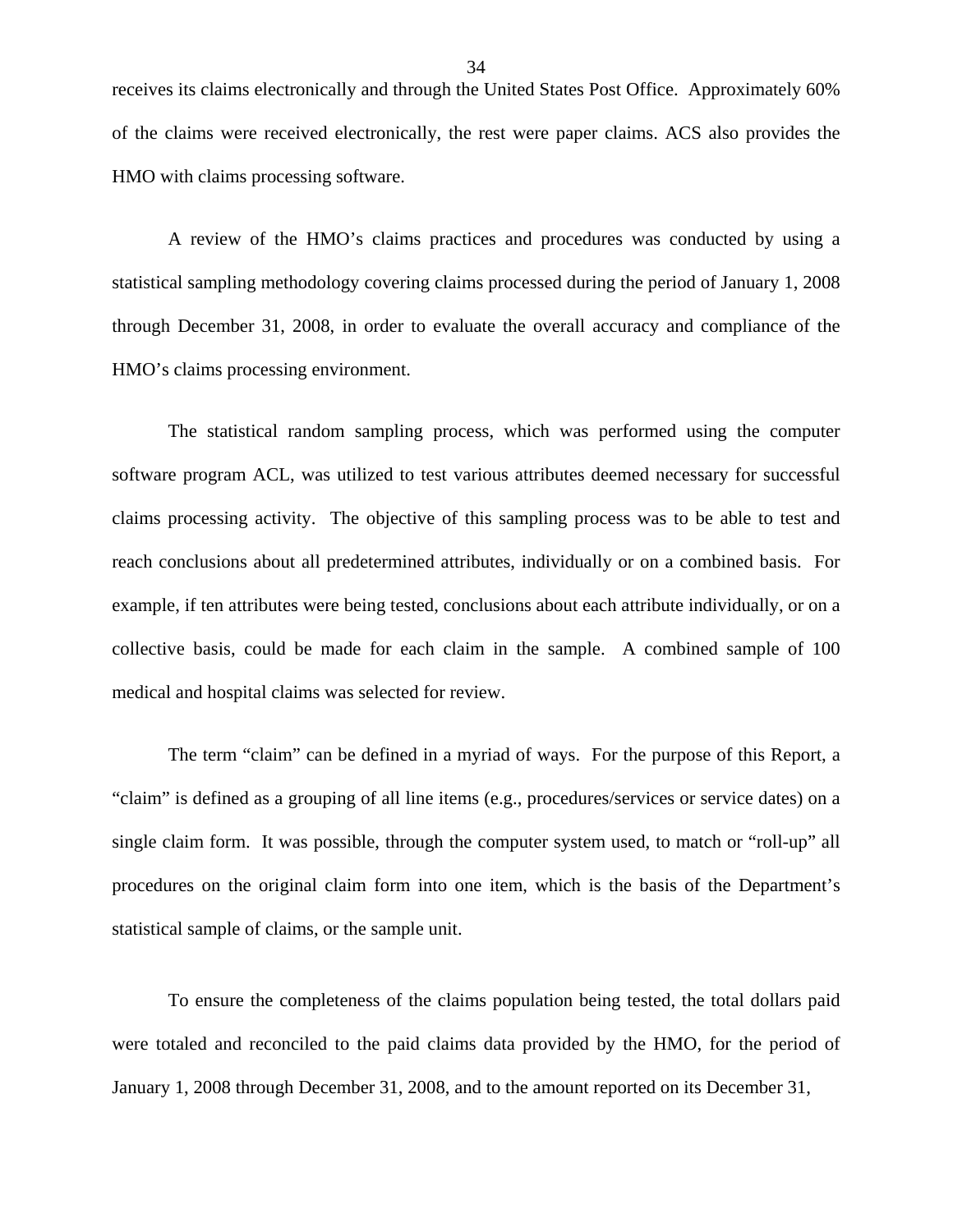receives its claims electronically and through the United States Post Office. Approximately 60% of the claims were received electronically, the rest were paper claims. ACS also provides the HMO with claims processing software.

A review of the HMO's claims practices and procedures was conducted by using a statistical sampling methodology covering claims processed during the period of January 1, 2008 through December 31, 2008, in order to evaluate the overall accuracy and compliance of the HMO's claims processing environment.

The statistical random sampling process, which was performed using the computer software program ACL, was utilized to test various attributes deemed necessary for successful claims processing activity. The objective of this sampling process was to be able to test and reach conclusions about all predetermined attributes, individually or on a combined basis. For example, if ten attributes were being tested, conclusions about each attribute individually, or on a collective basis, could be made for each claim in the sample. A combined sample of 100 medical and hospital claims was selected for review.

The term "claim" can be defined in a myriad of ways. For the purpose of this Report, a "claim" is defined as a grouping of all line items (e.g., procedures/services or service dates) on a single claim form. It was possible, through the computer system used, to match or "roll-up" all procedures on the original claim form into one item, which is the basis of the Department's statistical sample of claims, or the sample unit.

To ensure the completeness of the claims population being tested, the total dollars paid were totaled and reconciled to the paid claims data provided by the HMO, for the period of January 1, 2008 through December 31, 2008, and to the amount reported on its December 31,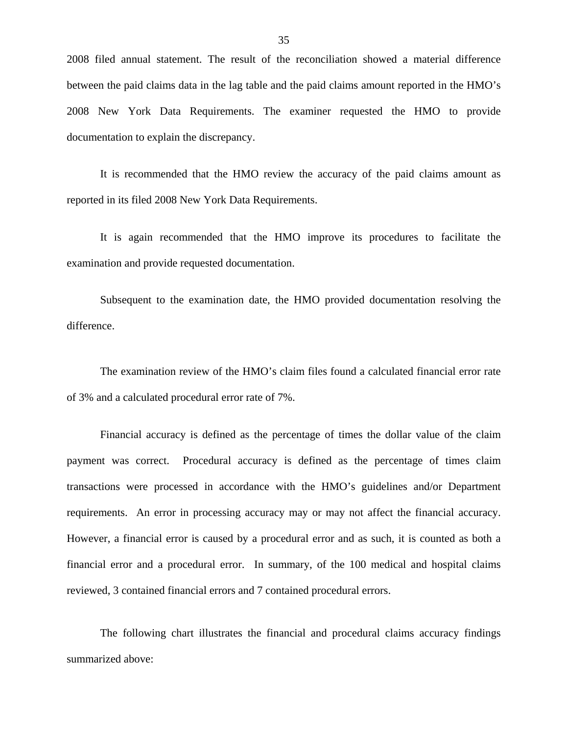2008 filed annual statement. The result of the reconciliation showed a material difference between the paid claims data in the lag table and the paid claims amount reported in the HMO's 2008 New York Data Requirements. The examiner requested the HMO to provide documentation to explain the discrepancy.

It is recommended that the HMO review the accuracy of the paid claims amount as reported in its filed 2008 New York Data Requirements.

It is again recommended that the HMO improve its procedures to facilitate the examination and provide requested documentation.

Subsequent to the examination date, the HMO provided documentation resolving the difference.

The examination review of the HMO's claim files found a calculated financial error rate of 3% and a calculated procedural error rate of 7%.

Financial accuracy is defined as the percentage of times the dollar value of the claim payment was correct. Procedural accuracy is defined as the percentage of times claim transactions were processed in accordance with the HMO's guidelines and/or Department requirements. An error in processing accuracy may or may not affect the financial accuracy. However, a financial error is caused by a procedural error and as such, it is counted as both a financial error and a procedural error. In summary, of the 100 medical and hospital claims reviewed, 3 contained financial errors and 7 contained procedural errors.

The following chart illustrates the financial and procedural claims accuracy findings summarized above: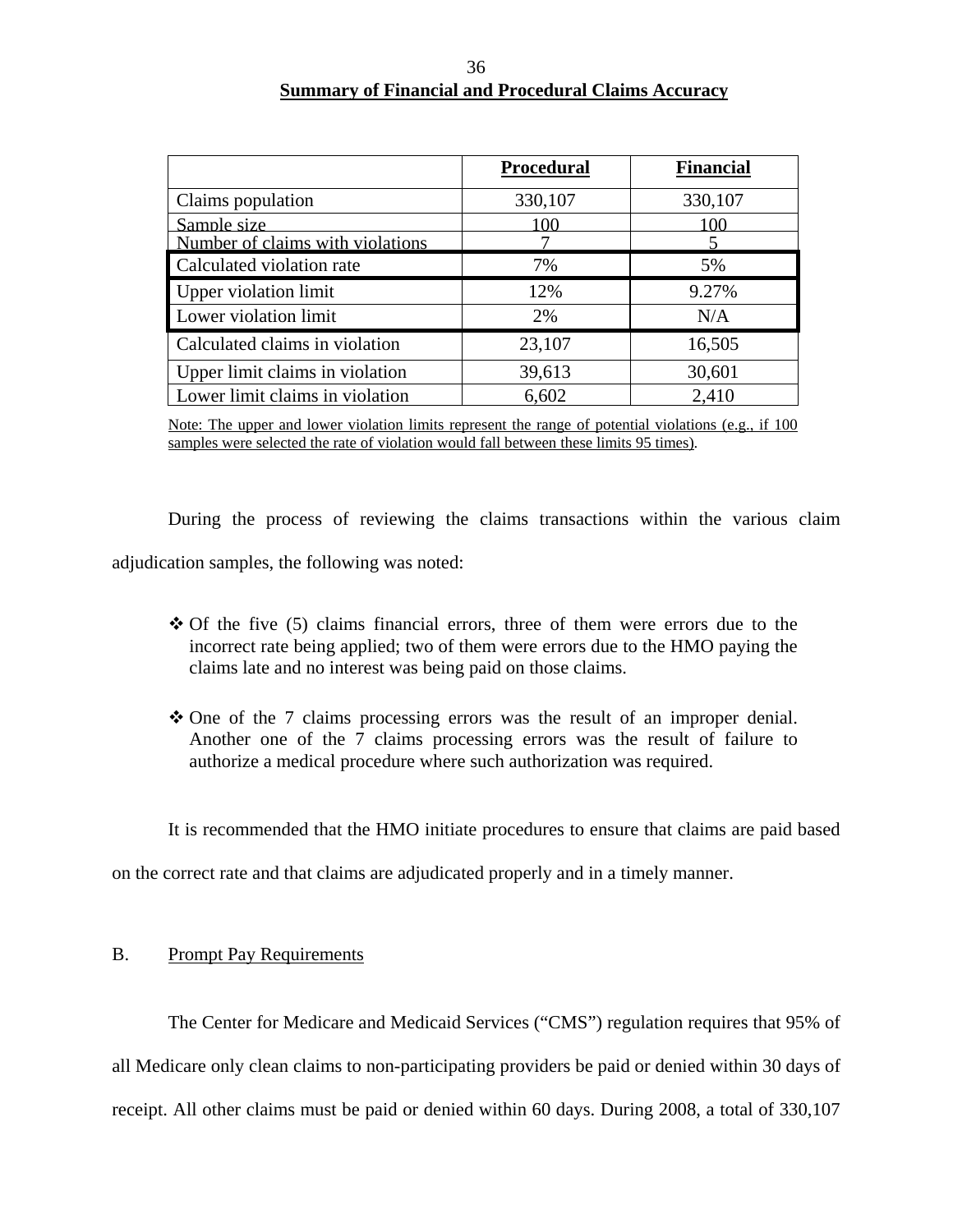**Summary of Financial and Procedural Claims Accuracy**

| | Procedural | Financial |
|---|---|---|
| Claims population | 330,107 | 330,107 |
| Sample size | 100 | 100 |
| Number of claims with violations | 7 | 5 |
| Calculated violation rate | 7% | 5% |
| Upper violation limit | 12% | 9.27% |
| Lower violation limit | 2% | N/A |
| Calculated claims in violation | 23,107 | 16,505 |
| Upper limit claims in violation | 39,613 | 30,601 |
| Lower limit claims in violation | 6,602 | 2,410 |

Note: The upper and lower violation limits represent the range of potential violations (e.g., if 100 samples were selected the rate of violation would fall between these limits 95 times).

During the process of reviewing the claims transactions within the various claim adjudication samples, the following was noted:

- Of the five (5) claims financial errors, three of them were errors due to the incorrect rate being applied; two of them were errors due to the HMO paying the claims late and no interest was being paid on those claims.

- One of the 7 claims processing errors was the result of an improper denial. Another one of the 7 claims processing errors was the result of failure to authorize a medical procedure where such authorization was required.

It is recommended that the HMO initiate procedures to ensure that claims are paid based on the correct rate and that claims are adjudicated properly and in a timely manner.

B. Prompt Pay Requirements

The Center for Medicare and Medicaid Services ("CMS") regulation requires that 95% of all Medicare only clean claims to non-participating providers be paid or denied within 30 days of receipt. All other claims must be paid or denied within 60 days. During 2008, a total of 330,107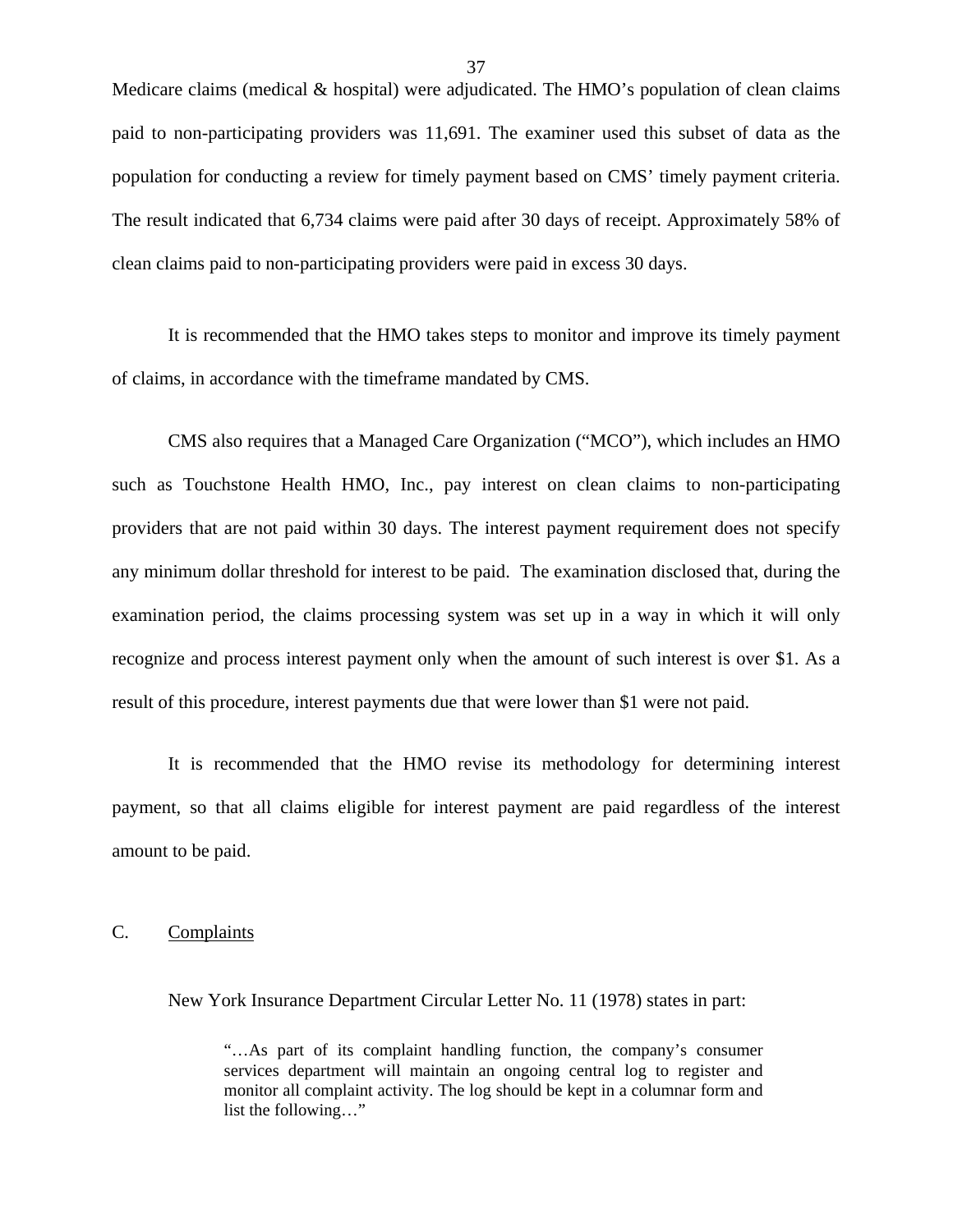Medicare claims (medical & hospital) were adjudicated. The HMO's population of clean claims paid to non-participating providers was 11,691. The examiner used this subset of data as the population for conducting a review for timely payment based on CMS' timely payment criteria. The result indicated that 6,734 claims were paid after 30 days of receipt. Approximately 58% of clean claims paid to non-participating providers were paid in excess 30 days.

It is recommended that the HMO takes steps to monitor and improve its timely payment of claims, in accordance with the timeframe mandated by CMS.

CMS also requires that a Managed Care Organization ("MCO"), which includes an HMO such as Touchstone Health HMO, Inc., pay interest on clean claims to non-participating providers that are not paid within 30 days. The interest payment requirement does not specify any minimum dollar threshold for interest to be paid. The examination disclosed that, during the examination period, the claims processing system was set up in a way in which it will only recognize and process interest payment only when the amount of such interest is over $1. As a result of this procedure, interest payments due that were lower than $1 were not paid.

It is recommended that the HMO revise its methodology for determining interest payment, so that all claims eligible for interest payment are paid regardless of the interest amount to be paid.

## C. Complaints

New York Insurance Department Circular Letter No. 11 (1978) states in part:

> "…As part of its complaint handling function, the company's consumer services department will maintain an ongoing central log to register and monitor all complaint activity. The log should be kept in a columnar form and list the following…"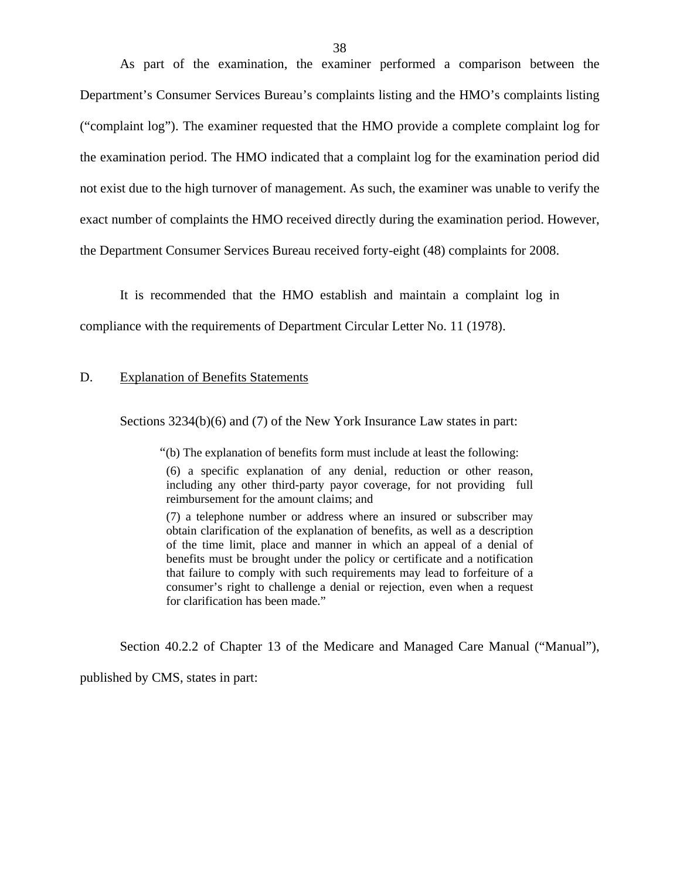As part of the examination, the examiner performed a comparison between the Department's Consumer Services Bureau's complaints listing and the HMO's complaints listing ("complaint log"). The examiner requested that the HMO provide a complete complaint log for the examination period. The HMO indicated that a complaint log for the examination period did not exist due to the high turnover of management. As such, the examiner was unable to verify the exact number of complaints the HMO received directly during the examination period. However, the Department Consumer Services Bureau received forty-eight (48) complaints for 2008.

It is recommended that the HMO establish and maintain a complaint log in compliance with the requirements of Department Circular Letter No. 11 (1978).

D. Explanation of Benefits Statements

Sections 3234(b)(6) and (7) of the New York Insurance Law states in part:

> "(b) The explanation of benefits form must include at least the following:
>
> (6) a specific explanation of any denial, reduction or other reason, including any other third-party payor coverage, for not providing full reimbursement for the amount claims; and
>
> (7) a telephone number or address where an insured or subscriber may obtain clarification of the explanation of benefits, as well as a description of the time limit, place and manner in which an appeal of a denial of benefits must be brought under the policy or certificate and a notification that failure to comply with such requirements may lead to forfeiture of a consumer's right to challenge a denial or rejection, even when a request for clarification has been made."

Section 40.2.2 of Chapter 13 of the Medicare and Managed Care Manual ("Manual"), published by CMS, states in part: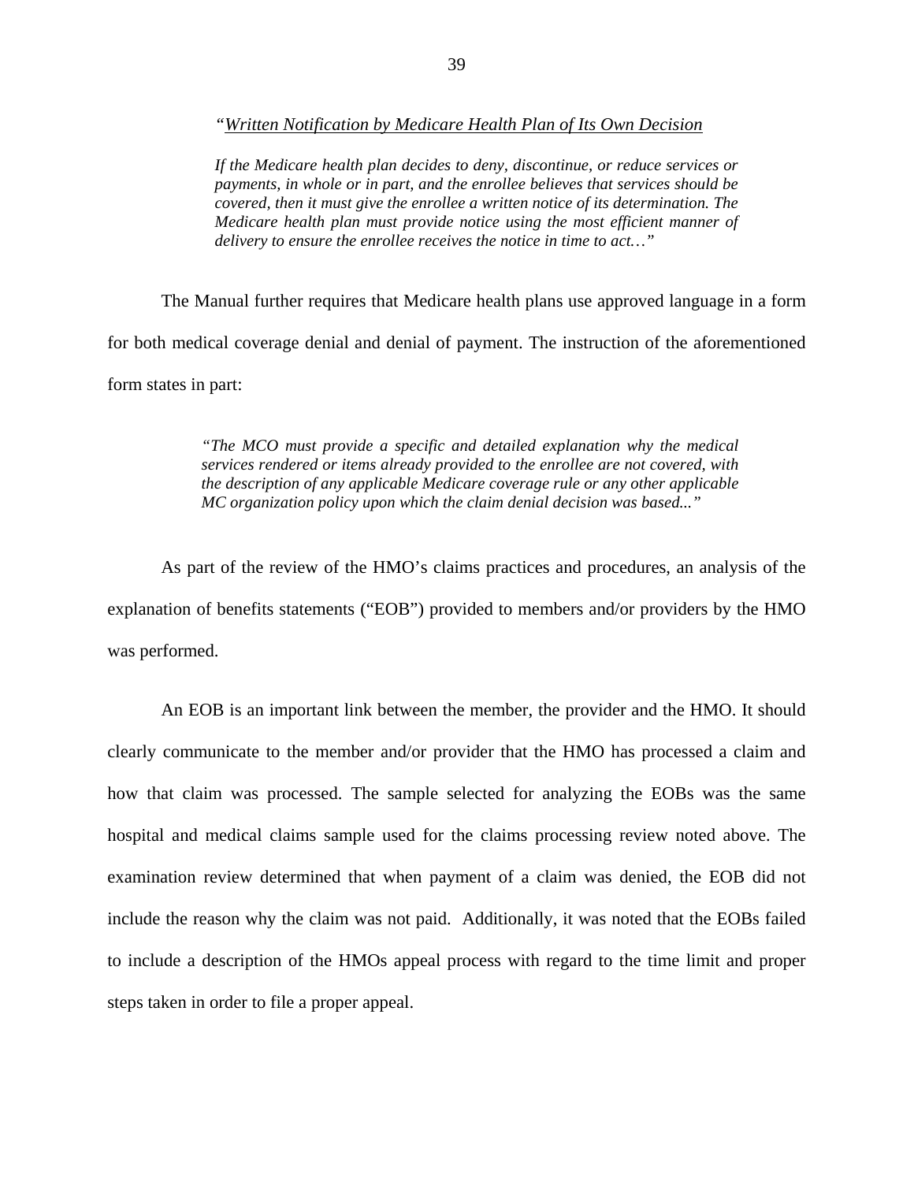*"<u>Written Notification by Medicare Health Plan of Its Own Decision</u>*

> *If the Medicare health plan decides to deny, discontinue, or reduce services or payments, in whole or in part, and the enrollee believes that services should be covered, then it must give the enrollee a written notice of its determination. The Medicare health plan must provide notice using the most efficient manner of delivery to ensure the enrollee receives the notice in time to act…"*

The Manual further requires that Medicare health plans use approved language in a form for both medical coverage denial and denial of payment. The instruction of the aforementioned form states in part:

> *"The MCO must provide a specific and detailed explanation why the medical services rendered or items already provided to the enrollee are not covered, with the description of any applicable Medicare coverage rule or any other applicable MC organization policy upon which the claim denial decision was based..."*

As part of the review of the HMO's claims practices and procedures, an analysis of the explanation of benefits statements ("EOB") provided to members and/or providers by the HMO was performed.

An EOB is an important link between the member, the provider and the HMO. It should clearly communicate to the member and/or provider that the HMO has processed a claim and how that claim was processed. The sample selected for analyzing the EOBs was the same hospital and medical claims sample used for the claims processing review noted above. The examination review determined that when payment of a claim was denied, the EOB did not include the reason why the claim was not paid. Additionally, it was noted that the EOBs failed to include a description of the HMOs appeal process with regard to the time limit and proper steps taken in order to file a proper appeal.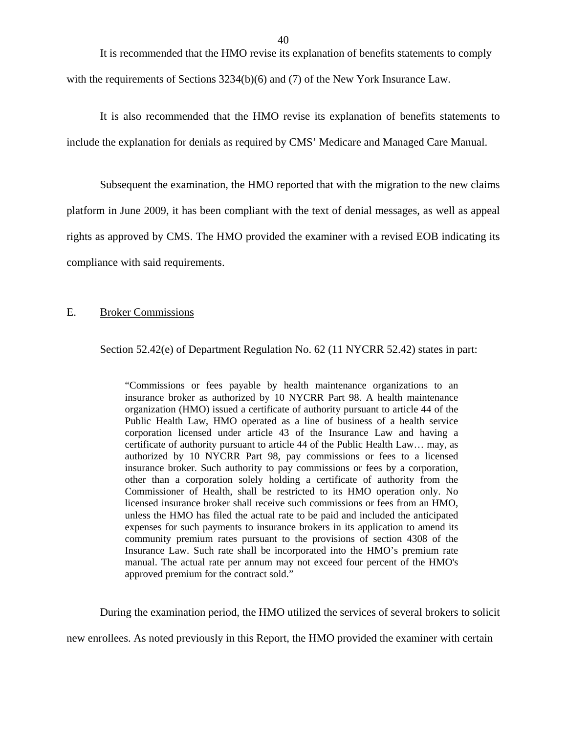It is recommended that the HMO revise its explanation of benefits statements to comply with the requirements of Sections 3234(b)(6) and (7) of the New York Insurance Law.

It is also recommended that the HMO revise its explanation of benefits statements to include the explanation for denials as required by CMS' Medicare and Managed Care Manual.

Subsequent the examination, the HMO reported that with the migration to the new claims platform in June 2009, it has been compliant with the text of denial messages, as well as appeal rights as approved by CMS. The HMO provided the examiner with a revised EOB indicating its compliance with said requirements.

## E. Broker Commissions

Section 52.42(e) of Department Regulation No. 62 (11 NYCRR 52.42) states in part:

> "Commissions or fees payable by health maintenance organizations to an insurance broker as authorized by 10 NYCRR Part 98. A health maintenance organization (HMO) issued a certificate of authority pursuant to article 44 of the Public Health Law, HMO operated as a line of business of a health service corporation licensed under article 43 of the Insurance Law and having a certificate of authority pursuant to article 44 of the Public Health Law… may, as authorized by 10 NYCRR Part 98, pay commissions or fees to a licensed insurance broker. Such authority to pay commissions or fees by a corporation, other than a corporation solely holding a certificate of authority from the Commissioner of Health, shall be restricted to its HMO operation only. No licensed insurance broker shall receive such commissions or fees from an HMO, unless the HMO has filed the actual rate to be paid and included the anticipated expenses for such payments to insurance brokers in its application to amend its community premium rates pursuant to the provisions of section 4308 of the Insurance Law. Such rate shall be incorporated into the HMO's premium rate manual. The actual rate per annum may not exceed four percent of the HMO's approved premium for the contract sold."

During the examination period, the HMO utilized the services of several brokers to solicit new enrollees. As noted previously in this Report, the HMO provided the examiner with certain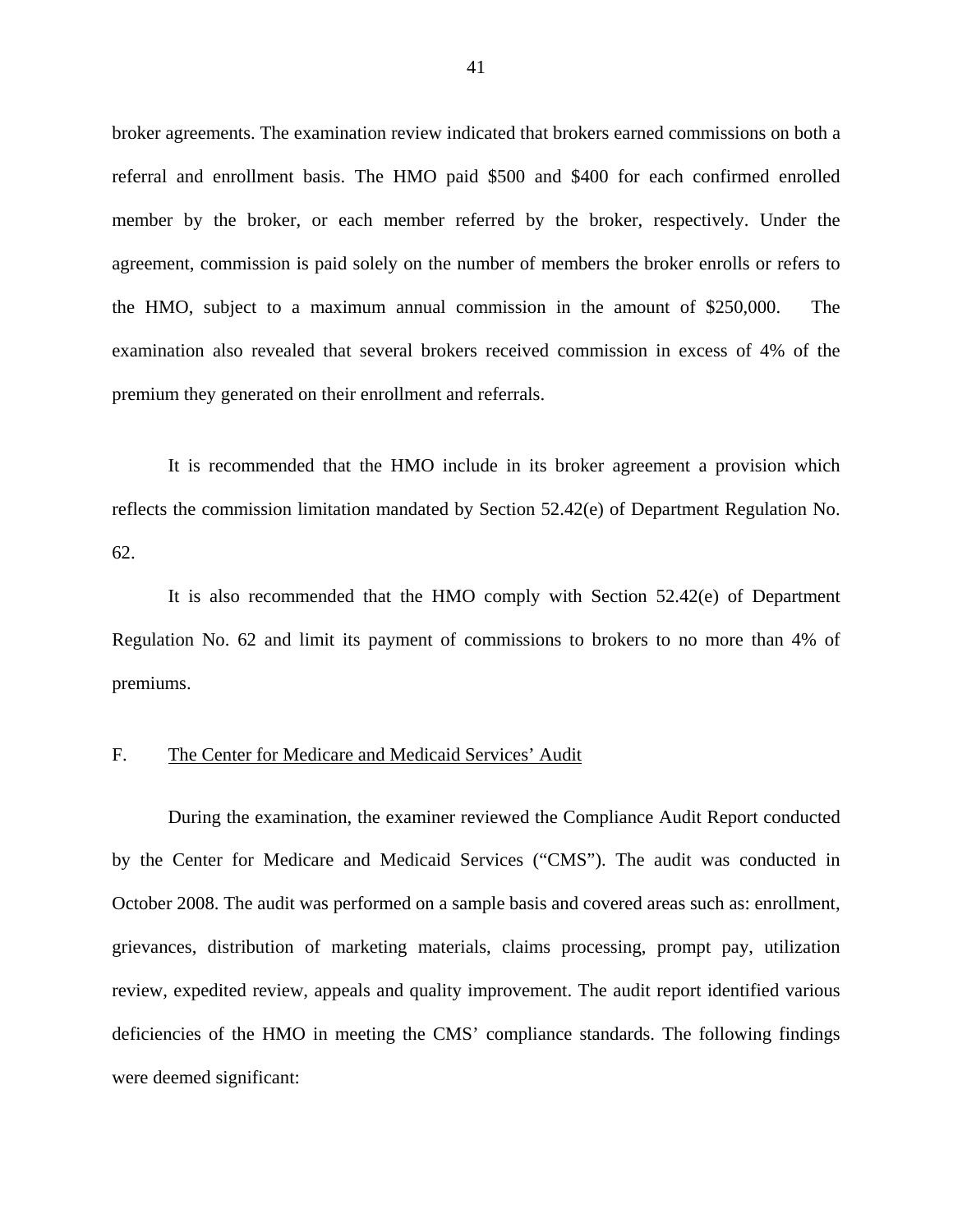broker agreements. The examination review indicated that brokers earned commissions on both a referral and enrollment basis. The HMO paid $500 and $400 for each confirmed enrolled member by the broker, or each member referred by the broker, respectively. Under the agreement, commission is paid solely on the number of members the broker enrolls or refers to the HMO, subject to a maximum annual commission in the amount of $250,000. The examination also revealed that several brokers received commission in excess of 4% of the premium they generated on their enrollment and referrals.

It is recommended that the HMO include in its broker agreement a provision which reflects the commission limitation mandated by Section 52.42(e) of Department Regulation No. 62.

It is also recommended that the HMO comply with Section 52.42(e) of Department Regulation No. 62 and limit its payment of commissions to brokers to no more than 4% of premiums.

## F. The Center for Medicare and Medicaid Services' Audit

During the examination, the examiner reviewed the Compliance Audit Report conducted by the Center for Medicare and Medicaid Services ("CMS"). The audit was conducted in October 2008. The audit was performed on a sample basis and covered areas such as: enrollment, grievances, distribution of marketing materials, claims processing, prompt pay, utilization review, expedited review, appeals and quality improvement. The audit report identified various deficiencies of the HMO in meeting the CMS' compliance standards. The following findings were deemed significant: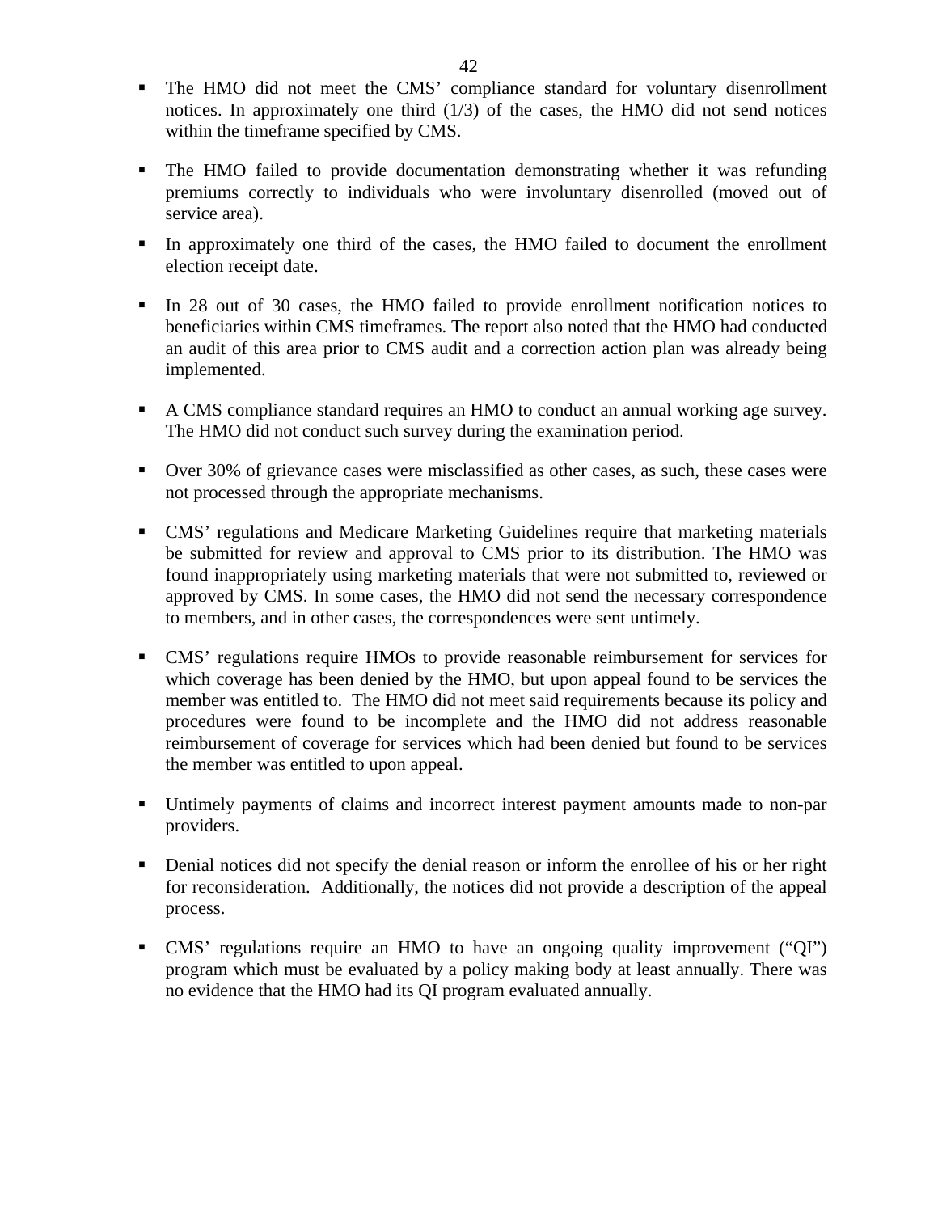- The HMO did not meet the CMS' compliance standard for voluntary disenrollment notices. In approximately one third (1/3) of the cases, the HMO did not send notices within the timeframe specified by CMS.

- The HMO failed to provide documentation demonstrating whether it was refunding premiums correctly to individuals who were involuntary disenrolled (moved out of service area).

- In approximately one third of the cases, the HMO failed to document the enrollment election receipt date.

- In 28 out of 30 cases, the HMO failed to provide enrollment notification notices to beneficiaries within CMS timeframes. The report also noted that the HMO had conducted an audit of this area prior to CMS audit and a correction action plan was already being implemented.

- A CMS compliance standard requires an HMO to conduct an annual working age survey. The HMO did not conduct such survey during the examination period.

- Over 30% of grievance cases were misclassified as other cases, as such, these cases were not processed through the appropriate mechanisms.

- CMS' regulations and Medicare Marketing Guidelines require that marketing materials be submitted for review and approval to CMS prior to its distribution. The HMO was found inappropriately using marketing materials that were not submitted to, reviewed or approved by CMS. In some cases, the HMO did not send the necessary correspondence to members, and in other cases, the correspondences were sent untimely.

- CMS' regulations require HMOs to provide reasonable reimbursement for services for which coverage has been denied by the HMO, but upon appeal found to be services the member was entitled to. The HMO did not meet said requirements because its policy and procedures were found to be incomplete and the HMO did not address reasonable reimbursement of coverage for services which had been denied but found to be services the member was entitled to upon appeal.

- Untimely payments of claims and incorrect interest payment amounts made to non-par providers.

- Denial notices did not specify the denial reason or inform the enrollee of his or her right for reconsideration. Additionally, the notices did not provide a description of the appeal process.

- CMS' regulations require an HMO to have an ongoing quality improvement ("QI") program which must be evaluated by a policy making body at least annually. There was no evidence that the HMO had its QI program evaluated annually.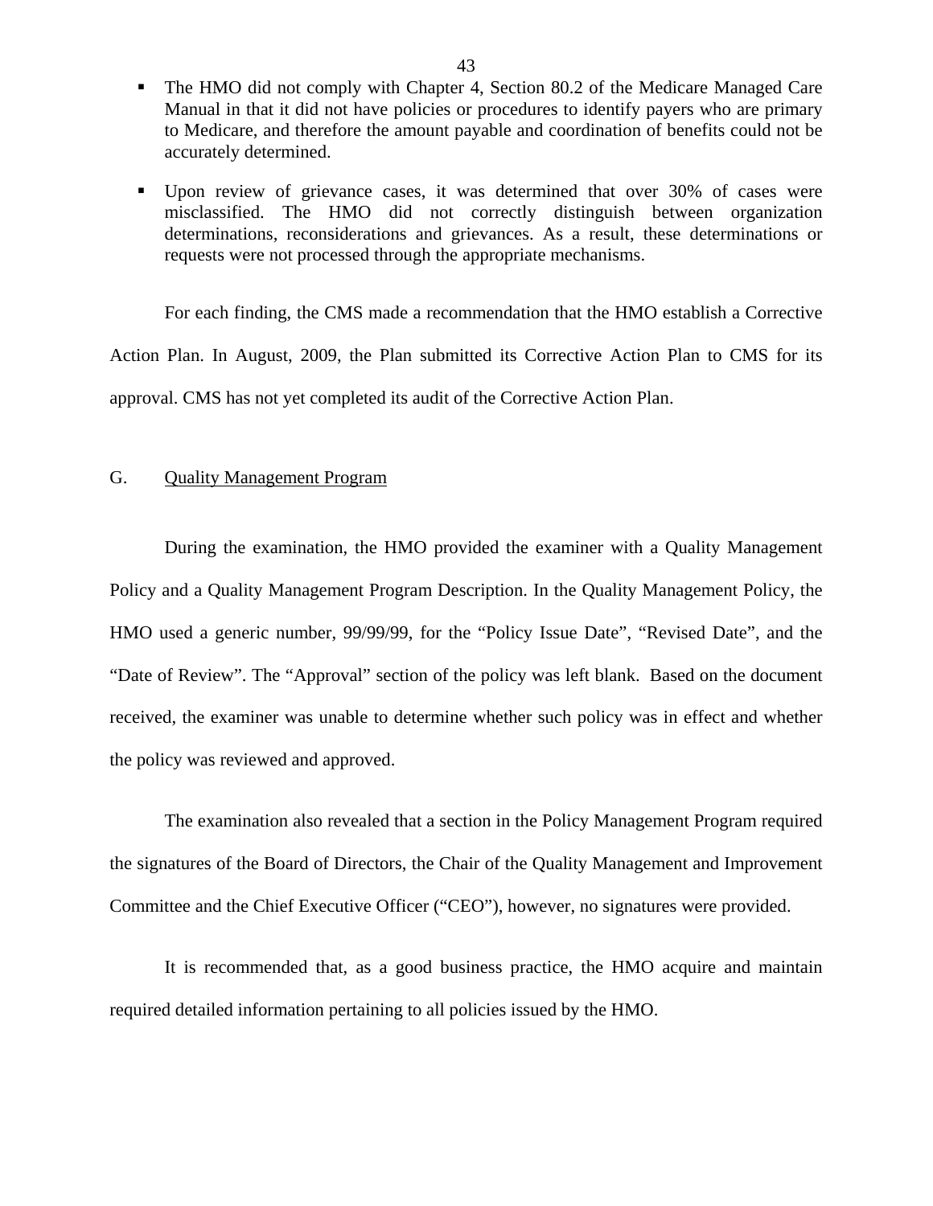- The HMO did not comply with Chapter 4, Section 80.2 of the Medicare Managed Care Manual in that it did not have policies or procedures to identify payers who are primary to Medicare, and therefore the amount payable and coordination of benefits could not be accurately determined.

- Upon review of grievance cases, it was determined that over 30% of cases were misclassified. The HMO did not correctly distinguish between organization determinations, reconsiderations and grievances. As a result, these determinations or requests were not processed through the appropriate mechanisms.

For each finding, the CMS made a recommendation that the HMO establish a Corrective Action Plan. In August, 2009, the Plan submitted its Corrective Action Plan to CMS for its approval. CMS has not yet completed its audit of the Corrective Action Plan.

## G. Quality Management Program

During the examination, the HMO provided the examiner with a Quality Management Policy and a Quality Management Program Description. In the Quality Management Policy, the HMO used a generic number, 99/99/99, for the "Policy Issue Date", "Revised Date", and the "Date of Review". The "Approval" section of the policy was left blank. Based on the document received, the examiner was unable to determine whether such policy was in effect and whether the policy was reviewed and approved.

The examination also revealed that a section in the Policy Management Program required the signatures of the Board of Directors, the Chair of the Quality Management and Improvement Committee and the Chief Executive Officer ("CEO"), however, no signatures were provided.

It is recommended that, as a good business practice, the HMO acquire and maintain required detailed information pertaining to all policies issued by the HMO.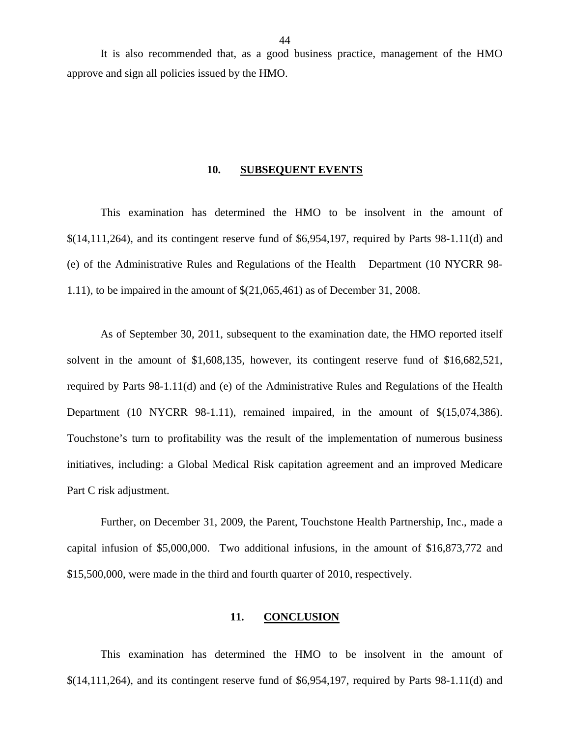It is also recommended that, as a good business practice, management of the HMO approve and sign all policies issued by the HMO.

## 10. SUBSEQUENT EVENTS

This examination has determined the HMO to be insolvent in the amount of $(14,111,264), and its contingent reserve fund of $6,954,197, required by Parts 98-1.11(d) and (e) of the Administrative Rules and Regulations of the Health Department (10 NYCRR 98-1.11), to be impaired in the amount of $(21,065,461) as of December 31, 2008.

As of September 30, 2011, subsequent to the examination date, the HMO reported itself solvent in the amount of $1,608,135, however, its contingent reserve fund of $16,682,521, required by Parts 98-1.11(d) and (e) of the Administrative Rules and Regulations of the Health Department (10 NYCRR 98-1.11), remained impaired, in the amount of $(15,074,386). Touchstone's turn to profitability was the result of the implementation of numerous business initiatives, including: a Global Medical Risk capitation agreement and an improved Medicare Part C risk adjustment.

Further, on December 31, 2009, the Parent, Touchstone Health Partnership, Inc., made a capital infusion of $5,000,000. Two additional infusions, in the amount of $16,873,772 and $15,500,000, were made in the third and fourth quarter of 2010, respectively.

## 11. CONCLUSION

This examination has determined the HMO to be insolvent in the amount of $(14,111,264), and its contingent reserve fund of $6,954,197, required by Parts 98-1.11(d) and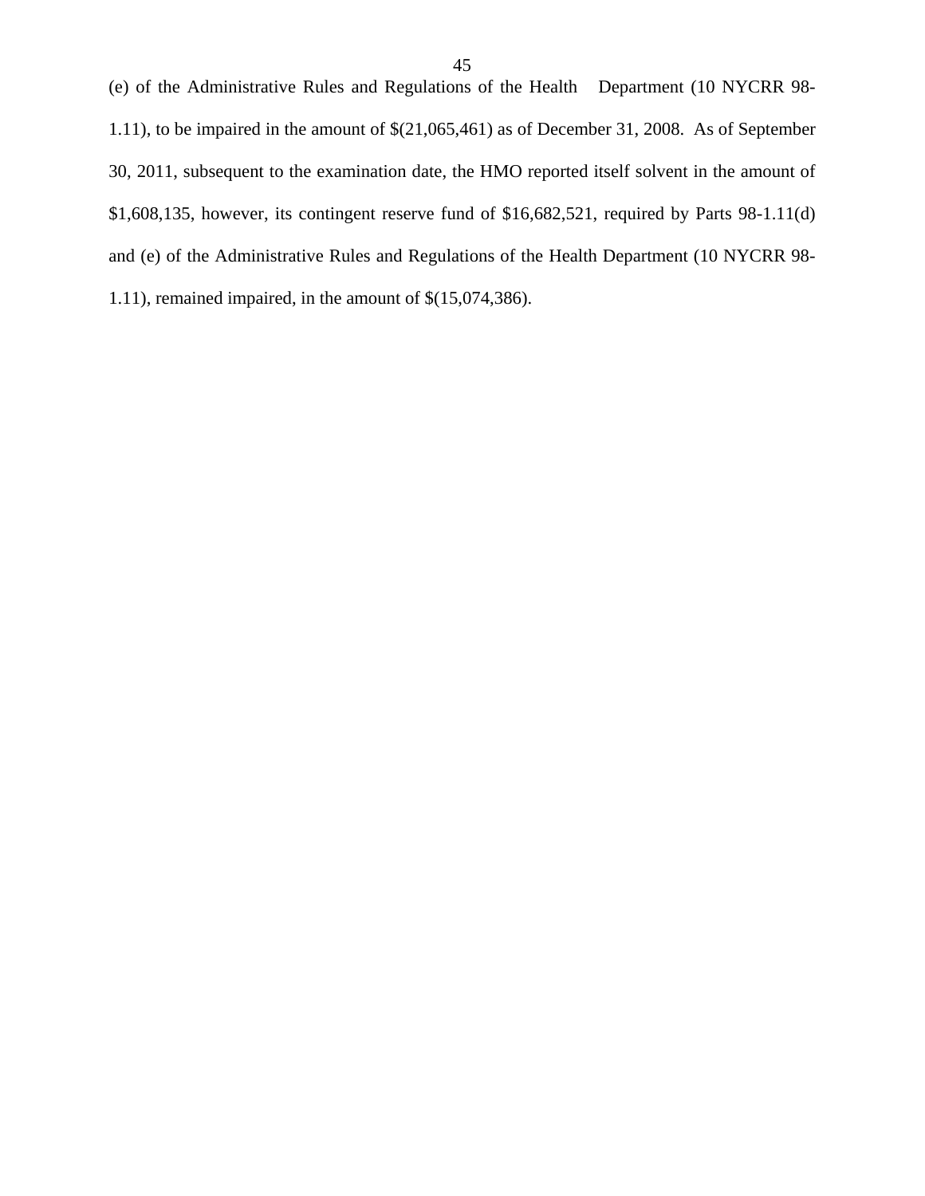(e) of the Administrative Rules and Regulations of the Health Department (10 NYCRR 98-1.11), to be impaired in the amount of $(21,065,461) as of December 31, 2008. As of September 30, 2011, subsequent to the examination date, the HMO reported itself solvent in the amount of $1,608,135, however, its contingent reserve fund of $16,682,521, required by Parts 98-1.11(d) and (e) of the Administrative Rules and Regulations of the Health Department (10 NYCRR 98-1.11), remained impaired, in the amount of $(15,074,386).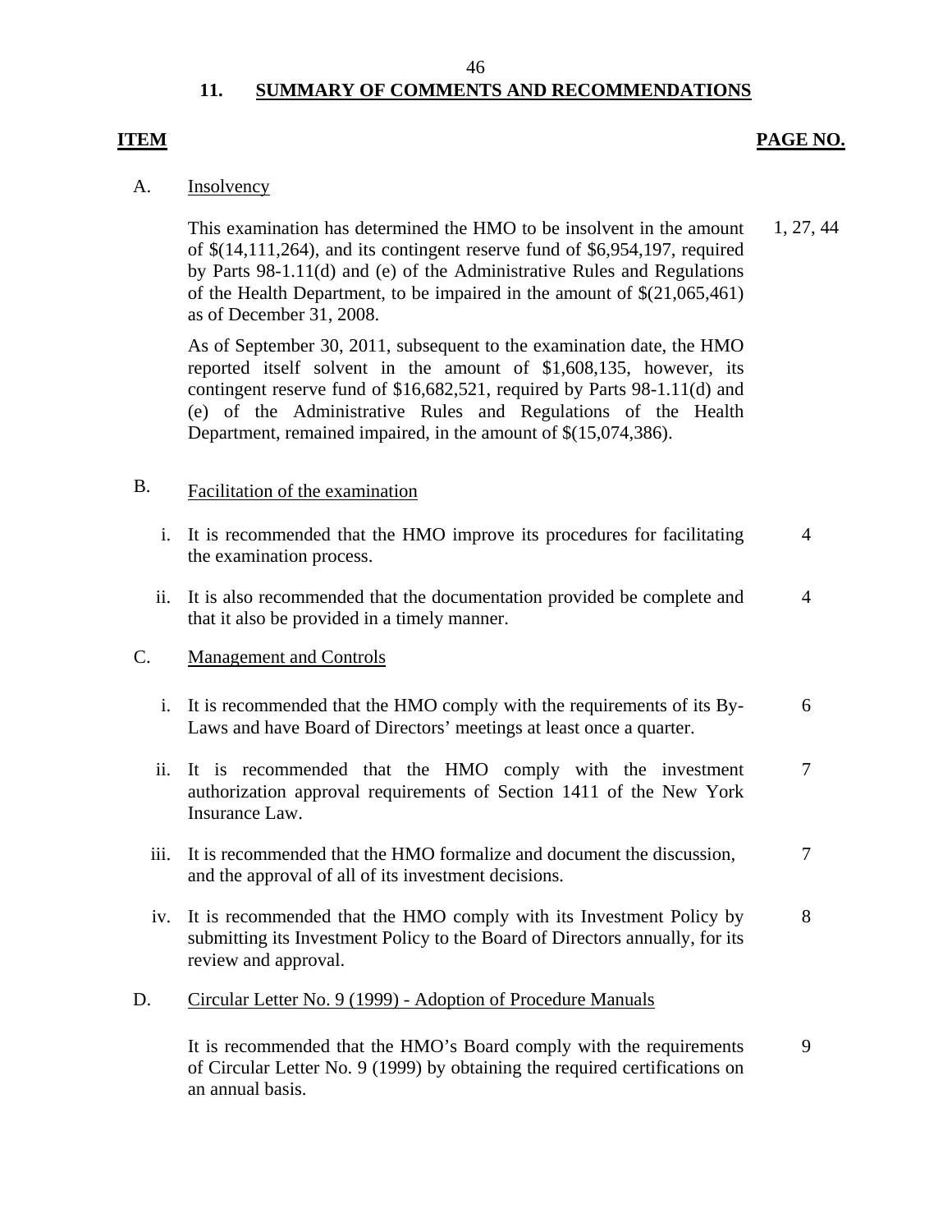## 11. SUMMARY OF COMMENTS AND RECOMMENDATIONS

| ITEM | | PAGE NO. |
|---|---|---|
| A. | Insolvency | |
| | This examination has determined the HMO to be insolvent in the amount of $(14,111,264), and its contingent reserve fund of $6,954,197, required by Parts 98-1.11(d) and (e) of the Administrative Rules and Regulations of the Health Department, to be impaired in the amount of $(21,065,461) as of December 31, 2008. | 1, 27, 44 |
| | As of September 30, 2011, subsequent to the examination date, the HMO reported itself solvent in the amount of $1,608,135, however, its contingent reserve fund of $16,682,521, required by Parts 98-1.11(d) and (e) of the Administrative Rules and Regulations of the Health Department, remained impaired, in the amount of $(15,074,386). | |
| B. | Facilitation of the examination | |
| i. | It is recommended that the HMO improve its procedures for facilitating the examination process. | 4 |
| ii. | It is also recommended that the documentation provided be complete and that it also be provided in a timely manner. | 4 |
| C. | Management and Controls | |
| i. | It is recommended that the HMO comply with the requirements of its By-Laws and have Board of Directors' meetings at least once a quarter. | 6 |
| ii. | It is recommended that the HMO comply with the investment authorization approval requirements of Section 1411 of the New York Insurance Law. | 7 |
| iii. | It is recommended that the HMO formalize and document the discussion, and the approval of all of its investment decisions. | 7 |
| iv. | It is recommended that the HMO comply with its Investment Policy by submitting its Investment Policy to the Board of Directors annually, for its review and approval. | 8 |
| D. | Circular Letter No. 9 (1999) - Adoption of Procedure Manuals | |
| | It is recommended that the HMO's Board comply with the requirements of Circular Letter No. 9 (1999) by obtaining the required certifications on an annual basis. | 9 |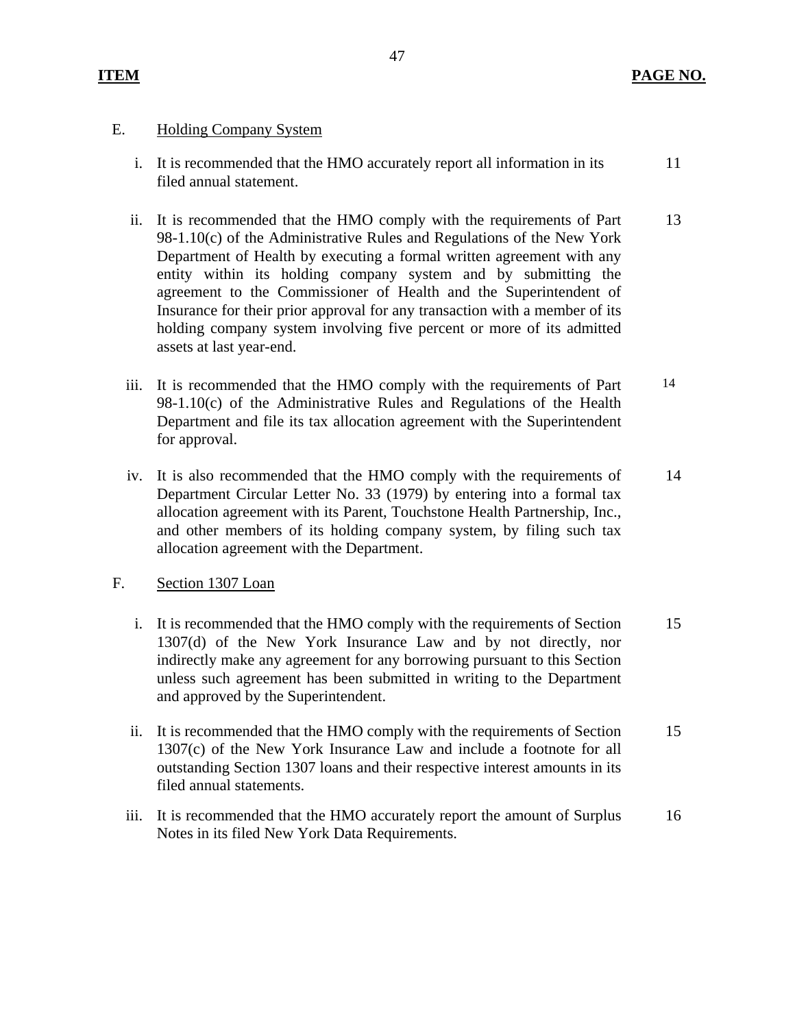| ITEM | | PAGE NO. |
|---|---|---|
| E. | Holding Company System | |
| i. | It is recommended that the HMO accurately report all information in its filed annual statement. | 11 |
| ii. | It is recommended that the HMO comply with the requirements of Part 98-1.10(c) of the Administrative Rules and Regulations of the New York Department of Health by executing a formal written agreement with any entity within its holding company system and by submitting the agreement to the Commissioner of Health and the Superintendent of Insurance for their prior approval for any transaction with a member of its holding company system involving five percent or more of its admitted assets at last year-end. | 13 |
| iii. | It is recommended that the HMO comply with the requirements of Part 98-1.10(c) of the Administrative Rules and Regulations of the Health Department and file its tax allocation agreement with the Superintendent for approval. | 14 |
| iv. | It is also recommended that the HMO comply with the requirements of Department Circular Letter No. 33 (1979) by entering into a formal tax allocation agreement with its Parent, Touchstone Health Partnership, Inc., and other members of its holding company system, by filing such tax allocation agreement with the Department. | 14 |
| F. | Section 1307 Loan | |
| i. | It is recommended that the HMO comply with the requirements of Section 1307(d) of the New York Insurance Law and by not directly, nor indirectly make any agreement for any borrowing pursuant to this Section unless such agreement has been submitted in writing to the Department and approved by the Superintendent. | 15 |
| ii. | It is recommended that the HMO comply with the requirements of Section 1307(c) of the New York Insurance Law and include a footnote for all outstanding Section 1307 loans and their respective interest amounts in its filed annual statements. | 15 |
| iii. | It is recommended that the HMO accurately report the amount of Surplus Notes in its filed New York Data Requirements. | 16 |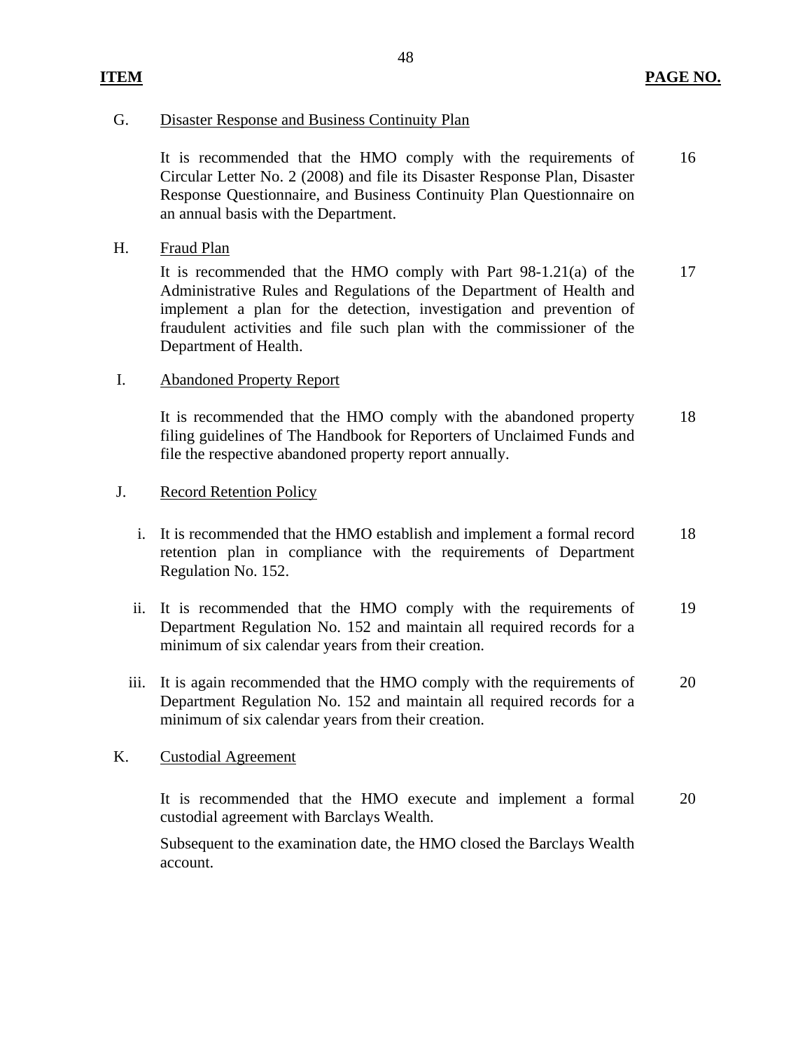| ITEM | | PAGE NO. |
|---|---|---|
| G. | Disaster Response and Business Continuity Plan | |
| | It is recommended that the HMO comply with the requirements of Circular Letter No. 2 (2008) and file its Disaster Response Plan, Disaster Response Questionnaire, and Business Continuity Plan Questionnaire on an annual basis with the Department. | 16 |
| H. | Fraud Plan | |
| | It is recommended that the HMO comply with Part 98-1.21(a) of the Administrative Rules and Regulations of the Department of Health and implement a plan for the detection, investigation and prevention of fraudulent activities and file such plan with the commissioner of the Department of Health. | 17 |
| I. | Abandoned Property Report | |
| | It is recommended that the HMO comply with the abandoned property filing guidelines of The Handbook for Reporters of Unclaimed Funds and file the respective abandoned property report annually. | 18 |
| J. | Record Retention Policy | |
| i. | It is recommended that the HMO establish and implement a formal record retention plan in compliance with the requirements of Department Regulation No. 152. | 18 |
| ii. | It is recommended that the HMO comply with the requirements of Department Regulation No. 152 and maintain all required records for a minimum of six calendar years from their creation. | 19 |
| iii. | It is again recommended that the HMO comply with the requirements of Department Regulation No. 152 and maintain all required records for a minimum of six calendar years from their creation. | 20 |
| K. | Custodial Agreement | |
| | It is recommended that the HMO execute and implement a formal custodial agreement with Barclays Wealth.<br><br>Subsequent to the examination date, the HMO closed the Barclays Wealth account. | 20 |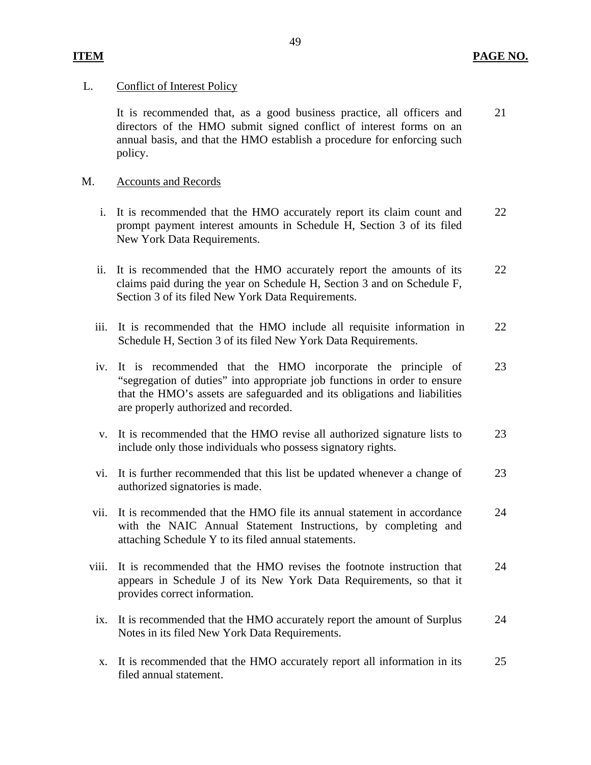| ITEM | | PAGE NO. |
|---|---|---|
| L. | Conflict of Interest Policy | |
| | It is recommended that, as a good business practice, all officers and directors of the HMO submit signed conflict of interest forms on an annual basis, and that the HMO establish a procedure for enforcing such policy. | 21 |
| M. | Accounts and Records | |
| i. | It is recommended that the HMO accurately report its claim count and prompt payment interest amounts in Schedule H, Section 3 of its filed New York Data Requirements. | 22 |
| ii. | It is recommended that the HMO accurately report the amounts of its claims paid during the year on Schedule H, Section 3 and on Schedule F, Section 3 of its filed New York Data Requirements. | 22 |
| iii. | It is recommended that the HMO include all requisite information in Schedule H, Section 3 of its filed New York Data Requirements. | 22 |
| iv. | It is recommended that the HMO incorporate the principle of "segregation of duties" into appropriate job functions in order to ensure that the HMO's assets are safeguarded and its obligations and liabilities are properly authorized and recorded. | 23 |
| v. | It is recommended that the HMO revise all authorized signature lists to include only those individuals who possess signatory rights. | 23 |
| vi. | It is further recommended that this list be updated whenever a change of authorized signatories is made. | 23 |
| vii. | It is recommended that the HMO file its annual statement in accordance with the NAIC Annual Statement Instructions, by completing and attaching Schedule Y to its filed annual statements. | 24 |
| viii. | It is recommended that the HMO revises the footnote instruction that appears in Schedule J of its New York Data Requirements, so that it provides correct information. | 24 |
| ix. | It is recommended that the HMO accurately report the amount of Surplus Notes in its filed New York Data Requirements. | 24 |
| x. | It is recommended that the HMO accurately report all information in its filed annual statement. | 25 |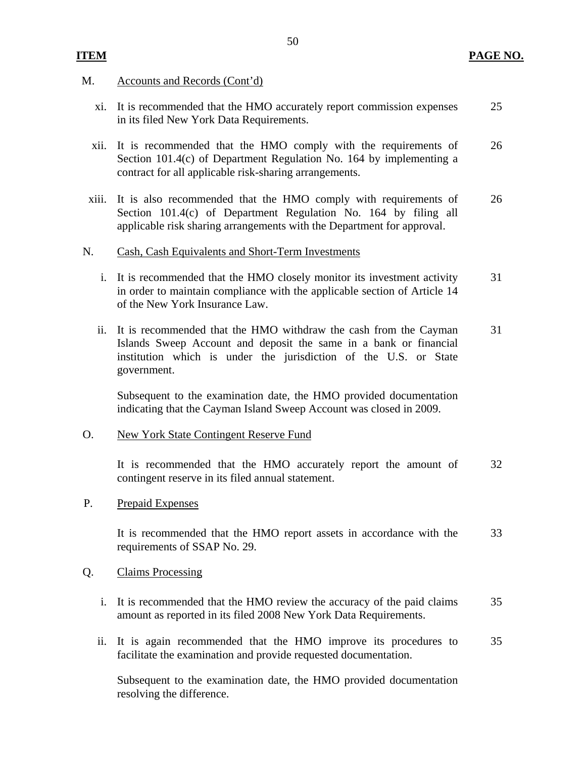| ITEM | | PAGE NO. |
|---|---|---|
| M. | Accounts and Records (Cont'd) | |
| xi. | It is recommended that the HMO accurately report commission expenses in its filed New York Data Requirements. | 25 |
| xii. | It is recommended that the HMO comply with the requirements of Section 101.4(c) of Department Regulation No. 164 by implementing a contract for all applicable risk-sharing arrangements. | 26 |
| xiii. | It is also recommended that the HMO comply with requirements of Section 101.4(c) of Department Regulation No. 164 by filing all applicable risk sharing arrangements with the Department for approval. | 26 |
| N. | Cash, Cash Equivalents and Short-Term Investments | |
| i. | It is recommended that the HMO closely monitor its investment activity in order to maintain compliance with the applicable section of Article 14 of the New York Insurance Law. | 31 |
| ii. | It is recommended that the HMO withdraw the cash from the Cayman Islands Sweep Account and deposit the same in a bank or financial institution which is under the jurisdiction of the U.S. or State government.<br><br>Subsequent to the examination date, the HMO provided documentation indicating that the Cayman Island Sweep Account was closed in 2009. | 31 |
| O. | New York State Contingent Reserve Fund | |
| | It is recommended that the HMO accurately report the amount of contingent reserve in its filed annual statement. | 32 |
| P. | Prepaid Expenses | |
| | It is recommended that the HMO report assets in accordance with the requirements of SSAP No. 29. | 33 |
| Q. | Claims Processing | |
| i. | It is recommended that the HMO review the accuracy of the paid claims amount as reported in its filed 2008 New York Data Requirements. | 35 |
| ii. | It is again recommended that the HMO improve its procedures to facilitate the examination and provide requested documentation.<br><br>Subsequent to the examination date, the HMO provided documentation resolving the difference. | 35 |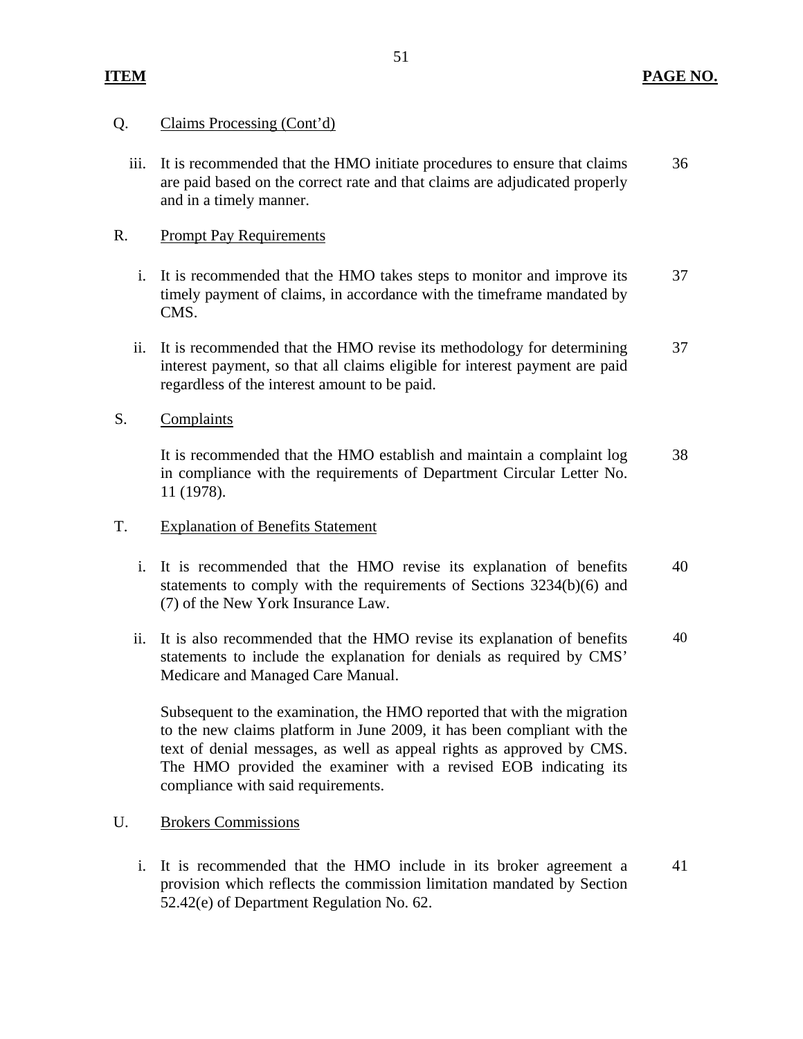| ITEM | | PAGE NO. |
|---|---|---|
| Q. | Claims Processing (Cont'd) | |
| iii. | It is recommended that the HMO initiate procedures to ensure that claims are paid based on the correct rate and that claims are adjudicated properly and in a timely manner. | 36 |
| R. | Prompt Pay Requirements | |
| i. | It is recommended that the HMO takes steps to monitor and improve its timely payment of claims, in accordance with the timeframe mandated by CMS. | 37 |
| ii. | It is recommended that the HMO revise its methodology for determining interest payment, so that all claims eligible for interest payment are paid regardless of the interest amount to be paid. | 37 |
| S. | Complaints | |
| | It is recommended that the HMO establish and maintain a complaint log in compliance with the requirements of Department Circular Letter No. 11 (1978). | 38 |
| T. | Explanation of Benefits Statement | |
| i. | It is recommended that the HMO revise its explanation of benefits statements to comply with the requirements of Sections 3234(b)(6) and (7) of the New York Insurance Law. | 40 |
| ii. | It is also recommended that the HMO revise its explanation of benefits statements to include the explanation for denials as required by CMS' Medicare and Managed Care Manual. | 40 |
| | Subsequent to the examination, the HMO reported that with the migration to the new claims platform in June 2009, it has been compliant with the text of denial messages, as well as appeal rights as approved by CMS. The HMO provided the examiner with a revised EOB indicating its compliance with said requirements. | |
| U. | Brokers Commissions | |
| i. | It is recommended that the HMO include in its broker agreement a provision which reflects the commission limitation mandated by Section 52.42(e) of Department Regulation No. 62. | 41 |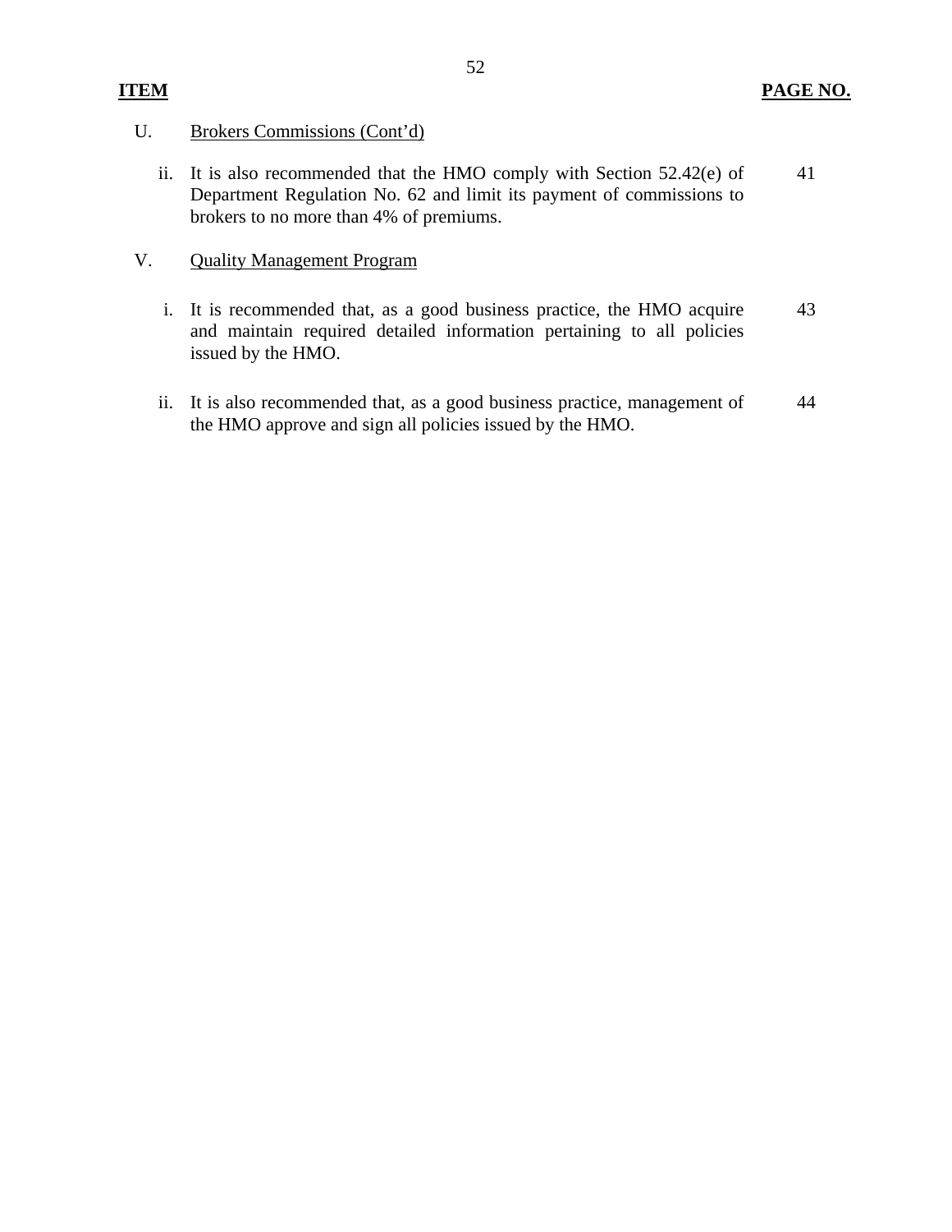| ITEM | | PAGE NO. |
|---|---|---|
| U. | Brokers Commissions (Cont'd) | |
| ii. | It is also recommended that the HMO comply with Section 52.42(e) of Department Regulation No. 62 and limit its payment of commissions to brokers to no more than 4% of premiums. | 41 |
| V. | Quality Management Program | |
| i. | It is recommended that, as a good business practice, the HMO acquire and maintain required detailed information pertaining to all policies issued by the HMO. | 43 |
| ii. | It is also recommended that, as a good business practice, management of the HMO approve and sign all policies issued by the HMO. | 44 |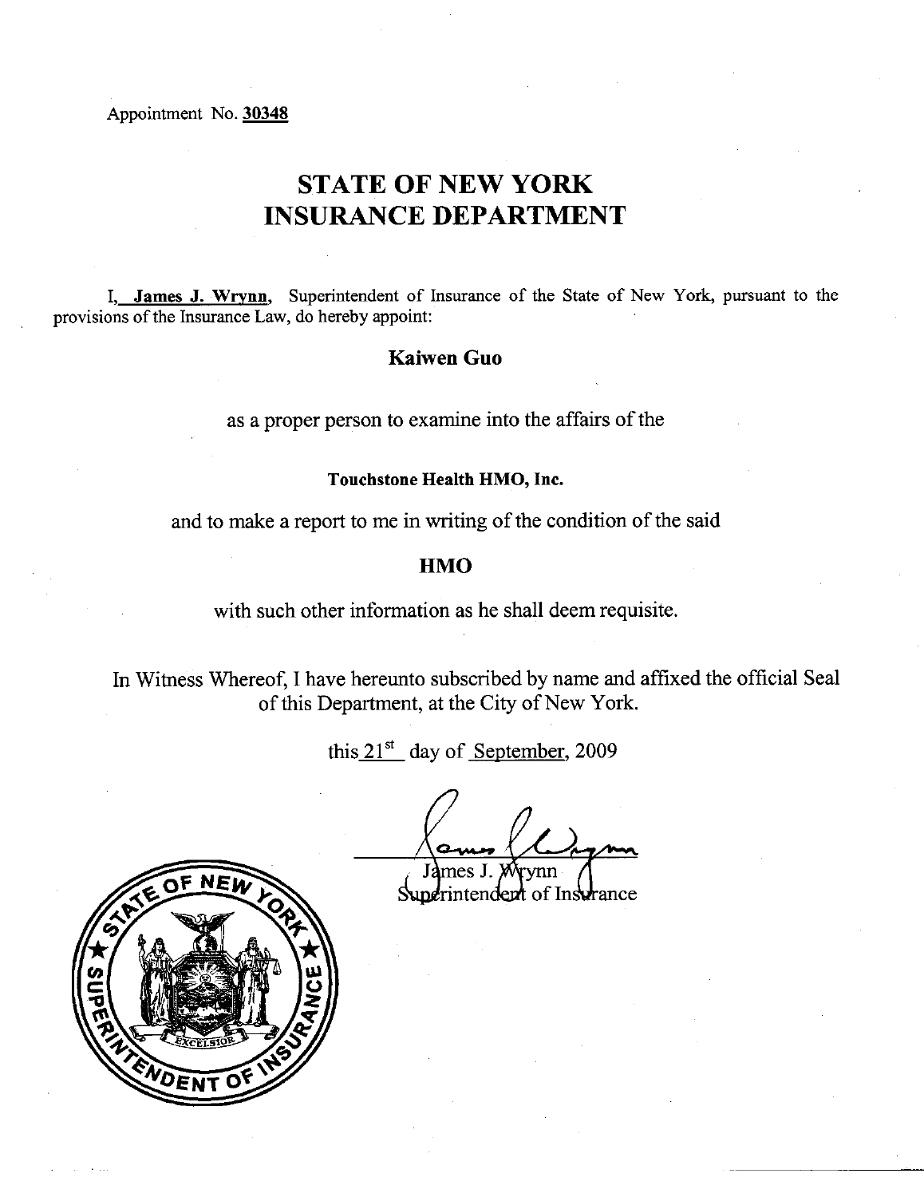Appointment No. **30348**

# STATE OF NEW YORK
# INSURANCE DEPARTMENT

I, **James J. Wrynn**, Superintendent of Insurance of the State of New York, pursuant to the provisions of the Insurance Law, do hereby appoint:

**Kaiwen Guo**

as a proper person to examine into the affairs of the

**Touchstone Health HMO, Inc.**

and to make a report to me in writing of the condition of the said

**HMO**

with such other information as he shall deem requisite.

In Witness Whereof, I have hereunto subscribed by name and affixed the official Seal of this Department, at the City of New York.

this 21st day of September, 2009

James J. Wrynn
Superintendent of Insurance

STATE OF NEW YORK SUPERINTENDENT OF INSURANCE
EXCELSIOR